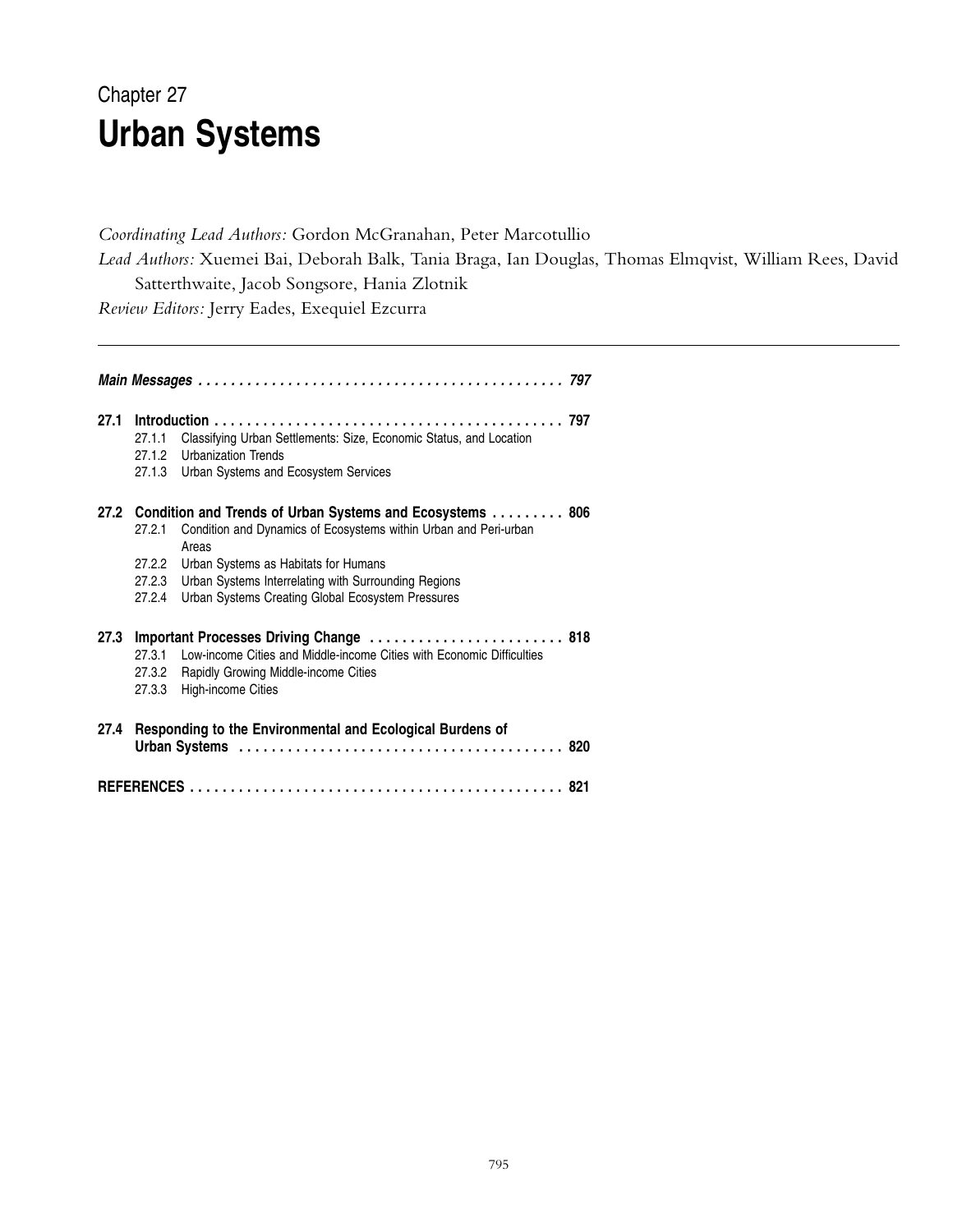Chapter 27

# Urban Systems

*Coordinating Lead Authors:* Gordon McGranahan, Peter Marcotullio

*Lead Authors:* Xuemei Bai, Deborah Balk, Tania Braga, Ian Douglas, Thomas Elmqvist, William Rees, David Satterthwaite, Jacob Songsore, Hania Zlotnik

*Review Editors:* Jerry Eades, Exequiel Ezcurra

---

***Main Messages*** . . . . . . . . . . . . . . . . . . . . . . . . . . . . . . . . . . . . . . . . . . . . . *797*

**27.1 Introduction** . . . . . . . . . . . . . . . . . . . . . . . . . . . . . . . . . . . . . . . . . . . **797**
- 27.1.1 Classifying Urban Settlements: Size, Economic Status, and Location
- 27.1.2 Urbanization Trends
- 27.1.3 Urban Systems and Ecosystem Services

**27.2 Condition and Trends of Urban Systems and Ecosystems** . . . . . . . . . **806**
- 27.2.1 Condition and Dynamics of Ecosystems within Urban and Peri-urban Areas
- 27.2.2 Urban Systems as Habitats for Humans
- 27.2.3 Urban Systems Interrelating with Surrounding Regions
- 27.2.4 Urban Systems Creating Global Ecosystem Pressures

**27.3 Important Processes Driving Change** . . . . . . . . . . . . . . . . . . . . . . . . **818**
- 27.3.1 Low-income Cities and Middle-income Cities with Economic Difficulties
- 27.3.2 Rapidly Growing Middle-income Cities
- 27.3.3 High-income Cities

**27.4 Responding to the Environmental and Ecological Burdens of Urban Systems** . . . . . . . . . . . . . . . . . . . . . . . . . . . . . . . . . . . . . . . . **820**

**REFERENCES** . . . . . . . . . . . . . . . . . . . . . . . . . . . . . . . . . . . . . . . . . . . . . **821**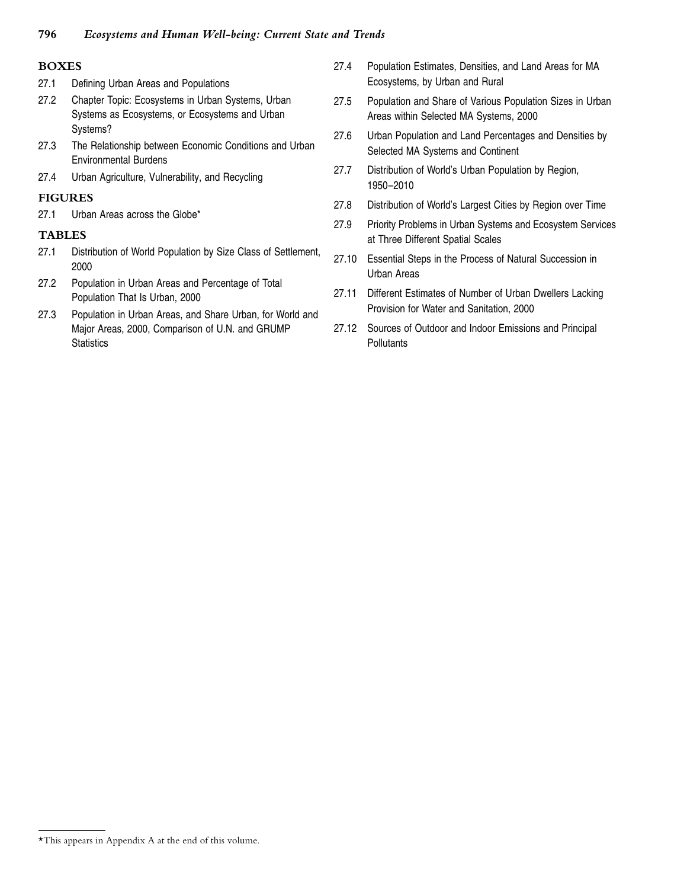## BOXES

27.1 Defining Urban Areas and Populations

27.2 Chapter Topic: Ecosystems in Urban Systems, Urban Systems as Ecosystems, or Ecosystems and Urban Systems?

27.3 The Relationship between Economic Conditions and Urban Environmental Burdens

27.4 Urban Agriculture, Vulnerability, and Recycling

## FIGURES

27.1 Urban Areas across the Globe*

## TABLES

27.1 Distribution of World Population by Size Class of Settlement, 2000

27.2 Population in Urban Areas and Percentage of Total Population That Is Urban, 2000

27.3 Population in Urban Areas, and Share Urban, for World and Major Areas, 2000, Comparison of U.N. and GRUMP Statistics

27.4 Population Estimates, Densities, and Land Areas for MA Ecosystems, by Urban and Rural

27.5 Population and Share of Various Population Sizes in Urban Areas within Selected MA Systems, 2000

27.6 Urban Population and Land Percentages and Densities by Selected MA Systems and Continent

27.7 Distribution of World's Urban Population by Region, 1950–2010

27.8 Distribution of World's Largest Cities by Region over Time

27.9 Priority Problems in Urban Systems and Ecosystem Services at Three Different Spatial Scales

27.10 Essential Steps in the Process of Natural Succession in Urban Areas

27.11 Different Estimates of Number of Urban Dwellers Lacking Provision for Water and Sanitation, 2000

27.12 Sources of Outdoor and Indoor Emissions and Principal Pollutants

---

*This appears in Appendix A at the end of this volume.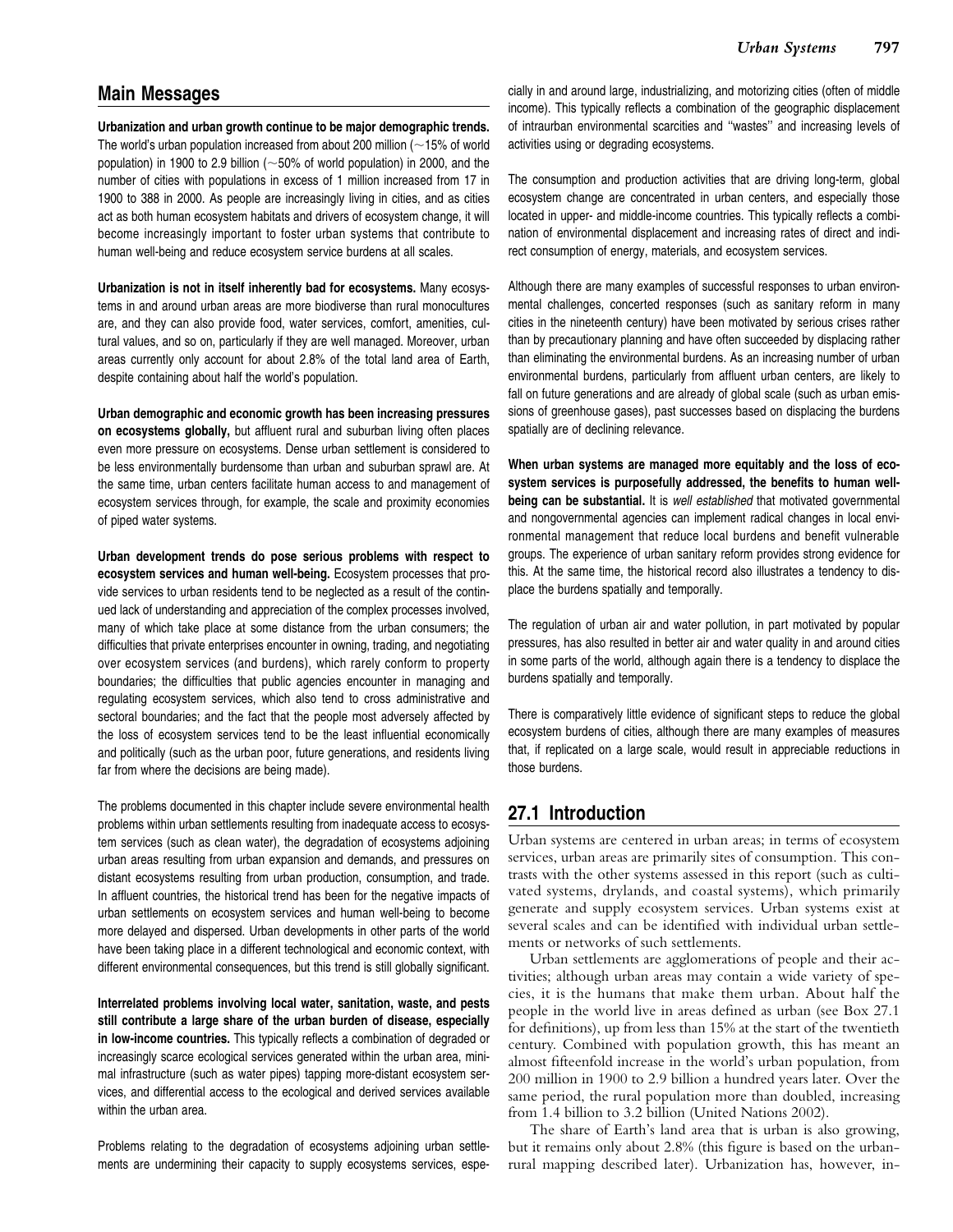## Main Messages

**Urbanization and urban growth continue to be major demographic trends.** The world's urban population increased from about 200 million (~15% of world population) in 1900 to 2.9 billion (~50% of world population) in 2000, and the number of cities with populations in excess of 1 million increased from 17 in 1900 to 388 in 2000. As people are increasingly living in cities, and as cities act as both human ecosystem habitats and drivers of ecosystem change, it will become increasingly important to foster urban systems that contribute to human well-being and reduce ecosystem service burdens at all scales.

**Urbanization is not in itself inherently bad for ecosystems.** Many ecosystems in and around urban areas are more biodiverse than rural monocultures are, and they can also provide food, water services, comfort, amenities, cultural values, and so on, particularly if they are well managed. Moreover, urban areas currently only account for about 2.8% of the total land area of Earth, despite containing about half the world's population.

**Urban demographic and economic growth has been increasing pressures on ecosystems globally,** but affluent rural and suburban living often places even more pressure on ecosystems. Dense urban settlement is considered to be less environmentally burdensome than urban and suburban sprawl are. At the same time, urban centers facilitate human access to and management of ecosystem services through, for example, the scale and proximity economies of piped water systems.

**Urban development trends do pose serious problems with respect to ecosystem services and human well-being.** Ecosystem processes that provide services to urban residents tend to be neglected as a result of the continued lack of understanding and appreciation of the complex processes involved, many of which take place at some distance from the urban consumers; the difficulties that private enterprises encounter in owning, trading, and negotiating over ecosystem services (and burdens), which rarely conform to property boundaries; the difficulties that public agencies encounter in managing and regulating ecosystem services, which also tend to cross administrative and sectoral boundaries; and the fact that the people most adversely affected by the loss of ecosystem services tend to be the least influential economically and politically (such as the urban poor, future generations, and residents living far from where the decisions are being made).

The problems documented in this chapter include severe environmental health problems within urban settlements resulting from inadequate access to ecosystem services (such as clean water), the degradation of ecosystems adjoining urban areas resulting from urban expansion and demands, and pressures on distant ecosystems resulting from urban production, consumption, and trade. In affluent countries, the historical trend has been for the negative impacts of urban settlements on ecosystem services and human well-being to become more delayed and dispersed. Urban developments in other parts of the world have been taking place in a different technological and economic context, with different environmental consequences, but this trend is still globally significant.

**Interrelated problems involving local water, sanitation, waste, and pests still contribute a large share of the urban burden of disease, especially in low-income countries.** This typically reflects a combination of degraded or increasingly scarce ecological services generated within the urban area, minimal infrastructure (such as water pipes) tapping more-distant ecosystem services, and differential access to the ecological and derived services available within the urban area.

Problems relating to the degradation of ecosystems adjoining urban settlements are undermining their capacity to supply ecosystems services, especially in and around large, industrializing, and motorizing cities (often of middle income). This typically reflects a combination of the geographic displacement of intraurban environmental scarcities and "wastes" and increasing levels of activities using or degrading ecosystems.

The consumption and production activities that are driving long-term, global ecosystem change are concentrated in urban centers, and especially those located in upper- and middle-income countries. This typically reflects a combination of environmental displacement and increasing rates of direct and indirect consumption of energy, materials, and ecosystem services.

Although there are many examples of successful responses to urban environmental challenges, concerted responses (such as sanitary reform in many cities in the nineteenth century) have been motivated by serious crises rather than by precautionary planning and have often succeeded by displacing rather than eliminating the environmental burdens. As an increasing number of urban environmental burdens, particularly from affluent urban centers, are likely to fall on future generations and are already of global scale (such as urban emissions of greenhouse gases), past successes based on displacing the burdens spatially are of declining relevance.

**When urban systems are managed more equitably and the loss of ecosystem services is purposefully addressed, the benefits to human well-being can be substantial.** It is *well established* that motivated governmental and nongovernmental agencies can implement radical changes in local environmental management that reduce local burdens and benefit vulnerable groups. The experience of urban sanitary reform provides strong evidence for this. At the same time, the historical record also illustrates a tendency to displace the burdens spatially and temporally.

The regulation of urban air and water pollution, in part motivated by popular pressures, has also resulted in better air and water quality in and around cities in some parts of the world, although again there is a tendency to displace the burdens spatially and temporally.

There is comparatively little evidence of significant steps to reduce the global ecosystem burdens of cities, although there are many examples of measures that, if replicated on a large scale, would result in appreciable reductions in those burdens.

## 27.1 Introduction

Urban systems are centered in urban areas; in terms of ecosystem services, urban areas are primarily sites of consumption. This contrasts with the other systems assessed in this report (such as cultivated systems, drylands, and coastal systems), which primarily generate and supply ecosystem services. Urban systems exist at several scales and can be identified with individual urban settlements or networks of such settlements.

Urban settlements are agglomerations of people and their activities; although urban areas may contain a wide variety of species, it is the humans that make them urban. About half the people in the world live in areas defined as urban (see Box 27.1 for definitions), up from less than 15% at the start of the twentieth century. Combined with population growth, this has meant an almost fifteenfold increase in the world's urban population, from 200 million in 1900 to 2.9 billion a hundred years later. Over the same period, the rural population more than doubled, increasing from 1.4 billion to 3.2 billion (United Nations 2002).

The share of Earth's land area that is urban is also growing, but it remains only about 2.8% (this figure is based on the urban-rural mapping described later). Urbanization has, however, in-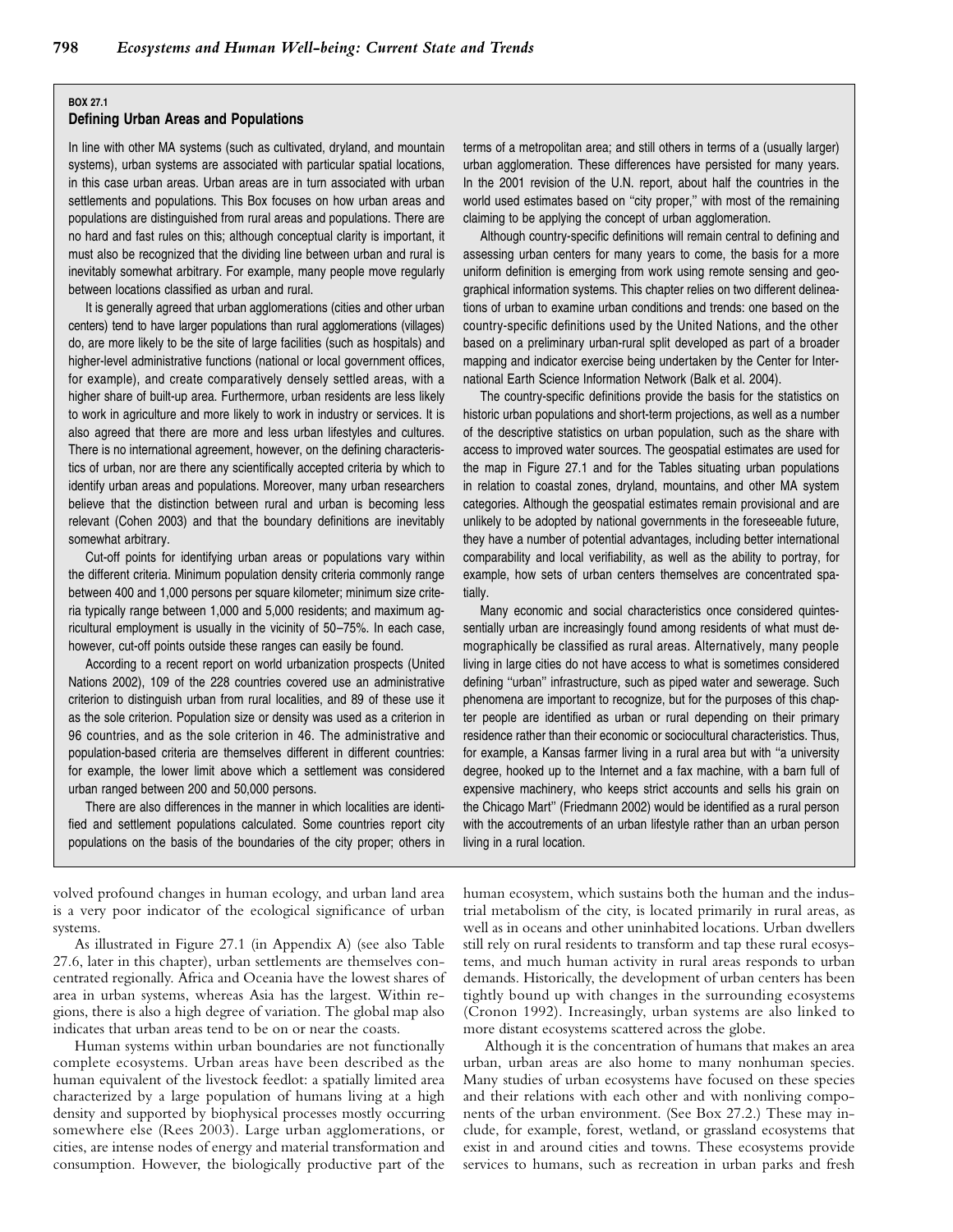## BOX 27.1

### Defining Urban Areas and Populations

In line with other MA systems (such as cultivated, dryland, and mountain systems), urban systems are associated with particular spatial locations, in this case urban areas. Urban areas are in turn associated with urban settlements and populations. This Box focuses on how urban areas and populations are distinguished from rural areas and populations. There are no hard and fast rules on this; although conceptual clarity is important, it must also be recognized that the dividing line between urban and rural is inevitably somewhat arbitrary. For example, many people move regularly between locations classified as urban and rural.

It is generally agreed that urban agglomerations (cities and other urban centers) tend to have larger populations than rural agglomerations (villages) do, are more likely to be the site of large facilities (such as hospitals) and higher-level administrative functions (national or local government offices, for example), and create comparatively densely settled areas, with a higher share of built-up area. Furthermore, urban residents are less likely to work in agriculture and more likely to work in industry or services. It is also agreed that there are more and less urban lifestyles and cultures. There is no international agreement, however, on the defining characteristics of urban, nor are there any scientifically accepted criteria by which to identify urban areas and populations. Moreover, many urban researchers believe that the distinction between rural and urban is becoming less relevant (Cohen 2003) and that the boundary definitions are inevitably somewhat arbitrary.

Cut-off points for identifying urban areas or populations vary within the different criteria. Minimum population density criteria commonly range between 400 and 1,000 persons per square kilometer; minimum size criteria typically range between 1,000 and 5,000 residents; and maximum agricultural employment is usually in the vicinity of 50–75%. In each case, however, cut-off points outside these ranges can easily be found.

According to a recent report on world urbanization prospects (United Nations 2002), 109 of the 228 countries covered use an administrative criterion to distinguish urban from rural localities, and 89 of these use it as the sole criterion. Population size or density was used as a criterion in 96 countries, and as the sole criterion in 46. The administrative and population-based criteria are themselves different in different countries: for example, the lower limit above which a settlement was considered urban ranged between 200 and 50,000 persons.

There are also differences in the manner in which localities are identified and settlement populations calculated. Some countries report city populations on the basis of the boundaries of the city proper; others in terms of a metropolitan area; and still others in terms of a (usually larger) urban agglomeration. These differences have persisted for many years. In the 2001 revision of the U.N. report, about half the countries in the world used estimates based on "city proper," with most of the remaining claiming to be applying the concept of urban agglomeration.

Although country-specific definitions will remain central to defining and assessing urban centers for many years to come, the basis for a more uniform definition is emerging from work using remote sensing and geographical information systems. This chapter relies on two different delineations of urban to examine urban conditions and trends: one based on the country-specific definitions used by the United Nations, and the other based on a preliminary urban-rural split developed as part of a broader mapping and indicator exercise being undertaken by the Center for International Earth Science Information Network (Balk et al. 2004).

The country-specific definitions provide the basis for the statistics on historic urban populations and short-term projections, as well as a number of the descriptive statistics on urban population, such as the share with access to improved water sources. The geospatial estimates are used for the map in Figure 27.1 and for the Tables situating urban populations in relation to coastal zones, dryland, mountains, and other MA system categories. Although the geospatial estimates remain provisional and are unlikely to be adopted by national governments in the foreseeable future, they have a number of potential advantages, including better international comparability and local verifiability, as well as the ability to portray, for example, how sets of urban centers themselves are concentrated spatially.

Many economic and social characteristics once considered quintessentially urban are increasingly found among residents of what must demographically be classified as rural areas. Alternatively, many people living in large cities do not have access to what is sometimes considered defining "urban" infrastructure, such as piped water and sewerage. Such phenomena are important to recognize, but for the purposes of this chapter people are identified as urban or rural depending on their primary residence rather than their economic or sociocultural characteristics. Thus, for example, a Kansas farmer living in a rural area but with "a university degree, hooked up to the Internet and a fax machine, with a barn full of expensive machinery, who keeps strict accounts and sells his grain on the Chicago Mart" (Friedmann 2002) would be identified as a rural person with the accoutrements of an urban lifestyle rather than an urban person living in a rural location.

---

volved profound changes in human ecology, and urban land area is a very poor indicator of the ecological significance of urban systems.

As illustrated in Figure 27.1 (in Appendix A) (see also Table 27.6, later in this chapter), urban settlements are themselves concentrated regionally. Africa and Oceania have the lowest shares of area in urban systems, whereas Asia has the largest. Within regions, there is also a high degree of variation. The global map also indicates that urban areas tend to be on or near the coasts.

Human systems within urban boundaries are not functionally complete ecosystems. Urban areas have been described as the human equivalent of the livestock feedlot: a spatially limited area characterized by a large population of humans living at a high density and supported by biophysical processes mostly occurring somewhere else (Rees 2003). Large urban agglomerations, or cities, are intense nodes of energy and material transformation and consumption. However, the biologically productive part of the human ecosystem, which sustains both the human and the industrial metabolism of the city, is located primarily in rural areas, as well as in oceans and other uninhabited locations. Urban dwellers still rely on rural residents to transform and tap these rural ecosystems, and much human activity in rural areas responds to urban demands. Historically, the development of urban centers has been tightly bound up with changes in the surrounding ecosystems (Cronon 1992). Increasingly, urban systems are also linked to more distant ecosystems scattered across the globe.

Although it is the concentration of humans that makes an area urban, urban areas are also home to many nonhuman species. Many studies of urban ecosystems have focused on these species and their relations with each other and with nonliving components of the urban environment. (See Box 27.2.) These may include, for example, forest, wetland, or grassland ecosystems that exist in and around cities and towns. These ecosystems provide services to humans, such as recreation in urban parks and fresh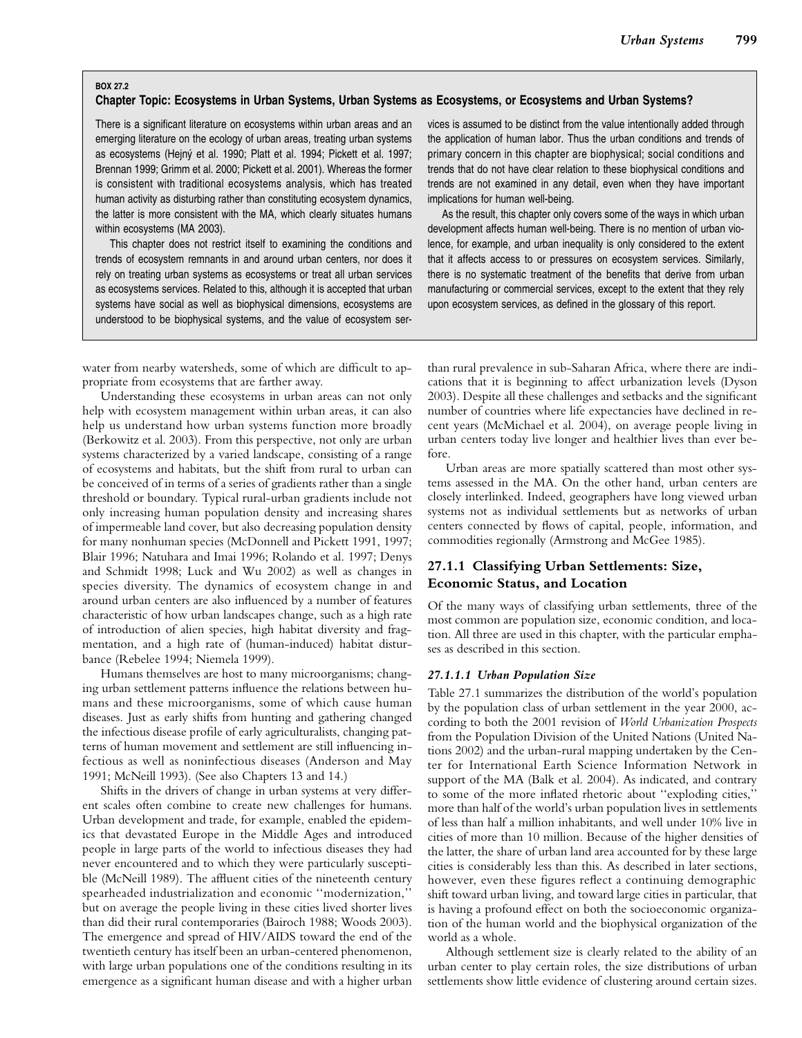**BOX 27.2**

**Chapter Topic: Ecosystems in Urban Systems, Urban Systems as Ecosystems, or Ecosystems and Urban Systems?**

There is a significant literature on ecosystems within urban areas and an emerging literature on the ecology of urban areas, treating urban systems as ecosystems (Hejný et al. 1990; Platt et al. 1994; Pickett et al. 1997; Brennan 1999; Grimm et al. 2000; Pickett et al. 2001). Whereas the former is consistent with traditional ecosystems analysis, which has treated human activity as disturbing rather than constituting ecosystem dynamics, the latter is more consistent with the MA, which clearly situates humans within ecosystems (MA 2003).

This chapter does not restrict itself to examining the conditions and trends of ecosystem remnants in and around urban centers, nor does it rely on treating urban systems as ecosystems or treat all urban services as ecosystems services. Related to this, although it is accepted that urban systems have social as well as biophysical dimensions, ecosystems are understood to be biophysical systems, and the value of ecosystem services is assumed to be distinct from the value intentionally added through the application of human labor. Thus the urban conditions and trends of primary concern in this chapter are biophysical; social conditions and trends that do not have clear relation to these biophysical conditions and trends are not examined in any detail, even when they have important implications for human well-being.

As the result, this chapter only covers some of the ways in which urban development affects human well-being. There is no mention of urban violence, for example, and urban inequality is only considered to the extent that it affects access to or pressures on ecosystem services. Similarly, there is no systematic treatment of the benefits that derive from urban manufacturing or commercial services, except to the extent that they rely upon ecosystem services, as defined in the glossary of this report.

water from nearby watersheds, some of which are difficult to appropriate from ecosystems that are farther away.

Understanding these ecosystems in urban areas can not only help with ecosystem management within urban areas, it can also help us understand how urban systems function more broadly (Berkowitz et al. 2003). From this perspective, not only are urban systems characterized by a varied landscape, consisting of a range of ecosystems and habitats, but the shift from rural to urban can be conceived of in terms of a series of gradients rather than a single threshold or boundary. Typical rural-urban gradients include not only increasing human population density and increasing shares of impermeable land cover, but also decreasing population density for many nonhuman species (McDonnell and Pickett 1991, 1997; Blair 1996; Natuhara and Imai 1996; Rolando et al. 1997; Denys and Schmidt 1998; Luck and Wu 2002) as well as changes in species diversity. The dynamics of ecosystem change in and around urban centers are also influenced by a number of features characteristic of how urban landscapes change, such as a high rate of introduction of alien species, high habitat diversity and fragmentation, and a high rate of (human-induced) habitat disturbance (Rebelee 1994; Niemela 1999).

Humans themselves are host to many microorganisms; changing urban settlement patterns influence the relations between humans and these microorganisms, some of which cause human diseases. Just as early shifts from hunting and gathering changed the infectious disease profile of early agriculturalists, changing patterns of human movement and settlement are still influencing infectious as well as noninfectious diseases (Anderson and May 1991; McNeill 1993). (See also Chapters 13 and 14.)

Shifts in the drivers of change in urban systems at very different scales often combine to create new challenges for humans. Urban development and trade, for example, enabled the epidemics that devastated Europe in the Middle Ages and introduced people in large parts of the world to infectious diseases they had never encountered and to which they were particularly susceptible (McNeill 1989). The affluent cities of the nineteenth century spearheaded industrialization and economic ''modernization,'' but on average the people living in these cities lived shorter lives than did their rural contemporaries (Bairoch 1988; Woods 2003). The emergence and spread of HIV/AIDS toward the end of the twentieth century has itself been an urban-centered phenomenon, with large urban populations one of the conditions resulting in its emergence as a significant human disease and with a higher urban than rural prevalence in sub-Saharan Africa, where there are indications that it is beginning to affect urbanization levels (Dyson 2003). Despite all these challenges and setbacks and the significant number of countries where life expectancies have declined in recent years (McMichael et al. 2004), on average people living in urban centers today live longer and healthier lives than ever before.

Urban areas are more spatially scattered than most other systems assessed in the MA. On the other hand, urban centers are closely interlinked. Indeed, geographers have long viewed urban systems not as individual settlements but as networks of urban centers connected by flows of capital, people, information, and commodities regionally (Armstrong and McGee 1985).

## 27.1.1 Classifying Urban Settlements: Size, Economic Status, and Location

Of the many ways of classifying urban settlements, three of the most common are population size, economic condition, and location. All three are used in this chapter, with the particular emphases as described in this section.

### *27.1.1.1 Urban Population Size*

Table 27.1 summarizes the distribution of the world's population by the population class of urban settlement in the year 2000, according to both the 2001 revision of *World Urbanization Prospects* from the Population Division of the United Nations (United Nations 2002) and the urban-rural mapping undertaken by the Center for International Earth Science Information Network in support of the MA (Balk et al. 2004). As indicated, and contrary to some of the more inflated rhetoric about ''exploding cities,'' more than half of the world's urban population lives in settlements of less than half a million inhabitants, and well under 10% live in cities of more than 10 million. Because of the higher densities of the latter, the share of urban land area accounted for by these large cities is considerably less than this. As described in later sections, however, even these figures reflect a continuing demographic shift toward urban living, and toward large cities in particular, that is having a profound effect on both the socioeconomic organization of the human world and the biophysical organization of the world as a whole.

Although settlement size is clearly related to the ability of an urban center to play certain roles, the size distributions of urban settlements show little evidence of clustering around certain sizes.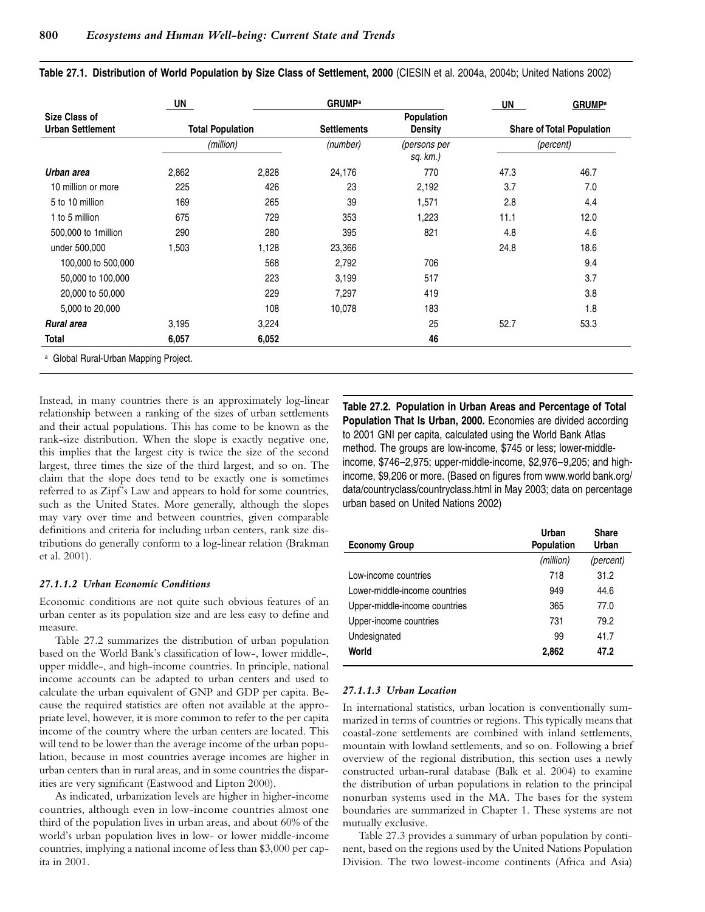**Table 27.1. Distribution of World Population by Size Class of Settlement, 2000** (CIESIN et al. 2004a, 2004b; United Nations 2002)

| Size Class of Urban Settlement | UN Total Population | GRUMP[a] Total Population | GRUMP[a] Settlements | GRUMP[a] Population Density | UN Share of Total Population | GRUMP[a] Share of Total Population |
|---|---|---|---|---|---|---|
| | (million) | (million) | (number) | (persons per sq. km.) | (percent) | (percent) |
| *Urban area* | 2,862 | 2,828 | 24,176 | 770 | 47.3 | 46.7 |
| 10 million or more | 225 | 426 | 23 | 2,192 | 3.7 | 7.0 |
| 5 to 10 million | 169 | 265 | 39 | 1,571 | 2.8 | 4.4 |
| 1 to 5 million | 675 | 729 | 353 | 1,223 | 11.1 | 12.0 |
| 500,000 to 1million | 290 | 280 | 395 | 821 | 4.8 | 4.6 |
| under 500,000 | 1,503 | 1,128 | 23,366 | | 24.8 | 18.6 |
| 100,000 to 500,000 | | 568 | 2,792 | 706 | | 9.4 |
| 50,000 to 100,000 | | 223 | 3,199 | 517 | | 3.7 |
| 20,000 to 50,000 | | 229 | 7,297 | 419 | | 3.8 |
| 5,000 to 20,000 | | 108 | 10,078 | 183 | | 1.8 |
| *Rural area* | 3,195 | 3,224 | | 25 | 52.7 | 53.3 |
| **Total** | **6,057** | **6,052** | | **46** | | |

[a] Global Rural-Urban Mapping Project.

Instead, in many countries there is an approximately log-linear relationship between a ranking of the sizes of urban settlements and their actual populations. This has come to be known as the rank-size distribution. When the slope is exactly negative one, this implies that the largest city is twice the size of the second largest, three times the size of the third largest, and so on. The claim that the slope does tend to be exactly one is sometimes referred to as Zipf's Law and appears to hold for some countries, such as the United States. More generally, although the slopes may vary over time and between countries, given comparable definitions and criteria for including urban centers, rank size distributions do generally conform to a log-linear relation (Brakman et al. 2001).

#### *27.1.1.2 Urban Economic Conditions*

Economic conditions are not quite such obvious features of an urban center as its population size and are less easy to define and measure.

Table 27.2 summarizes the distribution of urban population based on the World Bank's classification of low-, lower middle-, upper middle-, and high-income countries. In principle, national income accounts can be adapted to urban centers and used to calculate the urban equivalent of GNP and GDP per capita. Because the required statistics are often not available at the appropriate level, however, it is more common to refer to the per capita income of the country where the urban centers are located. This will tend to be lower than the average income of the urban population, because in most countries average incomes are higher in urban centers than in rural areas, and in some countries the disparities are very significant (Eastwood and Lipton 2000).

As indicated, urbanization levels are higher in higher-income countries, although even in low-income countries almost one third of the population lives in urban areas, and about 60% of the world's urban population lives in low- or lower middle-income countries, implying a national income of less than $3,000 per capita in 2001.

**Table 27.2. Population in Urban Areas and Percentage of Total Population That Is Urban, 2000.** Economies are divided according to 2001 GNI per capita, calculated using the World Bank Atlas method. The groups are low-income, $745 or less; lower-middle-income, $746–2,975; upper-middle-income, $2,976–9,205; and high-income, $9,206 or more. (Based on figures from www.world bank.org/data/countryclass/countryclass.html in May 2003; data on percentage urban based on United Nations 2002)

| Economy Group | Urban Population | Share Urban |
|---|---|---|
| | (million) | (percent) |
| Low-income countries | 718 | 31.2 |
| Lower-middle-income countries | 949 | 44.6 |
| Upper-middle-income countries | 365 | 77.0 |
| Upper-income countries | 731 | 79.2 |
| Undesignated | 99 | 41.7 |
| **World** | **2,862** | **47.2** |

#### *27.1.1.3 Urban Location*

In international statistics, urban location is conventionally summarized in terms of countries or regions. This typically means that coastal-zone settlements are combined with inland settlements, mountain with lowland settlements, and so on. Following a brief overview of the regional distribution, this section uses a newly constructed urban-rural database (Balk et al. 2004) to examine the distribution of urban populations in relation to the principal nonurban systems used in the MA. The bases for the system boundaries are summarized in Chapter 1. These systems are not mutually exclusive.

Table 27.3 provides a summary of urban population by continent, based on the regions used by the United Nations Population Division. The two lowest-income continents (Africa and Asia)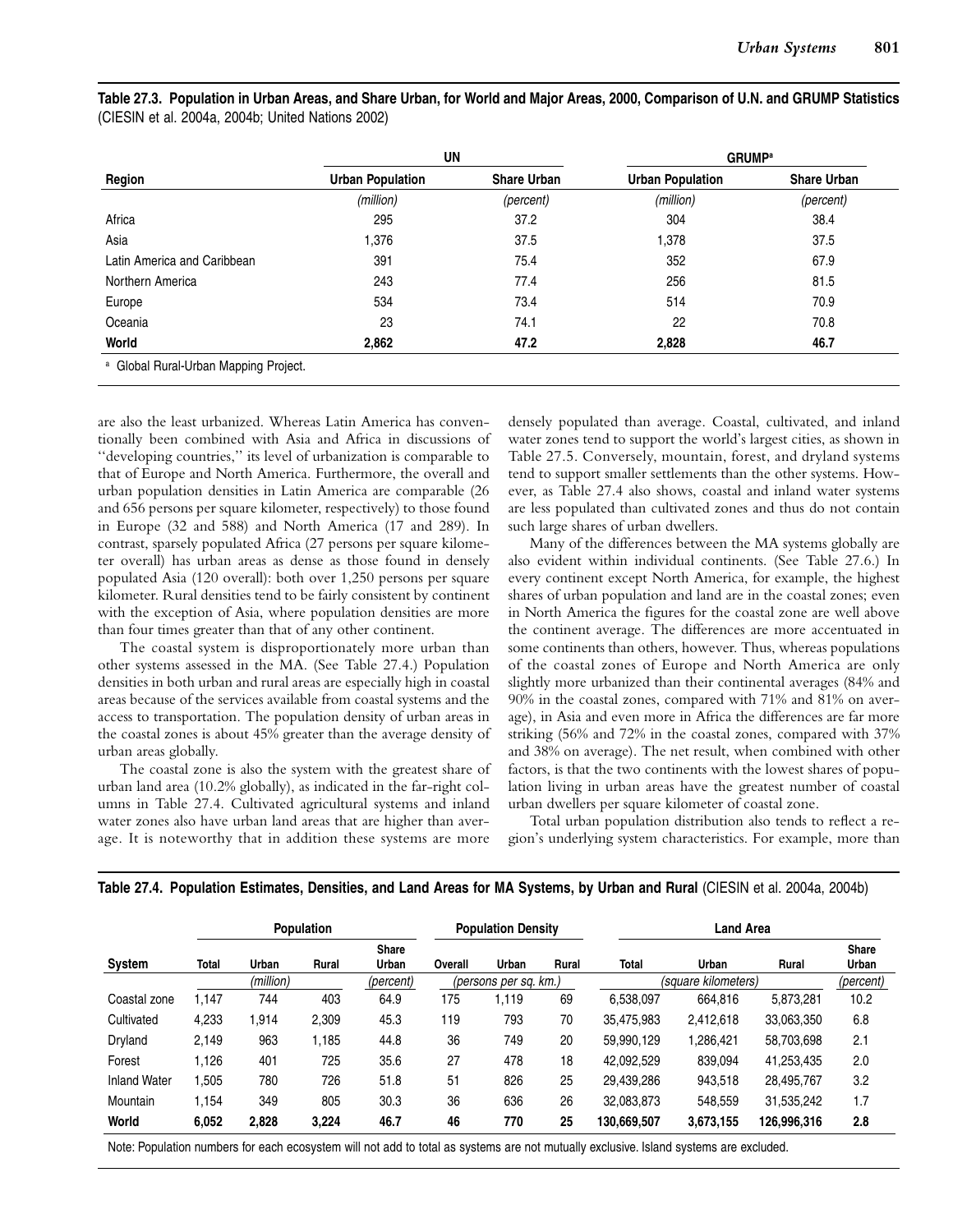**Table 27.3. Population in Urban Areas, and Share Urban, for World and Major Areas, 2000, Comparison of U.N. and GRUMP Statistics** (CIESIN et al. 2004a, 2004b; United Nations 2002)

| Region | UN | | GRUMP[a] | |
|---|---|---|---|---|
| | Urban Population | Share Urban | Urban Population | Share Urban |
| | *(million)* | *(percent)* | *(million)* | *(percent)* |
| Africa | 295 | 37.2 | 304 | 38.4 |
| Asia | 1,376 | 37.5 | 1,378 | 37.5 |
| Latin America and Caribbean | 391 | 75.4 | 352 | 67.9 |
| Northern America | 243 | 77.4 | 256 | 81.5 |
| Europe | 534 | 73.4 | 514 | 70.9 |
| Oceania | 23 | 74.1 | 22 | 70.8 |
| **World** | **2,862** | **47.2** | **2,828** | **46.7** |

[a] Global Rural-Urban Mapping Project.

are also the least urbanized. Whereas Latin America has conventionally been combined with Asia and Africa in discussions of "developing countries," its level of urbanization is comparable to that of Europe and North America. Furthermore, the overall and urban population densities in Latin America are comparable (26 and 656 persons per square kilometer, respectively) to those found in Europe (32 and 588) and North America (17 and 289). In contrast, sparsely populated Africa (27 persons per square kilometer overall) has urban areas as dense as those found in densely populated Asia (120 overall): both over 1,250 persons per square kilometer. Rural densities tend to be fairly consistent by continent with the exception of Asia, where population densities are more than four times greater than that of any other continent.

The coastal system is disproportionately more urban than other systems assessed in the MA. (See Table 27.4.) Population densities in both urban and rural areas are especially high in coastal areas because of the services available from coastal systems and the access to transportation. The population density of urban areas in the coastal zones is about 45% greater than the average density of urban areas globally.

The coastal zone is also the system with the greatest share of urban land area (10.2% globally), as indicated in the far-right columns in Table 27.4. Cultivated agricultural systems and inland water zones also have urban land areas that are higher than average. It is noteworthy that in addition these systems are more densely populated than average. Coastal, cultivated, and inland water zones tend to support the world's largest cities, as shown in Table 27.5. Conversely, mountain, forest, and dryland systems tend to support smaller settlements than the other systems. However, as Table 27.4 also shows, coastal and inland water systems are less populated than cultivated zones and thus do not contain such large shares of urban dwellers.

Many of the differences between the MA systems globally are also evident within individual continents. (See Table 27.6.) In every continent except North America, for example, the highest shares of urban population and land are in the coastal zones; even in North America the figures for the coastal zone are well above the continent average. The differences are more accentuated in some continents than others, however. Thus, whereas populations of the coastal zones of Europe and North America are only slightly more urbanized than their continental averages (84% and 90% in the coastal zones, compared with 71% and 81% on average), in Asia and even more in Africa the differences are far more striking (56% and 72% in the coastal zones, compared with 37% and 38% on average). The net result, when combined with other factors, is that the two continents with the lowest shares of population living in urban areas have the greatest number of coastal urban dwellers per square kilometer of coastal zone.

Total urban population distribution also tends to reflect a region's underlying system characteristics. For example, more than

**Table 27.4. Population Estimates, Densities, and Land Areas for MA Systems, by Urban and Rural** (CIESIN et al. 2004a, 2004b)

| System | Population | | | | Population Density | | | Land Area | | | |
|---|---|---|---|---|---|---|---|---|---|---|---|
| | Total | Urban | Rural | Share Urban | Overall | Urban | Rural | Total | Urban | Rural | Share Urban |
| | | *(million)* | | *(percent)* | | *(persons per sq. km.)* | | | *(square kilometers)* | | *(percent)* |
| Coastal zone | 1,147 | 744 | 403 | 64.9 | 175 | 1,119 | 69 | 6,538,097 | 664,816 | 5,873,281 | 10.2 |
| Cultivated | 4,233 | 1,914 | 2,309 | 45.3 | 119 | 793 | 70 | 35,475,983 | 2,412,618 | 33,063,350 | 6.8 |
| Dryland | 2,149 | 963 | 1,185 | 44.8 | 36 | 749 | 20 | 59,990,129 | 1,286,421 | 58,703,698 | 2.1 |
| Forest | 1,126 | 401 | 725 | 35.6 | 27 | 478 | 18 | 42,092,529 | 839,094 | 41,253,435 | 2.0 |
| Inland Water | 1,505 | 780 | 726 | 51.8 | 51 | 826 | 25 | 29,439,286 | 943,518 | 28,495,767 | 3.2 |
| Mountain | 1,154 | 349 | 805 | 30.3 | 36 | 636 | 26 | 32,083,873 | 548,559 | 31,535,242 | 1.7 |
| **World** | **6,052** | **2,828** | **3,224** | **46.7** | **46** | **770** | **25** | **130,669,507** | **3,673,155** | **126,996,316** | **2.8** |

Note: Population numbers for each ecosystem will not add to total as systems are not mutually exclusive. Island systems are excluded.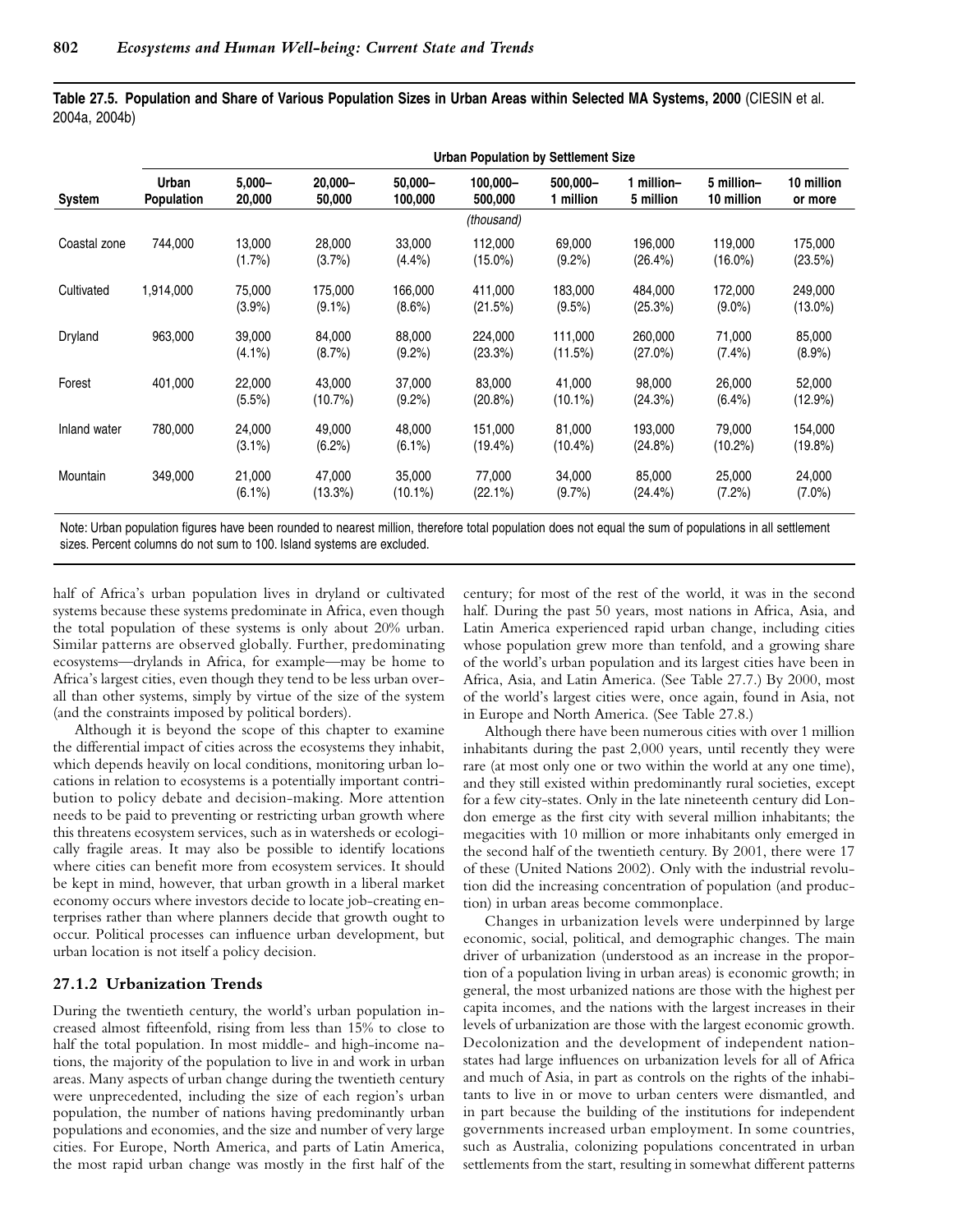**Table 27.5. Population and Share of Various Population Sizes in Urban Areas within Selected MA Systems, 2000** (CIESIN et al. 2004a, 2004b)

| | | Urban Population by Settlement Size | | | | | | | |
|---|---|---|---|---|---|---|---|---|---|
| System | Urban Population | 5,000–20,000 | 20,000–50,000 | 50,000–100,000 | 100,000–500,000 | 500,000–1 million | 1 million–5 million | 5 million–10 million | 10 million or more |
| | | | | | *(thousand)* | | | | |
| Coastal zone | 744,000 | 13,000 (1.7%) | 28,000 (3.7%) | 33,000 (4.4%) | 112,000 (15.0%) | 69,000 (9.2%) | 196,000 (26.4%) | 119,000 (16.0%) | 175,000 (23.5%) |
| Cultivated | 1,914,000 | 75,000 (3.9%) | 175,000 (9.1%) | 166,000 (8.6%) | 411,000 (21.5%) | 183,000 (9.5%) | 484,000 (25.3%) | 172,000 (9.0%) | 249,000 (13.0%) |
| Dryland | 963,000 | 39,000 (4.1%) | 84,000 (8.7%) | 88,000 (9.2%) | 224,000 (23.3%) | 111,000 (11.5%) | 260,000 (27.0%) | 71,000 (7.4%) | 85,000 (8.9%) |
| Forest | 401,000 | 22,000 (5.5%) | 43,000 (10.7%) | 37,000 (9.2%) | 83,000 (20.8%) | 41,000 (10.1%) | 98,000 (24.3%) | 26,000 (6.4%) | 52,000 (12.9%) |
| Inland water | 780,000 | 24,000 (3.1%) | 49,000 (6.2%) | 48,000 (6.1%) | 151,000 (19.4%) | 81,000 (10.4%) | 193,000 (24.8%) | 79,000 (10.2%) | 154,000 (19.8%) |
| Mountain | 349,000 | 21,000 (6.1%) | 47,000 (13.3%) | 35,000 (10.1%) | 77,000 (22.1%) | 34,000 (9.7%) | 85,000 (24.4%) | 25,000 (7.2%) | 24,000 (7.0%) |

Note: Urban population figures have been rounded to nearest million, therefore total population does not equal the sum of populations in all settlement sizes. Percent columns do not sum to 100. Island systems are excluded.

half of Africa's urban population lives in dryland or cultivated systems because these systems predominate in Africa, even though the total population of these systems is only about 20% urban. Similar patterns are observed globally. Further, predominating ecosystems—drylands in Africa, for example—may be home to Africa's largest cities, even though they tend to be less urban overall than other systems, simply by virtue of the size of the system (and the constraints imposed by political borders).

Although it is beyond the scope of this chapter to examine the differential impact of cities across the ecosystems they inhabit, which depends heavily on local conditions, monitoring urban locations in relation to ecosystems is a potentially important contribution to policy debate and decision-making. More attention needs to be paid to preventing or restricting urban growth where this threatens ecosystem services, such as in watersheds or ecologically fragile areas. It may also be possible to identify locations where cities can benefit more from ecosystem services. It should be kept in mind, however, that urban growth in a liberal market economy occurs where investors decide to locate job-creating enterprises rather than where planners decide that growth ought to occur. Political processes can influence urban development, but urban location is not itself a policy decision.

## 27.1.2 Urbanization Trends

During the twentieth century, the world's urban population increased almost fifteenfold, rising from less than 15% to close to half the total population. In most middle- and high-income nations, the majority of the population to live in and work in urban areas. Many aspects of urban change during the twentieth century were unprecedented, including the size of each region's urban population, the number of nations having predominantly urban populations and economies, and the size and number of very large cities. For Europe, North America, and parts of Latin America, the most rapid urban change was mostly in the first half of the century; for most of the rest of the world, it was in the second half. During the past 50 years, most nations in Africa, Asia, and Latin America experienced rapid urban change, including cities whose population grew more than tenfold, and a growing share of the world's urban population and its largest cities have been in Africa, Asia, and Latin America. (See Table 27.7.) By 2000, most of the world's largest cities were, once again, found in Asia, not in Europe and North America. (See Table 27.8.)

Although there have been numerous cities with over 1 million inhabitants during the past 2,000 years, until recently they were rare (at most only one or two within the world at any one time), and they still existed within predominantly rural societies, except for a few city-states. Only in the late nineteenth century did London emerge as the first city with several million inhabitants; the megacities with 10 million or more inhabitants only emerged in the second half of the twentieth century. By 2001, there were 17 of these (United Nations 2002). Only with the industrial revolution did the increasing concentration of population (and production) in urban areas become commonplace.

Changes in urbanization levels were underpinned by large economic, social, political, and demographic changes. The main driver of urbanization (understood as an increase in the proportion of a population living in urban areas) is economic growth; in general, the most urbanized nations are those with the highest per capita incomes, and the nations with the largest increases in their levels of urbanization are those with the largest economic growth. Decolonization and the development of independent nation-states had large influences on urbanization levels for all of Africa and much of Asia, in part as controls on the rights of the inhabitants to live in or move to urban centers were dismantled, and in part because the building of the institutions for independent governments increased urban employment. In some countries, such as Australia, colonizing populations concentrated in urban settlements from the start, resulting in somewhat different patterns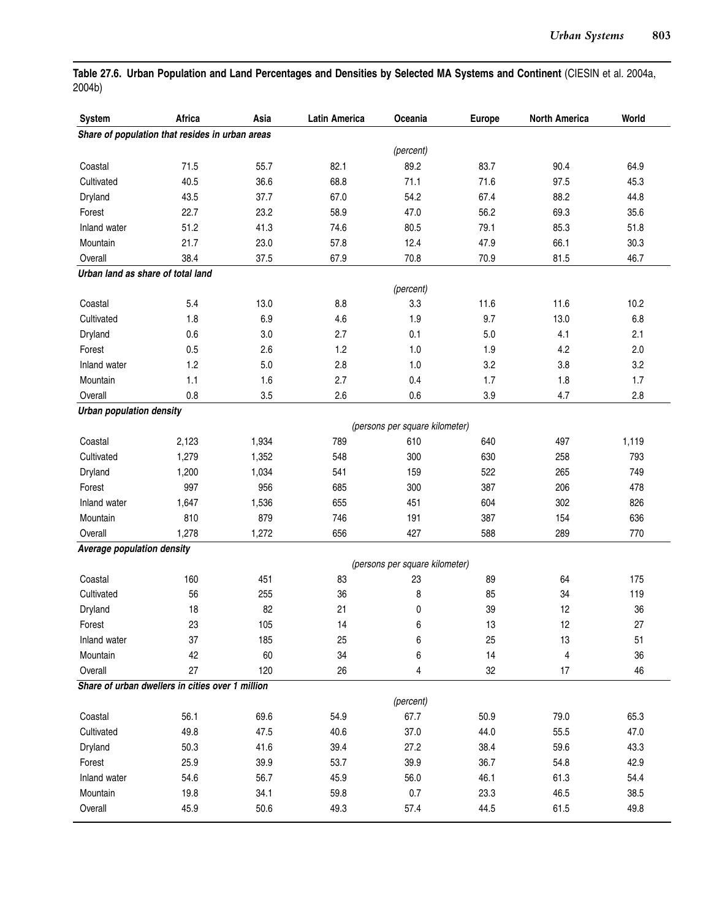**Table 27.6. Urban Population and Land Percentages and Densities by Selected MA Systems and Continent** (CIESIN et al. 2004a, 2004b)

| System | Africa | Asia | Latin America | Oceania | Europe | North America | World |
|---|---|---|---|---|---|---|---|
| ***Share of population that resides in urban areas*** | | | | | | | |
| | | | | *(percent)* | | | |
| Coastal | 71.5 | 55.7 | 82.1 | 89.2 | 83.7 | 90.4 | 64.9 |
| Cultivated | 40.5 | 36.6 | 68.8 | 71.1 | 71.6 | 97.5 | 45.3 |
| Dryland | 43.5 | 37.7 | 67.0 | 54.2 | 67.4 | 88.2 | 44.8 |
| Forest | 22.7 | 23.2 | 58.9 | 47.0 | 56.2 | 69.3 | 35.6 |
| Inland water | 51.2 | 41.3 | 74.6 | 80.5 | 79.1 | 85.3 | 51.8 |
| Mountain | 21.7 | 23.0 | 57.8 | 12.4 | 47.9 | 66.1 | 30.3 |
| Overall | 38.4 | 37.5 | 67.9 | 70.8 | 70.9 | 81.5 | 46.7 |
| ***Urban land as share of total land*** | | | | | | | |
| | | | | *(percent)* | | | |
| Coastal | 5.4 | 13.0 | 8.8 | 3.3 | 11.6 | 11.6 | 10.2 |
| Cultivated | 1.8 | 6.9 | 4.6 | 1.9 | 9.7 | 13.0 | 6.8 |
| Dryland | 0.6 | 3.0 | 2.7 | 0.1 | 5.0 | 4.1 | 2.1 |
| Forest | 0.5 | 2.6 | 1.2 | 1.0 | 1.9 | 4.2 | 2.0 |
| Inland water | 1.2 | 5.0 | 2.8 | 1.0 | 3.2 | 3.8 | 3.2 |
| Mountain | 1.1 | 1.6 | 2.7 | 0.4 | 1.7 | 1.8 | 1.7 |
| Overall | 0.8 | 3.5 | 2.6 | 0.6 | 3.9 | 4.7 | 2.8 |
| ***Urban population density*** | | | | | | | |
| | | | | *(persons per square kilometer)* | | | |
| Coastal | 2,123 | 1,934 | 789 | 610 | 640 | 497 | 1,119 |
| Cultivated | 1,279 | 1,352 | 548 | 300 | 630 | 258 | 793 |
| Dryland | 1,200 | 1,034 | 541 | 159 | 522 | 265 | 749 |
| Forest | 997 | 956 | 685 | 300 | 387 | 206 | 478 |
| Inland water | 1,647 | 1,536 | 655 | 451 | 604 | 302 | 826 |
| Mountain | 810 | 879 | 746 | 191 | 387 | 154 | 636 |
| Overall | 1,278 | 1,272 | 656 | 427 | 588 | 289 | 770 |
| ***Average population density*** | | | | | | | |
| | | | | *(persons per square kilometer)* | | | |
| Coastal | 160 | 451 | 83 | 23 | 89 | 64 | 175 |
| Cultivated | 56 | 255 | 36 | 8 | 85 | 34 | 119 |
| Dryland | 18 | 82 | 21 | 0 | 39 | 12 | 36 |
| Forest | 23 | 105 | 14 | 6 | 13 | 12 | 27 |
| Inland water | 37 | 185 | 25 | 6 | 25 | 13 | 51 |
| Mountain | 42 | 60 | 34 | 6 | 14 | 4 | 36 |
| Overall | 27 | 120 | 26 | 4 | 32 | 17 | 46 |
| ***Share of urban dwellers in cities over 1 million*** | | | | | | | |
| | | | | *(percent)* | | | |
| Coastal | 56.1 | 69.6 | 54.9 | 67.7 | 50.9 | 79.0 | 65.3 |
| Cultivated | 49.8 | 47.5 | 40.6 | 37.0 | 44.0 | 55.5 | 47.0 |
| Dryland | 50.3 | 41.6 | 39.4 | 27.2 | 38.4 | 59.6 | 43.3 |
| Forest | 25.9 | 39.9 | 53.7 | 39.9 | 36.7 | 54.8 | 42.9 |
| Inland water | 54.6 | 56.7 | 45.9 | 56.0 | 46.1 | 61.3 | 54.4 |
| Mountain | 19.8 | 34.1 | 59.8 | 0.7 | 23.3 | 46.5 | 38.5 |
| Overall | 45.9 | 50.6 | 49.3 | 57.4 | 44.5 | 61.5 | 49.8 |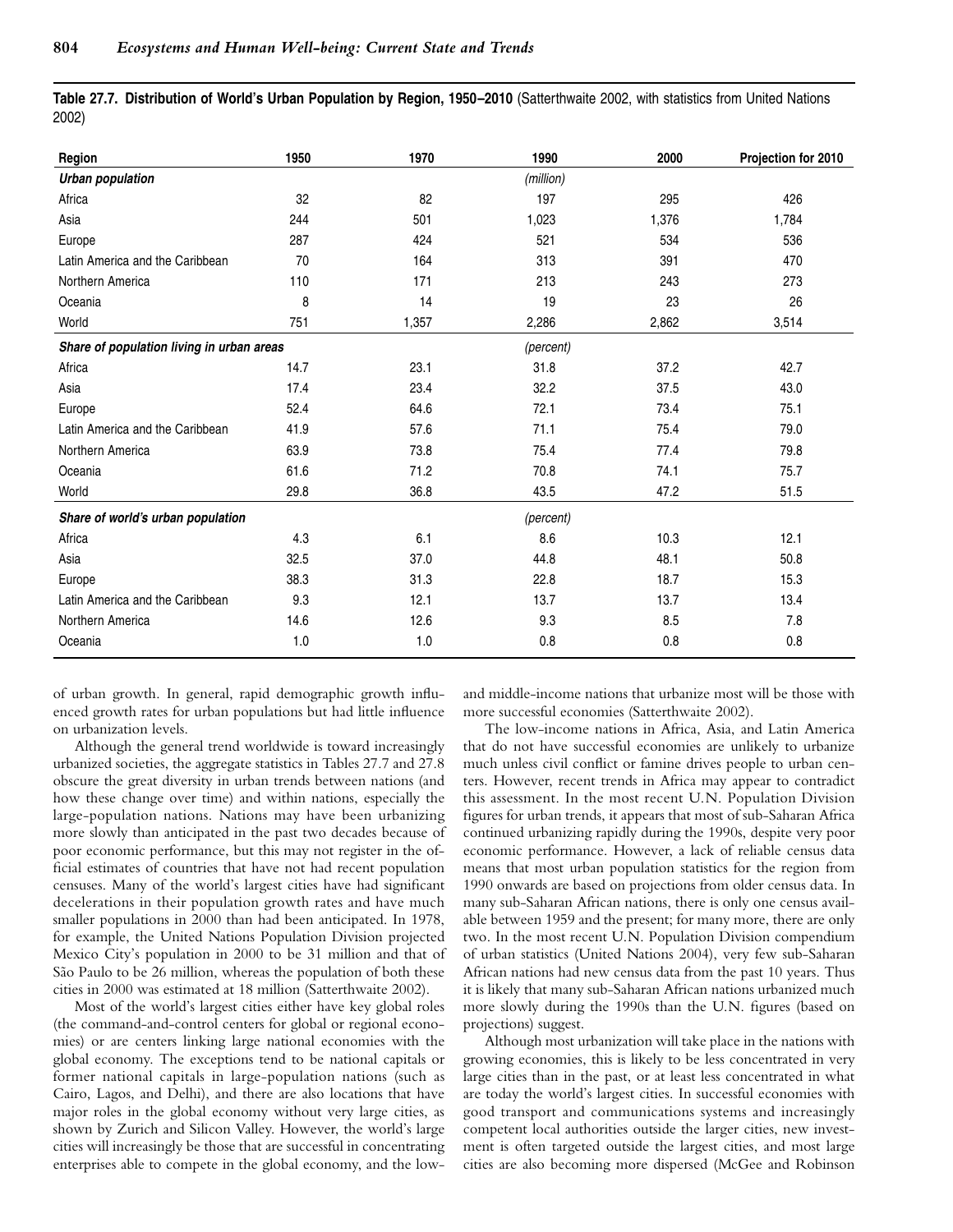**Table 27.7. Distribution of World's Urban Population by Region, 1950–2010** (Satterthwaite 2002, with statistics from United Nations 2002)

| Region | 1950 | 1970 | 1990 | 2000 | Projection for 2010 |
|---|---|---|---|---|---|
| ***Urban population*** | | | *(million)* | | |
| Africa | 32 | 82 | 197 | 295 | 426 |
| Asia | 244 | 501 | 1,023 | 1,376 | 1,784 |
| Europe | 287 | 424 | 521 | 534 | 536 |
| Latin America and the Caribbean | 70 | 164 | 313 | 391 | 470 |
| Northern America | 110 | 171 | 213 | 243 | 273 |
| Oceania | 8 | 14 | 19 | 23 | 26 |
| World | 751 | 1,357 | 2,286 | 2,862 | 3,514 |
| ***Share of population living in urban areas*** | | | *(percent)* | | |
| Africa | 14.7 | 23.1 | 31.8 | 37.2 | 42.7 |
| Asia | 17.4 | 23.4 | 32.2 | 37.5 | 43.0 |
| Europe | 52.4 | 64.6 | 72.1 | 73.4 | 75.1 |
| Latin America and the Caribbean | 41.9 | 57.6 | 71.1 | 75.4 | 79.0 |
| Northern America | 63.9 | 73.8 | 75.4 | 77.4 | 79.8 |
| Oceania | 61.6 | 71.2 | 70.8 | 74.1 | 75.7 |
| World | 29.8 | 36.8 | 43.5 | 47.2 | 51.5 |
| ***Share of world's urban population*** | | | *(percent)* | | |
| Africa | 4.3 | 6.1 | 8.6 | 10.3 | 12.1 |
| Asia | 32.5 | 37.0 | 44.8 | 48.1 | 50.8 |
| Europe | 38.3 | 31.3 | 22.8 | 18.7 | 15.3 |
| Latin America and the Caribbean | 9.3 | 12.1 | 13.7 | 13.7 | 13.4 |
| Northern America | 14.6 | 12.6 | 9.3 | 8.5 | 7.8 |
| Oceania | 1.0 | 1.0 | 0.8 | 0.8 | 0.8 |

of urban growth. In general, rapid demographic growth influenced growth rates for urban populations but had little influence on urbanization levels.

Although the general trend worldwide is toward increasingly urbanized societies, the aggregate statistics in Tables 27.7 and 27.8 obscure the great diversity in urban trends between nations (and how these change over time) and within nations, especially the large-population nations. Nations may have been urbanizing more slowly than anticipated in the past two decades because of poor economic performance, but this may not register in the official estimates of countries that have not had recent population censuses. Many of the world's largest cities have had significant decelerations in their population growth rates and have much smaller populations in 2000 than had been anticipated. In 1978, for example, the United Nations Population Division projected Mexico City's population in 2000 to be 31 million and that of São Paulo to be 26 million, whereas the population of both these cities in 2000 was estimated at 18 million (Satterthwaite 2002).

Most of the world's largest cities either have key global roles (the command-and-control centers for global or regional economies) or are centers linking large national economies with the global economy. The exceptions tend to be national capitals or former national capitals in large-population nations (such as Cairo, Lagos, and Delhi), and there are also locations that have major roles in the global economy without very large cities, as shown by Zurich and Silicon Valley. However, the world's large cities will increasingly be those that are successful in concentrating enterprises able to compete in the global economy, and the low- and middle-income nations that urbanize most will be those with more successful economies (Satterthwaite 2002).

The low-income nations in Africa, Asia, and Latin America that do not have successful economies are unlikely to urbanize much unless civil conflict or famine drives people to urban centers. However, recent trends in Africa may appear to contradict this assessment. In the most recent U.N. Population Division figures for urban trends, it appears that most of sub-Saharan Africa continued urbanizing rapidly during the 1990s, despite very poor economic performance. However, a lack of reliable census data means that most urban population statistics for the region from 1990 onwards are based on projections from older census data. In many sub-Saharan African nations, there is only one census available between 1959 and the present; for many more, there are only two. In the most recent U.N. Population Division compendium of urban statistics (United Nations 2004), very few sub-Saharan African nations had new census data from the past 10 years. Thus it is likely that many sub-Saharan African nations urbanized much more slowly during the 1990s than the U.N. figures (based on projections) suggest.

Although most urbanization will take place in the nations with growing economies, this is likely to be less concentrated in very large cities than in the past, or at least less concentrated in what are today the world's largest cities. In successful economies with good transport and communications systems and increasingly competent local authorities outside the larger cities, new investment is often targeted outside the largest cities, and most large cities are also becoming more dispersed (McGee and Robinson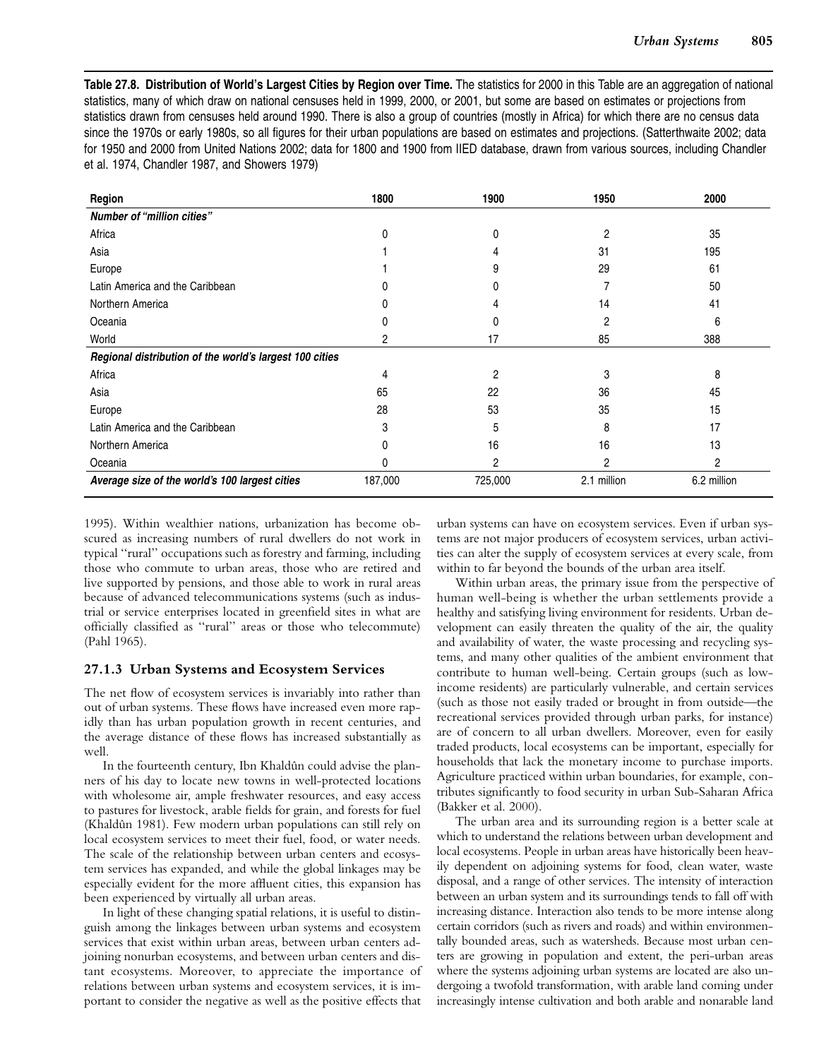**Table 27.8. Distribution of World's Largest Cities by Region over Time.** The statistics for 2000 in this Table are an aggregation of national statistics, many of which draw on national censuses held in 1999, 2000, or 2001, but some are based on estimates or projections from statistics drawn from censuses held around 1990. There is also a group of countries (mostly in Africa) for which there are no census data since the 1970s or early 1980s, so all figures for their urban populations are based on estimates and projections. (Satterthwaite 2002; data for 1950 and 2000 from United Nations 2002; data for 1800 and 1900 from IIED database, drawn from various sources, including Chandler et al. 1974, Chandler 1987, and Showers 1979)

| Region | 1800 | 1900 | 1950 | 2000 |
|---|---|---|---|---|
| ***Number of "million cities"*** | | | | |
| Africa | 0 | 0 | 2 | 35 |
| Asia | 1 | 4 | 31 | 195 |
| Europe | 1 | 9 | 29 | 61 |
| Latin America and the Caribbean | 0 | 0 | 7 | 50 |
| Northern America | 0 | 4 | 14 | 41 |
| Oceania | 0 | 0 | 2 | 6 |
| World | 2 | 17 | 85 | 388 |
| ***Regional distribution of the world's largest 100 cities*** | | | | |
| Africa | 4 | 2 | 3 | 8 |
| Asia | 65 | 22 | 36 | 45 |
| Europe | 28 | 53 | 35 | 15 |
| Latin America and the Caribbean | 3 | 5 | 8 | 17 |
| Northern America | 0 | 16 | 16 | 13 |
| Oceania | 0 | 2 | 2 | 2 |
| ***Average size of the world's 100 largest cities*** | 187,000 | 725,000 | 2.1 million | 6.2 million |

1995). Within wealthier nations, urbanization has become obscured as increasing numbers of rural dwellers do not work in typical "rural" occupations such as forestry and farming, including those who commute to urban areas, those who are retired and live supported by pensions, and those able to work in rural areas because of advanced telecommunications systems (such as industrial or service enterprises located in greenfield sites in what are officially classified as "rural" areas or those who telecommute) (Pahl 1965).

### 27.1.3 Urban Systems and Ecosystem Services

The net flow of ecosystem services is invariably into rather than out of urban systems. These flows have increased even more rapidly than has urban population growth in recent centuries, and the average distance of these flows has increased substantially as well.

In the fourteenth century, Ibn Khaldûn could advise the planners of his day to locate new towns in well-protected locations with wholesome air, ample freshwater resources, and easy access to pastures for livestock, arable fields for grain, and forests for fuel (Khaldûn 1981). Few modern urban populations can still rely on local ecosystem services to meet their fuel, food, or water needs. The scale of the relationship between urban centers and ecosystem services has expanded, and while the global linkages may be especially evident for the more affluent cities, this expansion has been experienced by virtually all urban areas.

In light of these changing spatial relations, it is useful to distinguish among the linkages between urban systems and ecosystem services that exist within urban areas, between urban centers adjoining nonurban ecosystems, and between urban centers and distant ecosystems. Moreover, to appreciate the importance of relations between urban systems and ecosystem services, it is important to consider the negative as well as the positive effects that urban systems can have on ecosystem services. Even if urban systems are not major producers of ecosystem services, urban activities can alter the supply of ecosystem services at every scale, from within to far beyond the bounds of the urban area itself.

Within urban areas, the primary issue from the perspective of human well-being is whether the urban settlements provide a healthy and satisfying living environment for residents. Urban development can easily threaten the quality of the air, the quality and availability of water, the waste processing and recycling systems, and many other qualities of the ambient environment that contribute to human well-being. Certain groups (such as low-income residents) are particularly vulnerable, and certain services (such as those not easily traded or brought in from outside—the recreational services provided through urban parks, for instance) are of concern to all urban dwellers. Moreover, even for easily traded products, local ecosystems can be important, especially for households that lack the monetary income to purchase imports. Agriculture practiced within urban boundaries, for example, contributes significantly to food security in urban Sub-Saharan Africa (Bakker et al. 2000).

The urban area and its surrounding region is a better scale at which to understand the relations between urban development and local ecosystems. People in urban areas have historically been heavily dependent on adjoining systems for food, clean water, waste disposal, and a range of other services. The intensity of interaction between an urban system and its surroundings tends to fall off with increasing distance. Interaction also tends to be more intense along certain corridors (such as rivers and roads) and within environmentally bounded areas, such as watersheds. Because most urban centers are growing in population and extent, the peri-urban areas where the systems adjoining urban systems are located are also undergoing a twofold transformation, with arable land coming under increasingly intense cultivation and both arable and nonarable land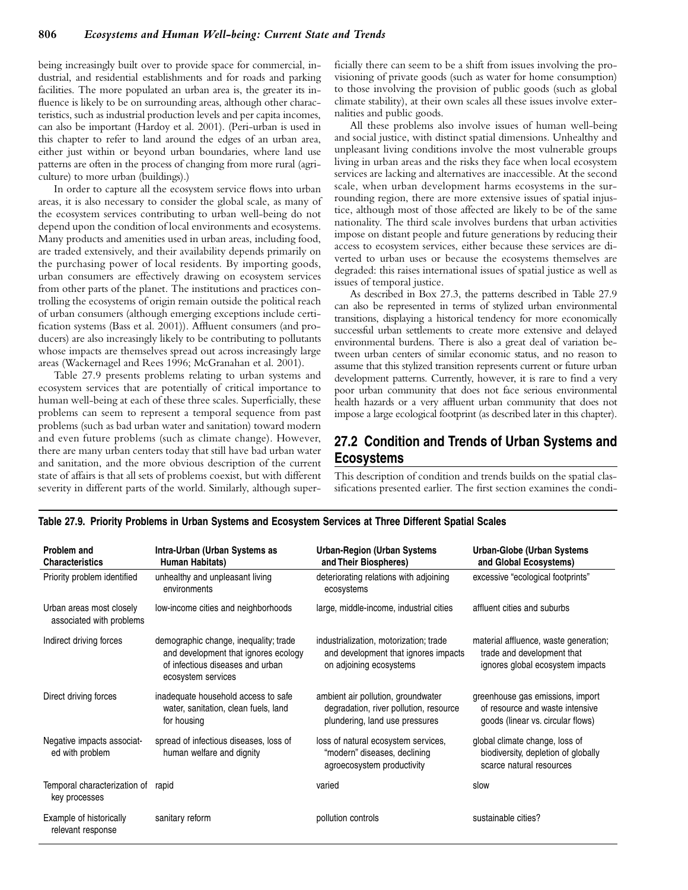being increasingly built over to provide space for commercial, industrial, and residential establishments and for roads and parking facilities. The more populated an urban area is, the greater its influence is likely to be on surrounding areas, although other characteristics, such as industrial production levels and per capita incomes, can also be important (Hardoy et al. 2001). (Peri-urban is used in this chapter to refer to land around the edges of an urban area, either just within or beyond urban boundaries, where land use patterns are often in the process of changing from more rural (agriculture) to more urban (buildings).)

In order to capture all the ecosystem service flows into urban areas, it is also necessary to consider the global scale, as many of the ecosystem services contributing to urban well-being do not depend upon the condition of local environments and ecosystems. Many products and amenities used in urban areas, including food, are traded extensively, and their availability depends primarily on the purchasing power of local residents. By importing goods, urban consumers are effectively drawing on ecosystem services from other parts of the planet. The institutions and practices controlling the ecosystems of origin remain outside the political reach of urban consumers (although emerging exceptions include certification systems (Bass et al. 2001)). Affluent consumers (and producers) are also increasingly likely to be contributing to pollutants whose impacts are themselves spread out across increasingly large areas (Wackernagel and Rees 1996; McGranahan et al. 2001).

Table 27.9 presents problems relating to urban systems and ecosystem services that are potentially of critical importance to human well-being at each of these three scales. Superficially, these problems can seem to represent a temporal sequence from past problems (such as bad urban water and sanitation) toward modern and even future problems (such as climate change). However, there are many urban centers today that still have bad urban water and sanitation, and the more obvious description of the current state of affairs is that all sets of problems coexist, but with different severity in different parts of the world. Similarly, although superficially there can seem to be a shift from issues involving the provisioning of private goods (such as water for home consumption) to those involving the provision of public goods (such as global climate stability), at their own scales all these issues involve externalities and public goods.

All these problems also involve issues of human well-being and social justice, with distinct spatial dimensions. Unhealthy and unpleasant living conditions involve the most vulnerable groups living in urban areas and the risks they face when local ecosystem services are lacking and alternatives are inaccessible. At the second scale, when urban development harms ecosystems in the surrounding region, there are more extensive issues of spatial injustice, although most of those affected are likely to be of the same nationality. The third scale involves burdens that urban activities impose on distant people and future generations by reducing their access to ecosystem services, either because these services are diverted to urban uses or because the ecosystems themselves are degraded: this raises international issues of spatial justice as well as issues of temporal justice.

As described in Box 27.3, the patterns described in Table 27.9 can also be represented in terms of stylized urban environmental transitions, displaying a historical tendency for more economically successful urban settlements to create more extensive and delayed environmental burdens. There is also a great deal of variation between urban centers of similar economic status, and no reason to assume that this stylized transition represents current or future urban development patterns. Currently, however, it is rare to find a very poor urban community that does not face serious environmental health hazards or a very affluent urban community that does not impose a large ecological footprint (as described later in this chapter).

## 27.2 Condition and Trends of Urban Systems and Ecosystems

This description of condition and trends builds on the spatial classifications presented earlier. The first section examines the condi-

**Table 27.9. Priority Problems in Urban Systems and Ecosystem Services at Three Different Spatial Scales**

| Problem and Characteristics | Intra-Urban (Urban Systems as Human Habitats) | Urban-Region (Urban Systems and Their Biospheres) | Urban-Globe (Urban Systems and Global Ecosystems) |
|---|---|---|---|
| Priority problem identified | unhealthy and unpleasant living environments | deteriorating relations with adjoining ecosystems | excessive "ecological footprints" |
| Urban areas most closely associated with problems | low-income cities and neighborhoods | large, middle-income, industrial cities | affluent cities and suburbs |
| Indirect driving forces | demographic change, inequality; trade and development that ignores ecology of infectious diseases and urban ecosystem services | industrialization, motorization; trade and development that ignores impacts on adjoining ecosystems | material affluence, waste generation; trade and development that ignores global ecosystem impacts |
| Direct driving forces | inadequate household access to safe water, sanitation, clean fuels, land for housing | ambient air pollution, groundwater degradation, river pollution, resource plundering, land use pressures | greenhouse gas emissions, import of resource and waste intensive goods (linear vs. circular flows) |
| Negative impacts associated with problem | spread of infectious diseases, loss of human welfare and dignity | loss of natural ecosystem services, "modern" diseases, declining agroecosystem productivity | global climate change, loss of biodiversity, depletion of globally scarce natural resources |
| Temporal characterization of key processes | rapid | varied | slow |
| Example of historically relevant response | sanitary reform | pollution controls | sustainable cities? |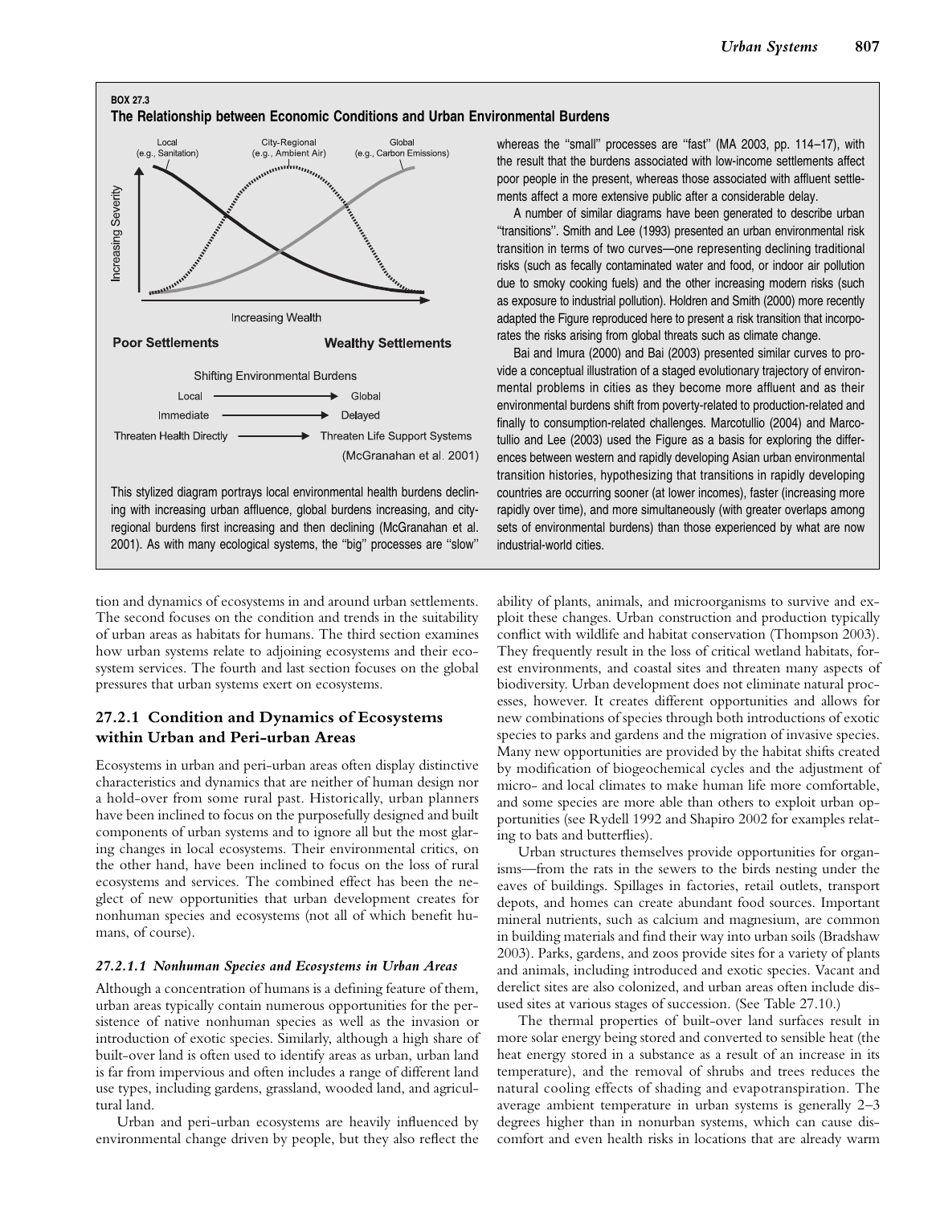**BOX 27.3**

**The Relationship between Economic Conditions and Urban Environmental Burdens**

Local (e.g., Sanitation) | City-Regional (e.g., Ambient Air) | Global (e.g., Carbon Emissions)

Increasing Severity

Increasing Wealth

**Poor Settlements** **Wealthy Settlements**

Shifting Environmental Burdens

Local ⟶ Global

Immediate ⟶ Delayed

Threaten Health Directly ⟶ Threaten Life Support Systems

(McGranahan et al. 2001)

This stylized diagram portrays local environmental health burdens declining with increasing urban affluence, global burdens increasing, and city-regional burdens first increasing and then declining (McGranahan et al. 2001). As with many ecological systems, the "big" processes are "slow" whereas the "small" processes are "fast" (MA 2003, pp. 114–17), with the result that the burdens associated with low-income settlements affect poor people in the present, whereas those associated with affluent settlements affect a more extensive public after a considerable delay.

A number of similar diagrams have been generated to describe urban "transitions". Smith and Lee (1993) presented an urban environmental risk transition in terms of two curves—one representing declining traditional risks (such as fecally contaminated water and food, or indoor air pollution due to smoky cooking fuels) and the other increasing modern risks (such as exposure to industrial pollution). Holdren and Smith (2000) more recently adapted the Figure reproduced here to present a risk transition that incorporates the risks arising from global threats such as climate change.

Bai and Imura (2000) and Bai (2003) presented similar curves to provide a conceptual illustration of a staged evolutionary trajectory of environmental problems in cities as they become more affluent and as their environmental burdens shift from poverty-related to production-related and finally to consumption-related challenges. Marcotullio (2004) and Marcotullio and Lee (2003) used the Figure as a basis for exploring the differences between western and rapidly developing Asian urban environmental transition histories, hypothesizing that transitions in rapidly developing countries are occurring sooner (at lower incomes), faster (increasing more rapidly over time), and more simultaneously (with greater overlaps among sets of environmental burdens) than those experienced by what are now industrial-world cities.

tion and dynamics of ecosystems in and around urban settlements. The second focuses on the condition and trends in the suitability of urban areas as habitats for humans. The third section examines how urban systems relate to adjoining ecosystems and their ecosystem services. The fourth and last section focuses on the global pressures that urban systems exert on ecosystems.

### 27.2.1 Condition and Dynamics of Ecosystems within Urban and Peri-urban Areas

Ecosystems in urban and peri-urban areas often display distinctive characteristics and dynamics that are neither of human design nor a hold-over from some rural past. Historically, urban planners have been inclined to focus on the purposefully designed and built components of urban systems and to ignore all but the most glaring changes in local ecosystems. Their environmental critics, on the other hand, have been inclined to focus on the loss of rural ecosystems and services. The combined effect has been the neglect of new opportunities that urban development creates for nonhuman species and ecosystems (not all of which benefit humans, of course).

#### *27.2.1.1 Nonhuman Species and Ecosystems in Urban Areas*

Although a concentration of humans is a defining feature of them, urban areas typically contain numerous opportunities for the persistence of native nonhuman species as well as the invasion or introduction of exotic species. Similarly, although a high share of built-over land is often used to identify areas as urban, urban land is far from impervious and often includes a range of different land use types, including gardens, grassland, wooded land, and agricultural land.

Urban and peri-urban ecosystems are heavily influenced by environmental change driven by people, but they also reflect the ability of plants, animals, and microorganisms to survive and exploit these changes. Urban construction and production typically conflict with wildlife and habitat conservation (Thompson 2003). They frequently result in the loss of critical wetland habitats, forest environments, and coastal sites and threaten many aspects of biodiversity. Urban development does not eliminate natural processes, however. It creates different opportunities and allows for new combinations of species through both introductions of exotic species to parks and gardens and the migration of invasive species. Many new opportunities are provided by the habitat shifts created by modification of biogeochemical cycles and the adjustment of micro- and local climates to make human life more comfortable, and some species are more able than others to exploit urban opportunities (see Rydell 1992 and Shapiro 2002 for examples relating to bats and butterflies).

Urban structures themselves provide opportunities for organisms—from the rats in the sewers to the birds nesting under the eaves of buildings. Spillages in factories, retail outlets, transport depots, and homes can create abundant food sources. Important mineral nutrients, such as calcium and magnesium, are common in building materials and find their way into urban soils (Bradshaw 2003). Parks, gardens, and zoos provide sites for a variety of plants and animals, including introduced and exotic species. Vacant and derelict sites are also colonized, and urban areas often include disused sites at various stages of succession. (See Table 27.10.)

The thermal properties of built-over land surfaces result in more solar energy being stored and converted to sensible heat (the heat energy stored in a substance as a result of an increase in its temperature), and the removal of shrubs and trees reduces the natural cooling effects of shading and evapotranspiration. The average ambient temperature in urban systems is generally 2–3 degrees higher than in nonurban systems, which can cause discomfort and even health risks in locations that are already warm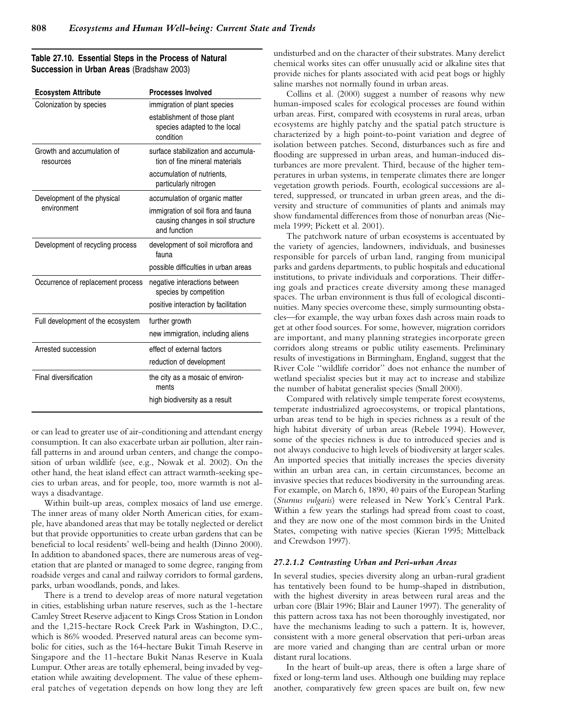**Table 27.10. Essential Steps in the Process of Natural Succession in Urban Areas** (Bradshaw 2003)

| Ecosystem Attribute | Processes Involved |
|---|---|
| Colonization by species | immigration of plant species |
| | establishment of those plant species adapted to the local condition |
| Growth and accumulation of resources | surface stabilization and accumulation of fine mineral materials |
| | accumulation of nutrients, particularly nitrogen |
| Development of the physical environment | accumulation of organic matter |
| | immigration of soil flora and fauna causing changes in soil structure and function |
| Development of recycling process | development of soil microflora and fauna |
| | possible difficulties in urban areas |
| Occurrence of replacement process | negative interactions between species by competition |
| | positive interaction by facilitation |
| Full development of the ecosystem | further growth |
| | new immigration, including aliens |
| Arrested succession | effect of external factors |
| | reduction of development |
| Final diversification | the city as a mosaic of environments |
| | high biodiversity as a result |

or can lead to greater use of air-conditioning and attendant energy consumption. It can also exacerbate urban air pollution, alter rainfall patterns in and around urban centers, and change the composition of urban wildlife (see, e.g., Nowak et al. 2002). On the other hand, the heat island effect can attract warmth-seeking species to urban areas, and for people, too, more warmth is not always a disadvantage.

Within built-up areas, complex mosaics of land use emerge. The inner areas of many older North American cities, for example, have abandoned areas that may be totally neglected or derelict but that provide opportunities to create urban gardens that can be beneficial to local residents' well-being and health (Dinno 2000). In addition to abandoned spaces, there are numerous areas of vegetation that are planted or managed to some degree, ranging from roadside verges and canal and railway corridors to formal gardens, parks, urban woodlands, ponds, and lakes.

There is a trend to develop areas of more natural vegetation in cities, establishing urban nature reserves, such as the 1-hectare Camley Street Reserve adjacent to Kings Cross Station in London and the 1,215-hectare Rock Creek Park in Washington, D.C., which is 86% wooded. Preserved natural areas can become symbolic for cities, such as the 164-hectare Bukit Timah Reserve in Singapore and the 11-hectare Bukit Nanas Reserve in Kuala Lumpur. Other areas are totally ephemeral, being invaded by vegetation while awaiting development. The value of these ephemeral patches of vegetation depends on how long they are left undisturbed and on the character of their substrates. Many derelict chemical works sites can offer unusually acid or alkaline sites that provide niches for plants associated with acid peat bogs or highly saline marshes not normally found in urban areas.

Collins et al. (2000) suggest a number of reasons why new human-imposed scales for ecological processes are found within urban areas. First, compared with ecosystems in rural areas, urban ecosystems are highly patchy and the spatial patch structure is characterized by a high point-to-point variation and degree of isolation between patches. Second, disturbances such as fire and flooding are suppressed in urban areas, and human-induced disturbances are more prevalent. Third, because of the higher temperatures in urban systems, in temperate climates there are longer vegetation growth periods. Fourth, ecological successions are altered, suppressed, or truncated in urban green areas, and the diversity and structure of communities of plants and animals may show fundamental differences from those of nonurban areas (Niemela 1999; Pickett et al. 2001).

The patchwork nature of urban ecosystems is accentuated by the variety of agencies, landowners, individuals, and businesses responsible for parcels of urban land, ranging from municipal parks and gardens departments, to public hospitals and educational institutions, to private individuals and corporations. Their differing goals and practices create diversity among these managed spaces. The urban environment is thus full of ecological discontinuities. Many species overcome these, simply surmounting obstacles—for example, the way urban foxes dash across main roads to get at other food sources. For some, however, migration corridors are important, and many planning strategies incorporate green corridors along streams or public utility easements. Preliminary results of investigations in Birmingham, England, suggest that the River Cole "wildlife corridor" does not enhance the number of wetland specialist species but it may act to increase and stabilize the number of habitat generalist species (Small 2000).

Compared with relatively simple temperate forest ecosystems, temperate industrialized agroecosystems, or tropical plantations, urban areas tend to be high in species richness as a result of the high habitat diversity of urban areas (Rebele 1994). However, some of the species richness is due to introduced species and is not always conducive to high levels of biodiversity at larger scales. An imported species that initially increases the species diversity within an urban area can, in certain circumstances, become an invasive species that reduces biodiversity in the surrounding areas. For example, on March 6, 1890, 40 pairs of the European Starling (*Sturnus vulgaris*) were released in New York's Central Park. Within a few years the starlings had spread from coast to coast, and they are now one of the most common birds in the United States, competing with native species (Kieran 1995; Mittelback and Crewdson 1997).

#### *27.2.1.2 Contrasting Urban and Peri-urban Areas*

In several studies, species diversity along an urban-rural gradient has tentatively been found to be hump-shaped in distribution, with the highest diversity in areas between rural areas and the urban core (Blair 1996; Blair and Launer 1997). The generality of this pattern across taxa has not been thoroughly investigated, nor have the mechanisms leading to such a pattern. It is, however, consistent with a more general observation that peri-urban areas are more varied and changing than are central urban or more distant rural locations.

In the heart of built-up areas, there is often a large share of fixed or long-term land uses. Although one building may replace another, comparatively few green spaces are built on, few new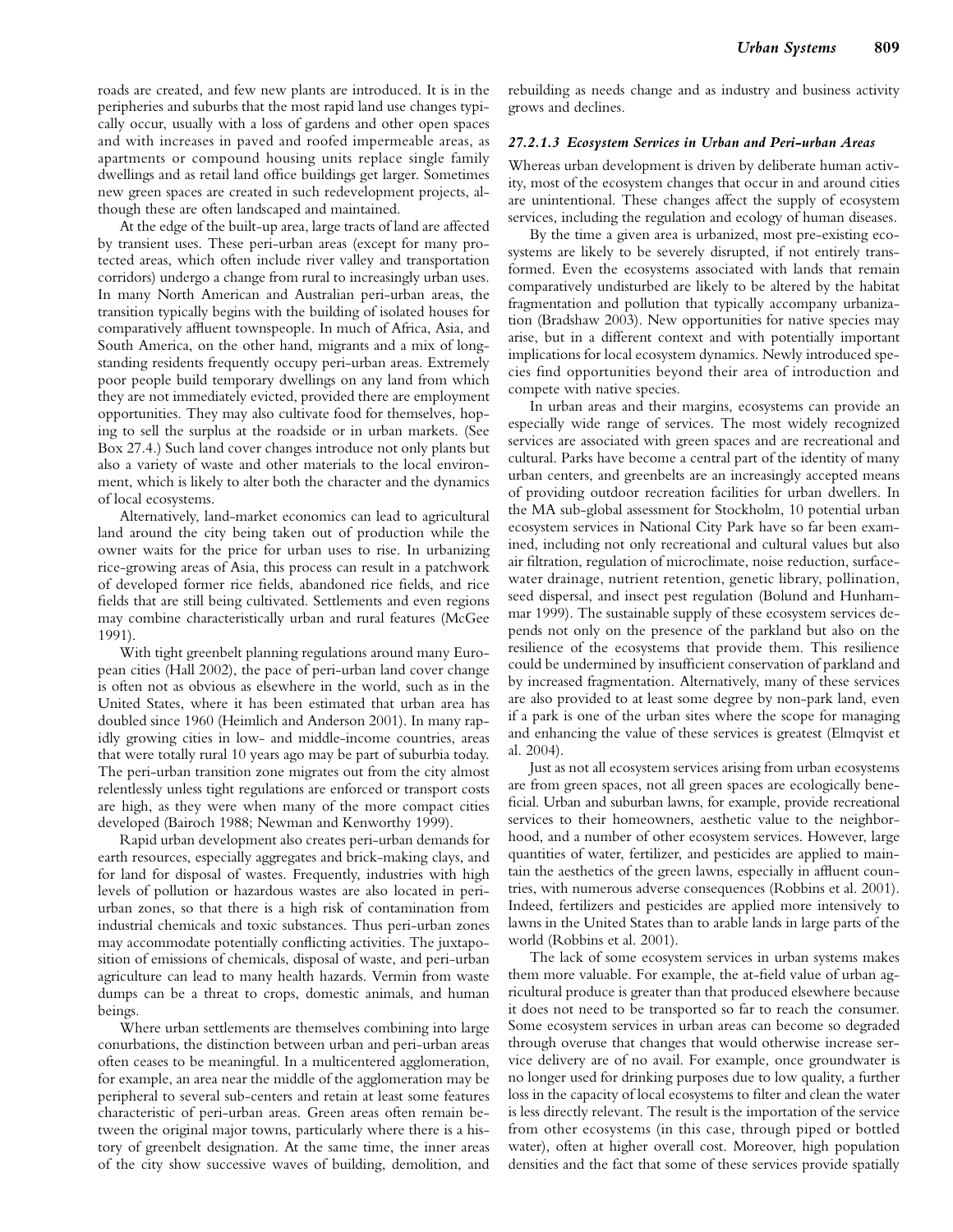roads are created, and few new plants are introduced. It is in the peripheries and suburbs that the most rapid land use changes typically occur, usually with a loss of gardens and other open spaces and with increases in paved and roofed impermeable areas, as apartments or compound housing units replace single family dwellings and as retail land office buildings get larger. Sometimes new green spaces are created in such redevelopment projects, although these are often landscaped and maintained.

At the edge of the built-up area, large tracts of land are affected by transient uses. These peri-urban areas (except for many protected areas, which often include river valley and transportation corridors) undergo a change from rural to increasingly urban uses. In many North American and Australian peri-urban areas, the transition typically begins with the building of isolated houses for comparatively affluent townspeople. In much of Africa, Asia, and South America, on the other hand, migrants and a mix of longstanding residents frequently occupy peri-urban areas. Extremely poor people build temporary dwellings on any land from which they are not immediately evicted, provided there are employment opportunities. They may also cultivate food for themselves, hoping to sell the surplus at the roadside or in urban markets. (See Box 27.4.) Such land cover changes introduce not only plants but also a variety of waste and other materials to the local environment, which is likely to alter both the character and the dynamics of local ecosystems.

Alternatively, land-market economics can lead to agricultural land around the city being taken out of production while the owner waits for the price for urban uses to rise. In urbanizing rice-growing areas of Asia, this process can result in a patchwork of developed former rice fields, abandoned rice fields, and rice fields that are still being cultivated. Settlements and even regions may combine characteristically urban and rural features (McGee 1991).

With tight greenbelt planning regulations around many European cities (Hall 2002), the pace of peri-urban land cover change is often not as obvious as elsewhere in the world, such as in the United States, where it has been estimated that urban area has doubled since 1960 (Heimlich and Anderson 2001). In many rapidly growing cities in low- and middle-income countries, areas that were totally rural 10 years ago may be part of suburbia today. The peri-urban transition zone migrates out from the city almost relentlessly unless tight regulations are enforced or transport costs are high, as they were when many of the more compact cities developed (Bairoch 1988; Newman and Kenworthy 1999).

Rapid urban development also creates peri-urban demands for earth resources, especially aggregates and brick-making clays, and for land for disposal of wastes. Frequently, industries with high levels of pollution or hazardous wastes are also located in peri-urban zones, so that there is a high risk of contamination from industrial chemicals and toxic substances. Thus peri-urban zones may accommodate potentially conflicting activities. The juxtaposition of emissions of chemicals, disposal of waste, and peri-urban agriculture can lead to many health hazards. Vermin from waste dumps can be a threat to crops, domestic animals, and human beings.

Where urban settlements are themselves combining into large conurbations, the distinction between urban and peri-urban areas often ceases to be meaningful. In a multicentered agglomeration, for example, an area near the middle of the agglomeration may be peripheral to several sub-centers and retain at least some features characteristic of peri-urban areas. Green areas often remain between the original major towns, particularly where there is a history of greenbelt designation. At the same time, the inner areas of the city show successive waves of building, demolition, and rebuilding as needs change and as industry and business activity grows and declines.

#### *27.2.1.3 Ecosystem Services in Urban and Peri-urban Areas*

Whereas urban development is driven by deliberate human activity, most of the ecosystem changes that occur in and around cities are unintentional. These changes affect the supply of ecosystem services, including the regulation and ecology of human diseases.

By the time a given area is urbanized, most pre-existing ecosystems are likely to be severely disrupted, if not entirely transformed. Even the ecosystems associated with lands that remain comparatively undisturbed are likely to be altered by the habitat fragmentation and pollution that typically accompany urbanization (Bradshaw 2003). New opportunities for native species may arise, but in a different context and with potentially important implications for local ecosystem dynamics. Newly introduced species find opportunities beyond their area of introduction and compete with native species.

In urban areas and their margins, ecosystems can provide an especially wide range of services. The most widely recognized services are associated with green spaces and are recreational and cultural. Parks have become a central part of the identity of many urban centers, and greenbelts are an increasingly accepted means of providing outdoor recreation facilities for urban dwellers. In the MA sub-global assessment for Stockholm, 10 potential urban ecosystem services in National City Park have so far been examined, including not only recreational and cultural values but also air filtration, regulation of microclimate, noise reduction, surface-water drainage, nutrient retention, genetic library, pollination, seed dispersal, and insect pest regulation (Bolund and Hunhammar 1999). The sustainable supply of these ecosystem services depends not only on the presence of the parkland but also on the resilience of the ecosystems that provide them. This resilience could be undermined by insufficient conservation of parkland and by increased fragmentation. Alternatively, many of these services are also provided to at least some degree by non-park land, even if a park is one of the urban sites where the scope for managing and enhancing the value of these services is greatest (Elmqvist et al. 2004).

Just as not all ecosystem services arising from urban ecosystems are from green spaces, not all green spaces are ecologically beneficial. Urban and suburban lawns, for example, provide recreational services to their homeowners, aesthetic value to the neighborhood, and a number of other ecosystem services. However, large quantities of water, fertilizer, and pesticides are applied to maintain the aesthetics of the green lawns, especially in affluent countries, with numerous adverse consequences (Robbins et al. 2001). Indeed, fertilizers and pesticides are applied more intensively to lawns in the United States than to arable lands in large parts of the world (Robbins et al. 2001).

The lack of some ecosystem services in urban systems makes them more valuable. For example, the at-field value of urban agricultural produce is greater than that produced elsewhere because it does not need to be transported so far to reach the consumer. Some ecosystem services in urban areas can become so degraded through overuse that changes that would otherwise increase service delivery are of no avail. For example, once groundwater is no longer used for drinking purposes due to low quality, a further loss in the capacity of local ecosystems to filter and clean the water is less directly relevant. The result is the importation of the service from other ecosystems (in this case, through piped or bottled water), often at higher overall cost. Moreover, high population densities and the fact that some of these services provide spatially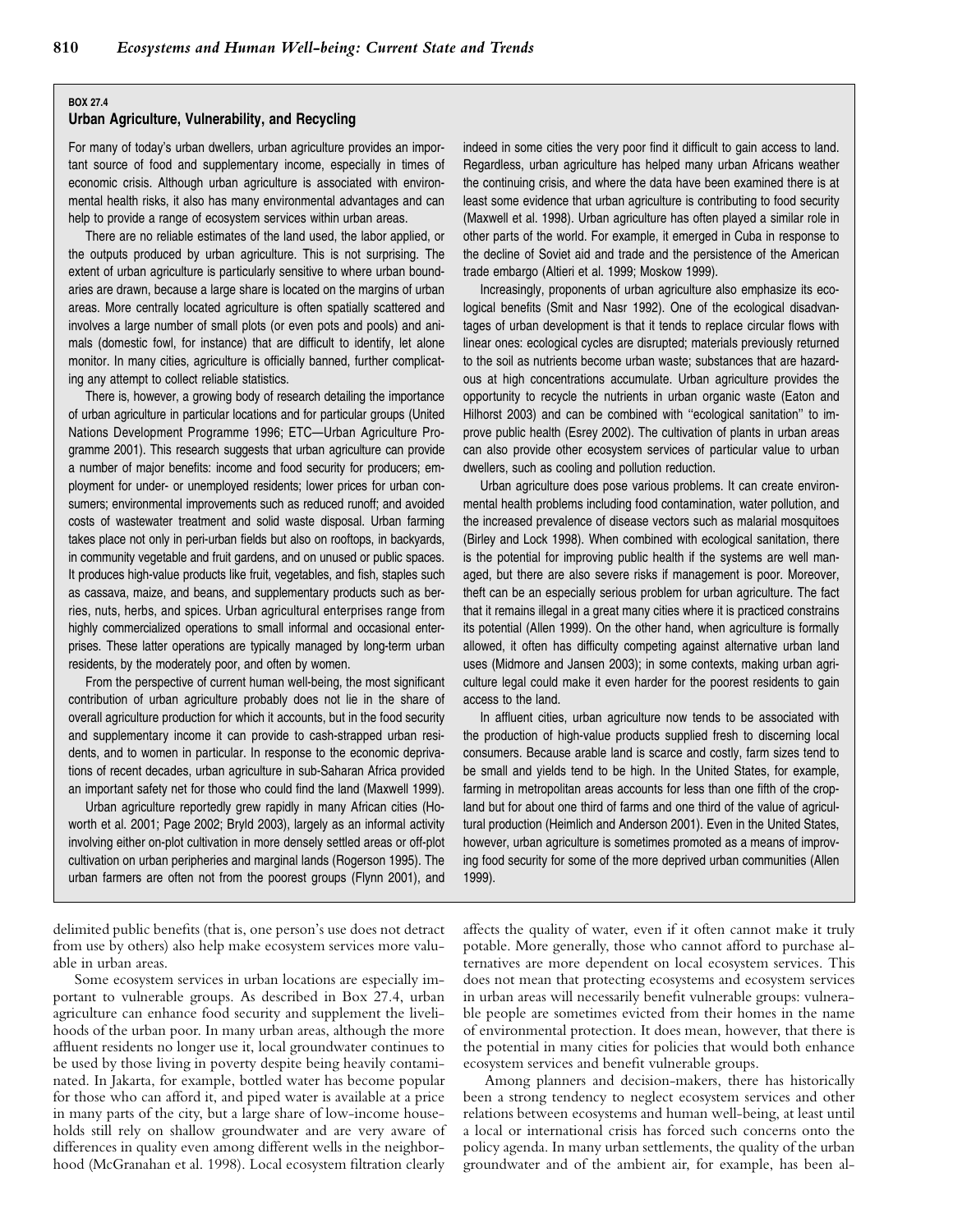**BOX 27.4**

### Urban Agriculture, Vulnerability, and Recycling

For many of today's urban dwellers, urban agriculture provides an important source of food and supplementary income, especially in times of economic crisis. Although urban agriculture is associated with environmental health risks, it also has many environmental advantages and can help to provide a range of ecosystem services within urban areas.

There are no reliable estimates of the land used, the labor applied, or the outputs produced by urban agriculture. This is not surprising. The extent of urban agriculture is particularly sensitive to where urban boundaries are drawn, because a large share is located on the margins of urban areas. More centrally located agriculture is often spatially scattered and involves a large number of small plots (or even pots and pools) and animals (domestic fowl, for instance) that are difficult to identify, let alone monitor. In many cities, agriculture is officially banned, further complicating any attempt to collect reliable statistics.

There is, however, a growing body of research detailing the importance of urban agriculture in particular locations and for particular groups (United Nations Development Programme 1996; ETC—Urban Agriculture Programme 2001). This research suggests that urban agriculture can provide a number of major benefits: income and food security for producers; employment for under- or unemployed residents; lower prices for urban consumers; environmental improvements such as reduced runoff; and avoided costs of wastewater treatment and solid waste disposal. Urban farming takes place not only in peri-urban fields but also on rooftops, in backyards, in community vegetable and fruit gardens, and on unused or public spaces. It produces high-value products like fruit, vegetables, and fish, staples such as cassava, maize, and beans, and supplementary products such as berries, nuts, herbs, and spices. Urban agricultural enterprises range from highly commercialized operations to small informal and occasional enterprises. These latter operations are typically managed by long-term urban residents, by the moderately poor, and often by women.

From the perspective of current human well-being, the most significant contribution of urban agriculture probably does not lie in the share of overall agriculture production for which it accounts, but in the food security and supplementary income it can provide to cash-strapped urban residents, and to women in particular. In response to the economic deprivations of recent decades, urban agriculture in sub-Saharan Africa provided an important safety net for those who could find the land (Maxwell 1999).

Urban agriculture reportedly grew rapidly in many African cities (Howorth et al. 2001; Page 2002; Bryld 2003), largely as an informal activity involving either on-plot cultivation in more densely settled areas or off-plot cultivation on urban peripheries and marginal lands (Rogerson 1995). The urban farmers are often not from the poorest groups (Flynn 2001), and indeed in some cities the very poor find it difficult to gain access to land. Regardless, urban agriculture has helped many urban Africans weather the continuing crisis, and where the data have been examined there is at least some evidence that urban agriculture is contributing to food security (Maxwell et al. 1998). Urban agriculture has often played a similar role in other parts of the world. For example, it emerged in Cuba in response to the decline of Soviet aid and trade and the persistence of the American trade embargo (Altieri et al. 1999; Moskow 1999).

Increasingly, proponents of urban agriculture also emphasize its ecological benefits (Smit and Nasr 1992). One of the ecological disadvantages of urban development is that it tends to replace circular flows with linear ones: ecological cycles are disrupted; materials previously returned to the soil as nutrients become urban waste; substances that are hazardous at high concentrations accumulate. Urban agriculture provides the opportunity to recycle the nutrients in urban organic waste (Eaton and Hilhorst 2003) and can be combined with "ecological sanitation" to improve public health (Esrey 2002). The cultivation of plants in urban areas can also provide other ecosystem services of particular value to urban dwellers, such as cooling and pollution reduction.

Urban agriculture does pose various problems. It can create environmental health problems including food contamination, water pollution, and the increased prevalence of disease vectors such as malarial mosquitoes (Birley and Lock 1998). When combined with ecological sanitation, there is the potential for improving public health if the systems are well managed, but there are also severe risks if management is poor. Moreover, theft can be an especially serious problem for urban agriculture. The fact that it remains illegal in a great many cities where it is practiced constrains its potential (Allen 1999). On the other hand, when agriculture is formally allowed, it often has difficulty competing against alternative urban land uses (Midmore and Jansen 2003); in some contexts, making urban agriculture legal could make it even harder for the poorest residents to gain access to the land.

In affluent cities, urban agriculture now tends to be associated with the production of high-value products supplied fresh to discerning local consumers. Because arable land is scarce and costly, farm sizes tend to be small and yields tend to be high. In the United States, for example, farming in metropolitan areas accounts for less than one fifth of the cropland but for about one third of farms and one third of the value of agricultural production (Heimlich and Anderson 2001). Even in the United States, however, urban agriculture is sometimes promoted as a means of improving food security for some of the more deprived urban communities (Allen 1999).

---

delimited public benefits (that is, one person's use does not detract from use by others) also help make ecosystem services more valuable in urban areas.

Some ecosystem services in urban locations are especially important to vulnerable groups. As described in Box 27.4, urban agriculture can enhance food security and supplement the livelihoods of the urban poor. In many urban areas, although the more affluent residents no longer use it, local groundwater continues to be used by those living in poverty despite being heavily contaminated. In Jakarta, for example, bottled water has become popular for those who can afford it, and piped water is available at a price in many parts of the city, but a large share of low-income households still rely on shallow groundwater and are very aware of differences in quality even among different wells in the neighborhood (McGranahan et al. 1998). Local ecosystem filtration clearly affects the quality of water, even if it often cannot make it truly potable. More generally, those who cannot afford to purchase alternatives are more dependent on local ecosystem services. This does not mean that protecting ecosystems and ecosystem services in urban areas will necessarily benefit vulnerable groups: vulnerable people are sometimes evicted from their homes in the name of environmental protection. It does mean, however, that there is the potential in many cities for policies that would both enhance ecosystem services and benefit vulnerable groups.

Among planners and decision-makers, there has historically been a strong tendency to neglect ecosystem services and other relations between ecosystems and human well-being, at least until a local or international crisis has forced such concerns onto the policy agenda. In many urban settlements, the quality of the urban groundwater and of the ambient air, for example, has been al-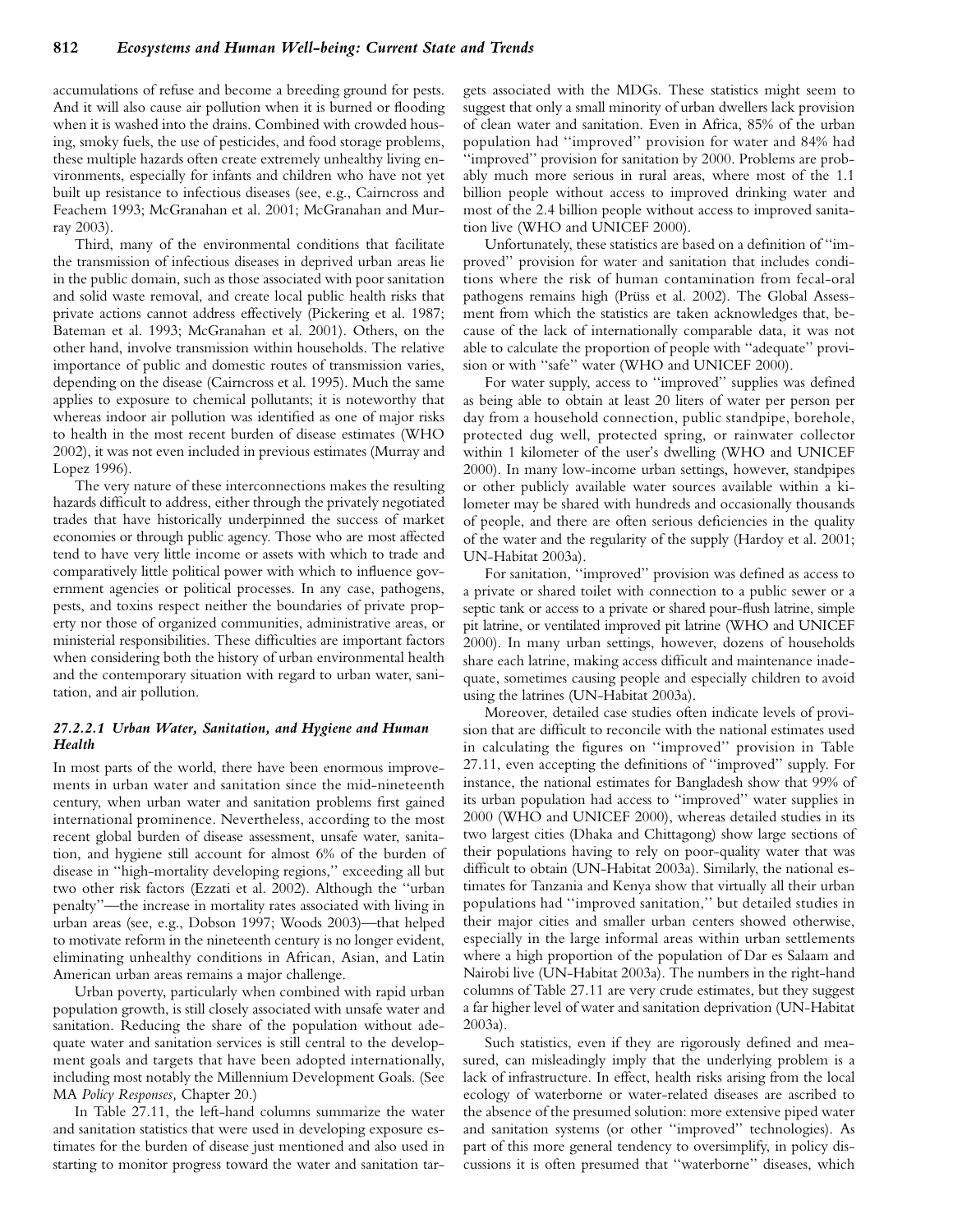accumulations of refuse and become a breeding ground for pests. And it will also cause air pollution when it is burned or flooding when it is washed into the drains. Combined with crowded housing, smoky fuels, the use of pesticides, and food storage problems, these multiple hazards often create extremely unhealthy living environments, especially for infants and children who have not yet built up resistance to infectious diseases (see, e.g., Cairncross and Feachem 1993; McGranahan et al. 2001; McGranahan and Murray 2003).

Third, many of the environmental conditions that facilitate the transmission of infectious diseases in deprived urban areas lie in the public domain, such as those associated with poor sanitation and solid waste removal, and create local public health risks that private actions cannot address effectively (Pickering et al. 1987; Bateman et al. 1993; McGranahan et al. 2001). Others, on the other hand, involve transmission within households. The relative importance of public and domestic routes of transmission varies, depending on the disease (Cairncross et al. 1995). Much the same applies to exposure to chemical pollutants; it is noteworthy that whereas indoor air pollution was identified as one of major risks to health in the most recent burden of disease estimates (WHO 2002), it was not even included in previous estimates (Murray and Lopez 1996).

The very nature of these interconnections makes the resulting hazards difficult to address, either through the privately negotiated trades that have historically underpinned the success of market economies or through public agency. Those who are most affected tend to have very little income or assets with which to trade and comparatively little political power with which to influence government agencies or political processes. In any case, pathogens, pests, and toxins respect neither the boundaries of private property nor those of organized communities, administrative areas, or ministerial responsibilities. These difficulties are important factors when considering both the history of urban environmental health and the contemporary situation with regard to urban water, sanitation, and air pollution.

#### *27.2.2.1 Urban Water, Sanitation, and Hygiene and Human Health*

In most parts of the world, there have been enormous improvements in urban water and sanitation since the mid-nineteenth century, when urban water and sanitation problems first gained international prominence. Nevertheless, according to the most recent global burden of disease assessment, unsafe water, sanitation, and hygiene still account for almost 6% of the burden of disease in "high-mortality developing regions," exceeding all but two other risk factors (Ezzati et al. 2002). Although the "urban penalty"—the increase in mortality rates associated with living in urban areas (see, e.g., Dobson 1997; Woods 2003)—that helped to motivate reform in the nineteenth century is no longer evident, eliminating unhealthy conditions in African, Asian, and Latin American urban areas remains a major challenge.

Urban poverty, particularly when combined with rapid urban population growth, is still closely associated with unsafe water and sanitation. Reducing the share of the population without adequate water and sanitation services is still central to the development goals and targets that have been adopted internationally, including most notably the Millennium Development Goals. (See MA *Policy Responses,* Chapter 20.)

In Table 27.11, the left-hand columns summarize the water and sanitation statistics that were used in developing exposure estimates for the burden of disease just mentioned and also used in starting to monitor progress toward the water and sanitation targets associated with the MDGs. These statistics might seem to suggest that only a small minority of urban dwellers lack provision of clean water and sanitation. Even in Africa, 85% of the urban population had "improved" provision for water and 84% had "improved" provision for sanitation by 2000. Problems are probably much more serious in rural areas, where most of the 1.1 billion people without access to improved drinking water and most of the 2.4 billion people without access to improved sanitation live (WHO and UNICEF 2000).

Unfortunately, these statistics are based on a definition of "improved" provision for water and sanitation that includes conditions where the risk of human contamination from fecal-oral pathogens remains high (Prüss et al. 2002). The Global Assessment from which the statistics are taken acknowledges that, because of the lack of internationally comparable data, it was not able to calculate the proportion of people with "adequate" provision or with "safe" water (WHO and UNICEF 2000).

For water supply, access to "improved" supplies was defined as being able to obtain at least 20 liters of water per person per day from a household connection, public standpipe, borehole, protected dug well, protected spring, or rainwater collector within 1 kilometer of the user's dwelling (WHO and UNICEF 2000). In many low-income urban settings, however, standpipes or other publicly available water sources available within a kilometer may be shared with hundreds and occasionally thousands of people, and there are often serious deficiencies in the quality of the water and the regularity of the supply (Hardoy et al. 2001; UN-Habitat 2003a).

For sanitation, "improved" provision was defined as access to a private or shared toilet with connection to a public sewer or a septic tank or access to a private or shared pour-flush latrine, simple pit latrine, or ventilated improved pit latrine (WHO and UNICEF 2000). In many urban settings, however, dozens of households share each latrine, making access difficult and maintenance inadequate, sometimes causing people and especially children to avoid using the latrines (UN-Habitat 2003a).

Moreover, detailed case studies often indicate levels of provision that are difficult to reconcile with the national estimates used in calculating the figures on "improved" provision in Table 27.11, even accepting the definitions of "improved" supply. For instance, the national estimates for Bangladesh show that 99% of its urban population had access to "improved" water supplies in 2000 (WHO and UNICEF 2000), whereas detailed studies in its two largest cities (Dhaka and Chittagong) show large sections of their populations having to rely on poor-quality water that was difficult to obtain (UN-Habitat 2003a). Similarly, the national estimates for Tanzania and Kenya show that virtually all their urban populations had "improved sanitation," but detailed studies in their major cities and smaller urban centers showed otherwise, especially in the large informal areas within urban settlements where a high proportion of the population of Dar es Salaam and Nairobi live (UN-Habitat 2003a). The numbers in the right-hand columns of Table 27.11 are very crude estimates, but they suggest a far higher level of water and sanitation deprivation (UN-Habitat 2003a).

Such statistics, even if they are rigorously defined and measured, can misleadingly imply that the underlying problem is a lack of infrastructure. In effect, health risks arising from the local ecology of waterborne or water-related diseases are ascribed to the absence of the presumed solution: more extensive piped water and sanitation systems (or other "improved" technologies). As part of this more general tendency to oversimplify, in policy discussions it is often presumed that "waterborne" diseases, which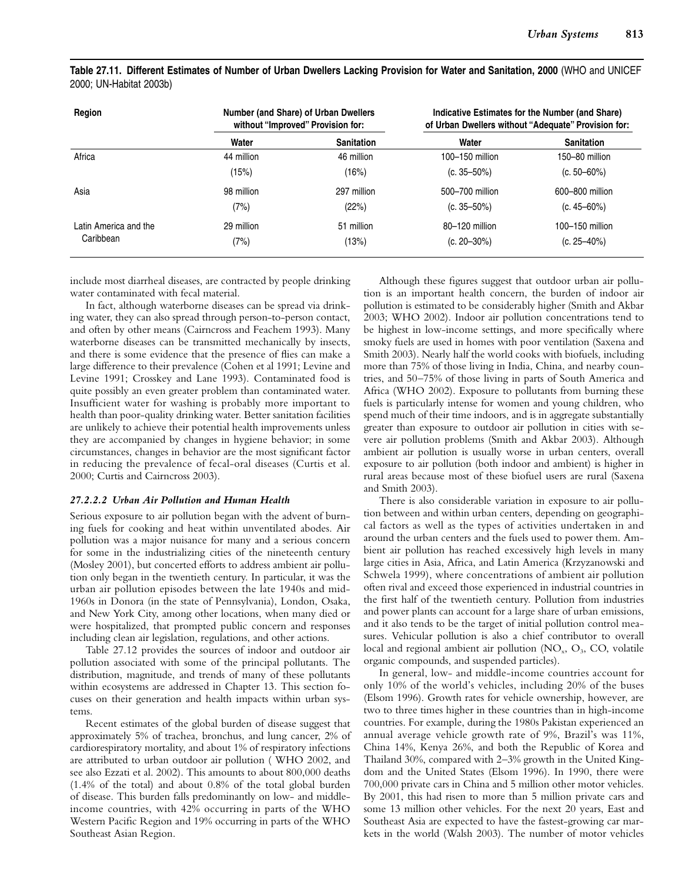**Table 27.11. Different Estimates of Number of Urban Dwellers Lacking Provision for Water and Sanitation, 2000** (WHO and UNICEF 2000; UN-Habitat 2003b)

| Region | Number (and Share) of Urban Dwellers without "Improved" Provision for: | | Indicative Estimates for the Number (and Share) of Urban Dwellers without "Adequate" Provision for: | |
|---|---|---|---|---|
| | Water | Sanitation | Water | Sanitation |
| Africa | 44 million (15%) | 46 million (16%) | 100–150 million (c. 35–50%) | 150–80 million (c. 50–60%) |
| Asia | 98 million (7%) | 297 million (22%) | 500–700 million (c. 35–50%) | 600–800 million (c. 45–60%) |
| Latin America and the Caribbean | 29 million (7%) | 51 million (13%) | 80–120 million (c. 20–30%) | 100–150 million (c. 25–40%) |

include most diarrheal diseases, are contracted by people drinking water contaminated with fecal material.

In fact, although waterborne diseases can be spread via drinking water, they can also spread through person-to-person contact, and often by other means (Cairncross and Feachem 1993). Many waterborne diseases can be transmitted mechanically by insects, and there is some evidence that the presence of flies can make a large difference to their prevalence (Cohen et al 1991; Levine and Levine 1991; Crosskey and Lane 1993). Contaminated food is quite possibly an even greater problem than contaminated water. Insufficient water for washing is probably more important to health than poor-quality drinking water. Better sanitation facilities are unlikely to achieve their potential health improvements unless they are accompanied by changes in hygiene behavior; in some circumstances, changes in behavior are the most significant factor in reducing the prevalence of fecal-oral diseases (Curtis et al. 2000; Curtis and Cairncross 2003).

### *27.2.2.2 Urban Air Pollution and Human Health*

Serious exposure to air pollution began with the advent of burning fuels for cooking and heat within unventilated abodes. Air pollution was a major nuisance for many and a serious concern for some in the industrializing cities of the nineteenth century (Mosley 2001), but concerted efforts to address ambient air pollution only began in the twentieth century. In particular, it was the urban air pollution episodes between the late 1940s and mid-1960s in Donora (in the state of Pennsylvania), London, Osaka, and New York City, among other locations, when many died or were hospitalized, that prompted public concern and responses including clean air legislation, regulations, and other actions.

Table 27.12 provides the sources of indoor and outdoor air pollution associated with some of the principal pollutants. The distribution, magnitude, and trends of many of these pollutants within ecosystems are addressed in Chapter 13. This section focuses on their generation and health impacts within urban systems.

Recent estimates of the global burden of disease suggest that approximately 5% of trachea, bronchus, and lung cancer, 2% of cardiorespiratory mortality, and about 1% of respiratory infections are attributed to urban outdoor air pollution ( WHO 2002, and see also Ezzati et al. 2002). This amounts to about 800,000 deaths (1.4% of the total) and about 0.8% of the total global burden of disease. This burden falls predominantly on low- and middle-income countries, with 42% occurring in parts of the WHO Western Pacific Region and 19% occurring in parts of the WHO Southeast Asian Region.

Although these figures suggest that outdoor urban air pollution is an important health concern, the burden of indoor air pollution is estimated to be considerably higher (Smith and Akbar 2003; WHO 2002). Indoor air pollution concentrations tend to be highest in low-income settings, and more specifically where smoky fuels are used in homes with poor ventilation (Saxena and Smith 2003). Nearly half the world cooks with biofuels, including more than 75% of those living in India, China, and nearby countries, and 50–75% of those living in parts of South America and Africa (WHO 2002). Exposure to pollutants from burning these fuels is particularly intense for women and young children, who spend much of their time indoors, and is in aggregate substantially greater than exposure to outdoor air pollution in cities with severe air pollution problems (Smith and Akbar 2003). Although ambient air pollution is usually worse in urban centers, overall exposure to air pollution (both indoor and ambient) is higher in rural areas because most of these biofuel users are rural (Saxena and Smith 2003).

There is also considerable variation in exposure to air pollution between and within urban centers, depending on geographical factors as well as the types of activities undertaken in and around the urban centers and the fuels used to power them. Ambient air pollution has reached excessively high levels in many large cities in Asia, Africa, and Latin America (Krzyzanowski and Schwela 1999), where concentrations of ambient air pollution often rival and exceed those experienced in industrial countries in the first half of the twentieth century. Pollution from industries and power plants can account for a large share of urban emissions, and it also tends to be the target of initial pollution control measures. Vehicular pollution is also a chief contributor to overall local and regional ambient air pollution ($NO_x$, $O_3$, CO, volatile organic compounds, and suspended particles).

In general, low- and middle-income countries account for only 10% of the world's vehicles, including 20% of the buses (Elsom 1996). Growth rates for vehicle ownership, however, are two to three times higher in these countries than in high-income countries. For example, during the 1980s Pakistan experienced an annual average vehicle growth rate of 9%, Brazil's was 11%, China 14%, Kenya 26%, and both the Republic of Korea and Thailand 30%, compared with 2–3% growth in the United Kingdom and the United States (Elsom 1996). In 1990, there were 700,000 private cars in China and 5 million other motor vehicles. By 2001, this had risen to more than 5 million private cars and some 13 million other vehicles. For the next 20 years, East and Southeast Asia are expected to have the fastest-growing car markets in the world (Walsh 2003). The number of motor vehicles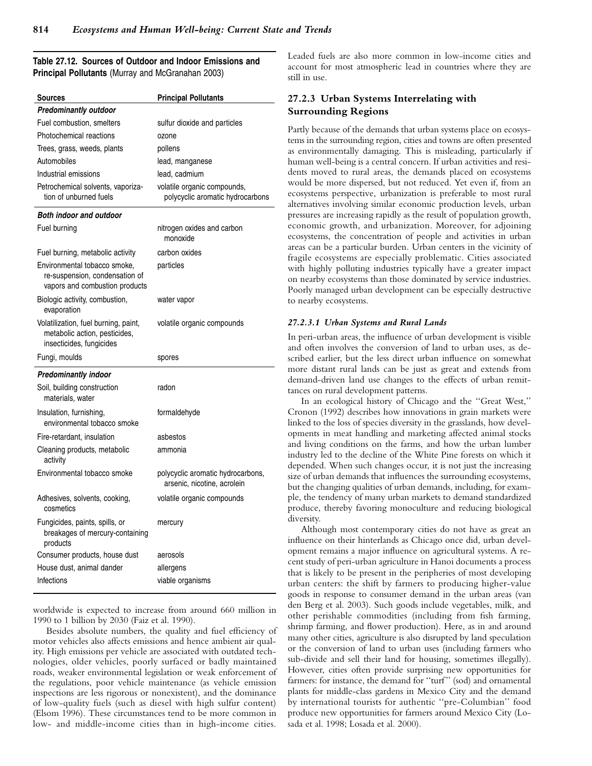**Table 27.12. Sources of Outdoor and Indoor Emissions and Principal Pollutants** (Murray and McGranahan 2003)

| Sources | Principal Pollutants |
|---|---|
| ***Predominantly outdoor*** | |
| Fuel combustion, smelters | sulfur dioxide and particles |
| Photochemical reactions | ozone |
| Trees, grass, weeds, plants | pollens |
| Automobiles | lead, manganese |
| Industrial emissions | lead, cadmium |
| Petrochemical solvents, vaporization of unburned fuels | volatile organic compounds, polycyclic aromatic hydrocarbons |
| ***Both indoor and outdoor*** | |
| Fuel burning | nitrogen oxides and carbon monoxide |
| Fuel burning, metabolic activity | carbon oxides |
| Environmental tobacco smoke, re-suspension, condensation of vapors and combustion products | particles |
| Biologic activity, combustion, evaporation | water vapor |
| Volatilization, fuel burning, paint, metabolic action, pesticides, insecticides, fungicides | volatile organic compounds |
| Fungi, moulds | spores |
| ***Predominantly indoor*** | |
| Soil, building construction materials, water | radon |
| Insulation, furnishing, environmental tobacco smoke | formaldehyde |
| Fire-retardant, insulation | asbestos |
| Cleaning products, metabolic activity | ammonia |
| Environmental tobacco smoke | polycyclic aromatic hydrocarbons, arsenic, nicotine, acrolein |
| Adhesives, solvents, cooking, cosmetics | volatile organic compounds |
| Fungicides, paints, spills, or breakages of mercury-containing products | mercury |
| Consumer products, house dust | aerosols |
| House dust, animal dander | allergens |
| Infections | viable organisms |

worldwide is expected to increase from around 660 million in 1990 to 1 billion by 2030 (Faiz et al. 1990).

Besides absolute numbers, the quality and fuel efficiency of motor vehicles also affects emissions and hence ambient air quality. High emissions per vehicle are associated with outdated technologies, older vehicles, poorly surfaced or badly maintained roads, weaker environmental legislation or weak enforcement of the regulations, poor vehicle maintenance (as vehicle emission inspections are less rigorous or nonexistent), and the dominance of low-quality fuels (such as diesel with high sulfur content) (Elsom 1996). These circumstances tend to be more common in low- and middle-income cities than in high-income cities. Leaded fuels are also more common in low-income cities and account for most atmospheric lead in countries where they are still in use.

### 27.2.3 Urban Systems Interrelating with Surrounding Regions

Partly because of the demands that urban systems place on ecosystems in the surrounding region, cities and towns are often presented as environmentally damaging. This is misleading, particularly if human well-being is a central concern. If urban activities and residents moved to rural areas, the demands placed on ecosystems would be more dispersed, but not reduced. Yet even if, from an ecosystems perspective, urbanization is preferable to most rural alternatives involving similar economic production levels, urban pressures are increasing rapidly as the result of population growth, economic growth, and urbanization. Moreover, for adjoining ecosystems, the concentration of people and activities in urban areas can be a particular burden. Urban centers in the vicinity of fragile ecosystems are especially problematic. Cities associated with highly polluting industries typically have a greater impact on nearby ecosystems than those dominated by service industries. Poorly managed urban development can be especially destructive to nearby ecosystems.

#### *27.2.3.1 Urban Systems and Rural Lands*

In peri-urban areas, the influence of urban development is visible and often involves the conversion of land to urban uses, as described earlier, but the less direct urban influence on somewhat more distant rural lands can be just as great and extends from demand-driven land use changes to the effects of urban remittances on rural development patterns.

In an ecological history of Chicago and the "Great West," Cronon (1992) describes how innovations in grain markets were linked to the loss of species diversity in the grasslands, how developments in meat handling and marketing affected animal stocks and living conditions on the farms, and how the urban lumber industry led to the decline of the White Pine forests on which it depended. When such changes occur, it is not just the increasing size of urban demands that influences the surrounding ecosystems, but the changing qualities of urban demands, including, for example, the tendency of many urban markets to demand standardized produce, thereby favoring monoculture and reducing biological diversity.

Although most contemporary cities do not have as great an influence on their hinterlands as Chicago once did, urban development remains a major influence on agricultural systems. A recent study of peri-urban agriculture in Hanoi documents a process that is likely to be present in the peripheries of most developing urban centers: the shift by farmers to producing higher-value goods in response to consumer demand in the urban areas (van den Berg et al. 2003). Such goods include vegetables, milk, and other perishable commodities (including from fish farming, shrimp farming, and flower production). Here, as in and around many other cities, agriculture is also disrupted by land speculation or the conversion of land to urban uses (including farmers who sub-divide and sell their land for housing, sometimes illegally). However, cities often provide surprising new opportunities for farmers: for instance, the demand for "turf" (sod) and ornamental plants for middle-class gardens in Mexico City and the demand by international tourists for authentic "pre-Columbian" food produce new opportunities for farmers around Mexico City (Losada et al. 1998; Losada et al. 2000).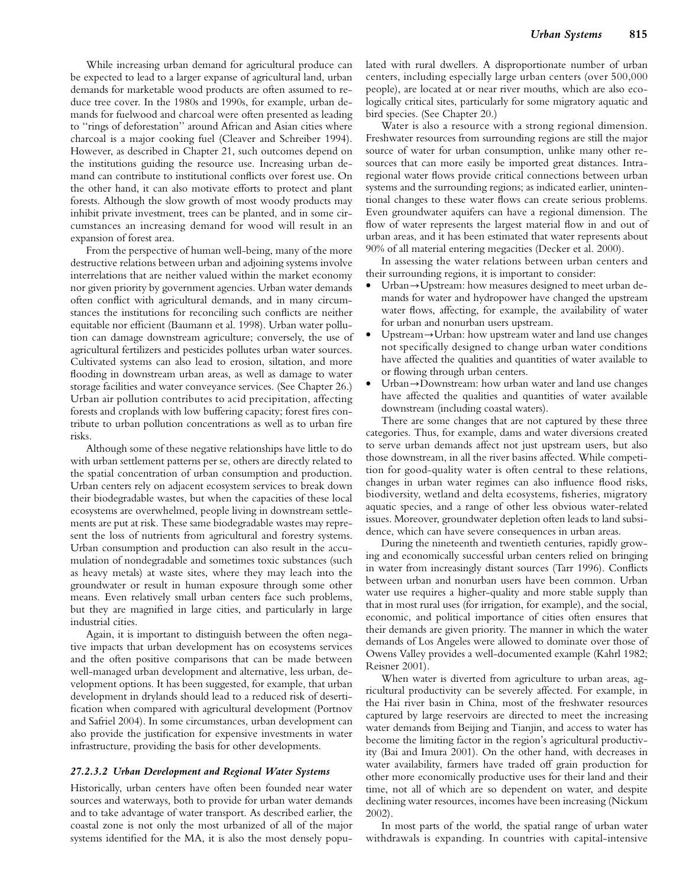While increasing urban demand for agricultural produce can be expected to lead to a larger expanse of agricultural land, urban demands for marketable wood products are often assumed to reduce tree cover. In the 1980s and 1990s, for example, urban demands for fuelwood and charcoal were often presented as leading to ''rings of deforestation'' around African and Asian cities where charcoal is a major cooking fuel (Cleaver and Schreiber 1994). However, as described in Chapter 21, such outcomes depend on the institutions guiding the resource use. Increasing urban demand can contribute to institutional conflicts over forest use. On the other hand, it can also motivate efforts to protect and plant forests. Although the slow growth of most woody products may inhibit private investment, trees can be planted, and in some circumstances an increasing demand for wood will result in an expansion of forest area.

From the perspective of human well-being, many of the more destructive relations between urban and adjoining systems involve interrelations that are neither valued within the market economy nor given priority by government agencies. Urban water demands often conflict with agricultural demands, and in many circumstances the institutions for reconciling such conflicts are neither equitable nor efficient (Baumann et al. 1998). Urban water pollution can damage downstream agriculture; conversely, the use of agricultural fertilizers and pesticides pollutes urban water sources. Cultivated systems can also lead to erosion, siltation, and more flooding in downstream urban areas, as well as damage to water storage facilities and water conveyance services. (See Chapter 26.) Urban air pollution contributes to acid precipitation, affecting forests and croplands with low buffering capacity; forest fires contribute to urban pollution concentrations as well as to urban fire risks.

Although some of these negative relationships have little to do with urban settlement patterns per se, others are directly related to the spatial concentration of urban consumption and production. Urban centers rely on adjacent ecosystem services to break down their biodegradable wastes, but when the capacities of these local ecosystems are overwhelmed, people living in downstream settlements are put at risk. These same biodegradable wastes may represent the loss of nutrients from agricultural and forestry systems. Urban consumption and production can also result in the accumulation of nondegradable and sometimes toxic substances (such as heavy metals) at waste sites, where they may leach into the groundwater or result in human exposure through some other means. Even relatively small urban centers face such problems, but they are magnified in large cities, and particularly in large industrial cities.

Again, it is important to distinguish between the often negative impacts that urban development has on ecosystems services and the often positive comparisons that can be made between well-managed urban development and alternative, less urban, development options. It has been suggested, for example, that urban development in drylands should lead to a reduced risk of desertification when compared with agricultural development (Portnov and Safriel 2004). In some circumstances, urban development can also provide the justification for expensive investments in water infrastructure, providing the basis for other developments.

#### *27.2.3.2 Urban Development and Regional Water Systems*

Historically, urban centers have often been founded near water sources and waterways, both to provide for urban water demands and to take advantage of water transport. As described earlier, the coastal zone is not only the most urbanized of all of the major systems identified for the MA, it is also the most densely populated with rural dwellers. A disproportionate number of urban centers, including especially large urban centers (over 500,000 people), are located at or near river mouths, which are also ecologically critical sites, particularly for some migratory aquatic and bird species. (See Chapter 20.)

Water is also a resource with a strong regional dimension. Freshwater resources from surrounding regions are still the major source of water for urban consumption, unlike many other resources that can more easily be imported great distances. Intraregional water flows provide critical connections between urban systems and the surrounding regions; as indicated earlier, unintentional changes to these water flows can create serious problems. Even groundwater aquifers can have a regional dimension. The flow of water represents the largest material flow in and out of urban areas, and it has been estimated that water represents about 90% of all material entering megacities (Decker et al. 2000).

In assessing the water relations between urban centers and their surrounding regions, it is important to consider:

- Urban→Upstream: how measures designed to meet urban demands for water and hydropower have changed the upstream water flows, affecting, for example, the availability of water for urban and nonurban users upstream.
- Upstream→Urban: how upstream water and land use changes not specifically designed to change urban water conditions have affected the qualities and quantities of water available to or flowing through urban centers.
- Urban→Downstream: how urban water and land use changes have affected the qualities and quantities of water available downstream (including coastal waters).

There are some changes that are not captured by these three categories. Thus, for example, dams and water diversions created to serve urban demands affect not just upstream users, but also those downstream, in all the river basins affected. While competition for good-quality water is often central to these relations, changes in urban water regimes can also influence flood risks, biodiversity, wetland and delta ecosystems, fisheries, migratory aquatic species, and a range of other less obvious water-related issues. Moreover, groundwater depletion often leads to land subsidence, which can have severe consequences in urban areas.

During the nineteenth and twentieth centuries, rapidly growing and economically successful urban centers relied on bringing in water from increasingly distant sources (Tarr 1996). Conflicts between urban and nonurban users have been common. Urban water use requires a higher-quality and more stable supply than that in most rural uses (for irrigation, for example), and the social, economic, and political importance of cities often ensures that their demands are given priority. The manner in which the water demands of Los Angeles were allowed to dominate over those of Owens Valley provides a well-documented example (Kahrl 1982; Reisner 2001).

When water is diverted from agriculture to urban areas, agricultural productivity can be severely affected. For example, in the Hai river basin in China, most of the freshwater resources captured by large reservoirs are directed to meet the increasing water demands from Beijing and Tianjin, and access to water has become the limiting factor in the region's agricultural productivity (Bai and Imura 2001). On the other hand, with decreases in water availability, farmers have traded off grain production for other more economically productive uses for their land and their time, not all of which are so dependent on water, and despite declining water resources, incomes have been increasing (Nickum 2002).

In most parts of the world, the spatial range of urban water withdrawals is expanding. In countries with capital-intensive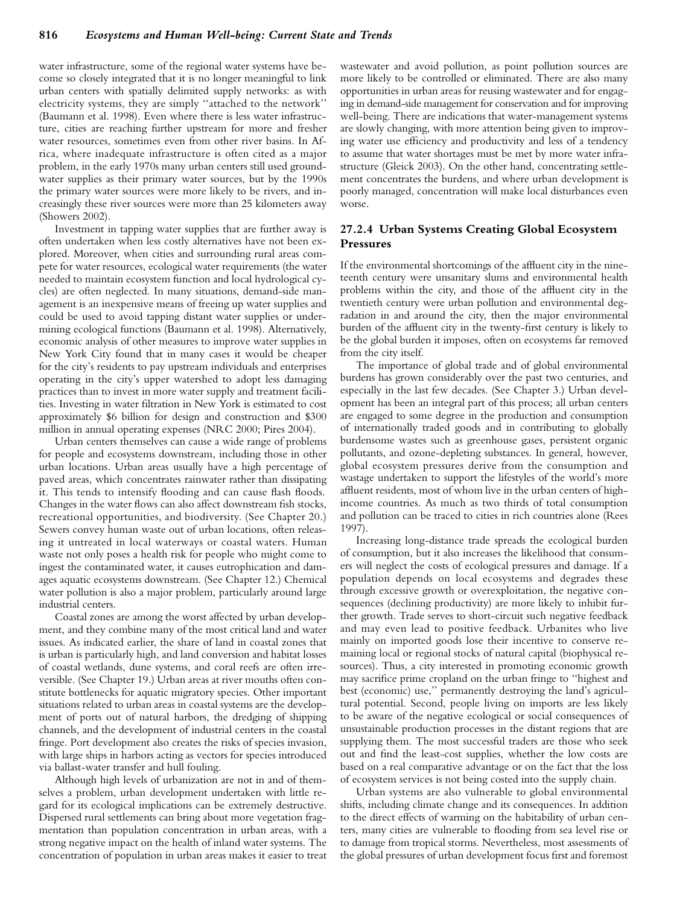water infrastructure, some of the regional water systems have become so closely integrated that it is no longer meaningful to link urban centers with spatially delimited supply networks: as with electricity systems, they are simply "attached to the network" (Baumann et al. 1998). Even where there is less water infrastructure, cities are reaching further upstream for more and fresher water resources, sometimes even from other river basins. In Africa, where inadequate infrastructure is often cited as a major problem, in the early 1970s many urban centers still used groundwater supplies as their primary water sources, but by the 1990s the primary water sources were more likely to be rivers, and increasingly these river sources were more than 25 kilometers away (Showers 2002).

Investment in tapping water supplies that are further away is often undertaken when less costly alternatives have not been explored. Moreover, when cities and surrounding rural areas compete for water resources, ecological water requirements (the water needed to maintain ecosystem function and local hydrological cycles) are often neglected. In many situations, demand-side management is an inexpensive means of freeing up water supplies and could be used to avoid tapping distant water supplies or undermining ecological functions (Baumann et al. 1998). Alternatively, economic analysis of other measures to improve water supplies in New York City found that in many cases it would be cheaper for the city's residents to pay upstream individuals and enterprises operating in the city's upper watershed to adopt less damaging practices than to invest in more water supply and treatment facilities. Investing in water filtration in New York is estimated to cost approximately $6 billion for design and construction and $300 million in annual operating expenses (NRC 2000; Pires 2004).

Urban centers themselves can cause a wide range of problems for people and ecosystems downstream, including those in other urban locations. Urban areas usually have a high percentage of paved areas, which concentrates rainwater rather than dissipating it. This tends to intensify flooding and can cause flash floods. Changes in the water flows can also affect downstream fish stocks, recreational opportunities, and biodiversity. (See Chapter 20.) Sewers convey human waste out of urban locations, often releasing it untreated in local waterways or coastal waters. Human waste not only poses a health risk for people who might come to ingest the contaminated water, it causes eutrophication and damages aquatic ecosystems downstream. (See Chapter 12.) Chemical water pollution is also a major problem, particularly around large industrial centers.

Coastal zones are among the worst affected by urban development, and they combine many of the most critical land and water issues. As indicated earlier, the share of land in coastal zones that is urban is particularly high, and land conversion and habitat losses of coastal wetlands, dune systems, and coral reefs are often irreversible. (See Chapter 19.) Urban areas at river mouths often constitute bottlenecks for aquatic migratory species. Other important situations related to urban areas in coastal systems are the development of ports out of natural harbors, the dredging of shipping channels, and the development of industrial centers in the coastal fringe. Port development also creates the risks of species invasion, with large ships in harbors acting as vectors for species introduced via ballast-water transfer and hull fouling.

Although high levels of urbanization are not in and of themselves a problem, urban development undertaken with little regard for its ecological implications can be extremely destructive. Dispersed rural settlements can bring about more vegetation fragmentation than population concentration in urban areas, with a strong negative impact on the health of inland water systems. The concentration of population in urban areas makes it easier to treat wastewater and avoid pollution, as point pollution sources are more likely to be controlled or eliminated. There are also many opportunities in urban areas for reusing wastewater and for engaging in demand-side management for conservation and for improving well-being. There are indications that water-management systems are slowly changing, with more attention being given to improving water use efficiency and productivity and less of a tendency to assume that water shortages must be met by more water infrastructure (Gleick 2003). On the other hand, concentrating settlement concentrates the burdens, and where urban development is poorly managed, concentration will make local disturbances even worse.

### 27.2.4 Urban Systems Creating Global Ecosystem Pressures

If the environmental shortcomings of the affluent city in the nineteenth century were unsanitary slums and environmental health problems within the city, and those of the affluent city in the twentieth century were urban pollution and environmental degradation in and around the city, then the major environmental burden of the affluent city in the twenty-first century is likely to be the global burden it imposes, often on ecosystems far removed from the city itself.

The importance of global trade and of global environmental burdens has grown considerably over the past two centuries, and especially in the last few decades. (See Chapter 3.) Urban development has been an integral part of this process; all urban centers are engaged to some degree in the production and consumption of internationally traded goods and in contributing to globally burdensome wastes such as greenhouse gases, persistent organic pollutants, and ozone-depleting substances. In general, however, global ecosystem pressures derive from the consumption and wastage undertaken to support the lifestyles of the world's more affluent residents, most of whom live in the urban centers of high-income countries. As much as two thirds of total consumption and pollution can be traced to cities in rich countries alone (Rees 1997).

Increasing long-distance trade spreads the ecological burden of consumption, but it also increases the likelihood that consumers will neglect the costs of ecological pressures and damage. If a population depends on local ecosystems and degrades these through excessive growth or overexploitation, the negative consequences (declining productivity) are more likely to inhibit further growth. Trade serves to short-circuit such negative feedback and may even lead to positive feedback. Urbanites who live mainly on imported goods lose their incentive to conserve remaining local or regional stocks of natural capital (biophysical resources). Thus, a city interested in promoting economic growth may sacrifice prime cropland on the urban fringe to "highest and best (economic) use," permanently destroying the land's agricultural potential. Second, people living on imports are less likely to be aware of the negative ecological or social consequences of unsustainable production processes in the distant regions that are supplying them. The most successful traders are those who seek out and find the least-cost supplies, whether the low costs are based on a real comparative advantage or on the fact that the loss of ecosystem services is not being costed into the supply chain.

Urban systems are also vulnerable to global environmental shifts, including climate change and its consequences. In addition to the direct effects of warming on the habitability of urban centers, many cities are vulnerable to flooding from sea level rise or to damage from tropical storms. Nevertheless, most assessments of the global pressures of urban development focus first and foremost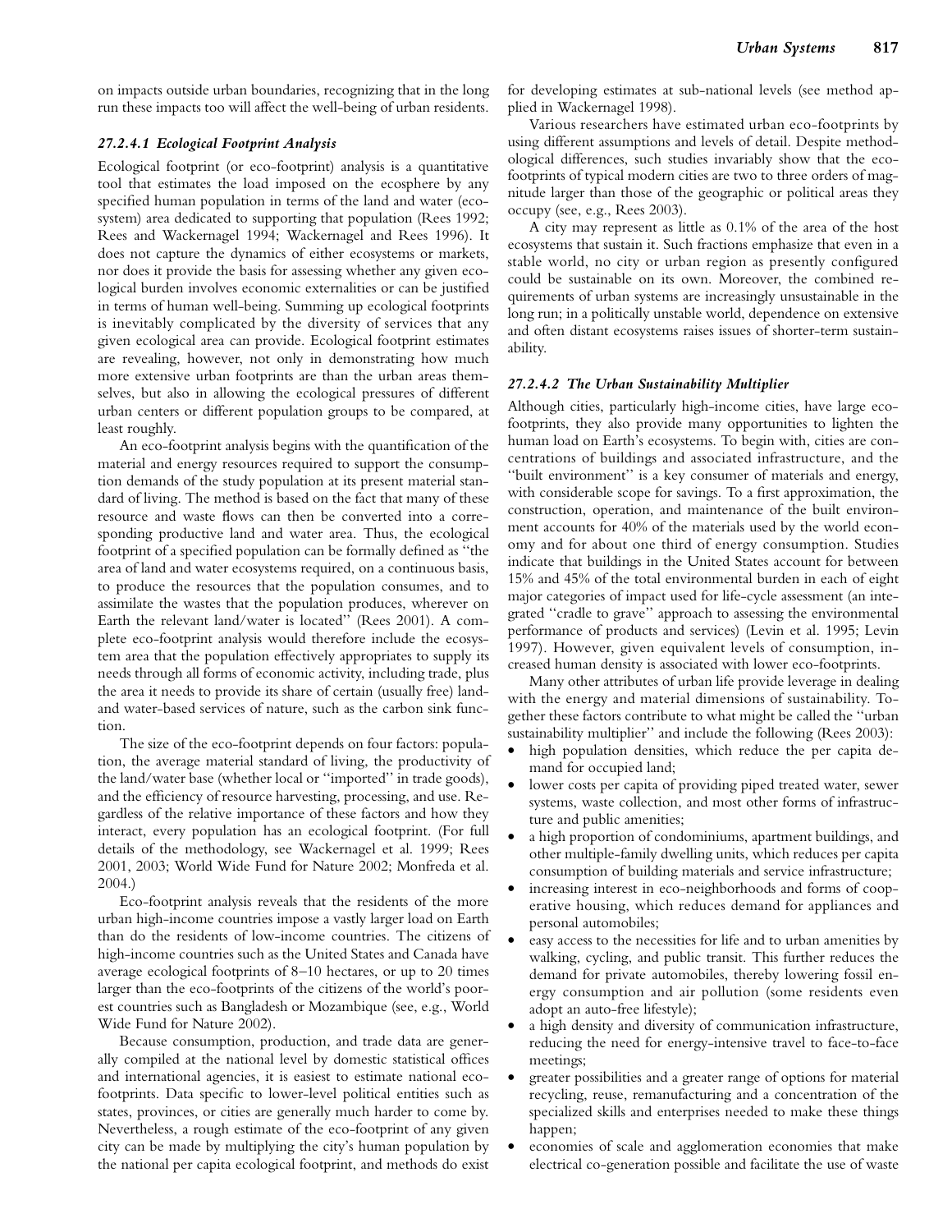on impacts outside urban boundaries, recognizing that in the long run these impacts too will affect the well-being of urban residents.

#### *27.2.4.1 Ecological Footprint Analysis*

Ecological footprint (or eco-footprint) analysis is a quantitative tool that estimates the load imposed on the ecosphere by any specified human population in terms of the land and water (ecosystem) area dedicated to supporting that population (Rees 1992; Rees and Wackernagel 1994; Wackernagel and Rees 1996). It does not capture the dynamics of either ecosystems or markets, nor does it provide the basis for assessing whether any given ecological burden involves economic externalities or can be justified in terms of human well-being. Summing up ecological footprints is inevitably complicated by the diversity of services that any given ecological area can provide. Ecological footprint estimates are revealing, however, not only in demonstrating how much more extensive urban footprints are than the urban areas themselves, but also in allowing the ecological pressures of different urban centers or different population groups to be compared, at least roughly.

An eco-footprint analysis begins with the quantification of the material and energy resources required to support the consumption demands of the study population at its present material standard of living. The method is based on the fact that many of these resource and waste flows can then be converted into a corresponding productive land and water area. Thus, the ecological footprint of a specified population can be formally defined as ''the area of land and water ecosystems required, on a continuous basis, to produce the resources that the population consumes, and to assimilate the wastes that the population produces, wherever on Earth the relevant land/water is located'' (Rees 2001). A complete eco-footprint analysis would therefore include the ecosystem area that the population effectively appropriates to supply its needs through all forms of economic activity, including trade, plus the area it needs to provide its share of certain (usually free) land- and water-based services of nature, such as the carbon sink function.

The size of the eco-footprint depends on four factors: population, the average material standard of living, the productivity of the land/water base (whether local or ''imported'' in trade goods), and the efficiency of resource harvesting, processing, and use. Regardless of the relative importance of these factors and how they interact, every population has an ecological footprint. (For full details of the methodology, see Wackernagel et al. 1999; Rees 2001, 2003; World Wide Fund for Nature 2002; Monfreda et al. 2004.)

Eco-footprint analysis reveals that the residents of the more urban high-income countries impose a vastly larger load on Earth than do the residents of low-income countries. The citizens of high-income countries such as the United States and Canada have average ecological footprints of 8–10 hectares, or up to 20 times larger than the eco-footprints of the citizens of the world's poorest countries such as Bangladesh or Mozambique (see, e.g., World Wide Fund for Nature 2002).

Because consumption, production, and trade data are generally compiled at the national level by domestic statistical offices and international agencies, it is easiest to estimate national eco-footprints. Data specific to lower-level political entities such as states, provinces, or cities are generally much harder to come by. Nevertheless, a rough estimate of the eco-footprint of any given city can be made by multiplying the city's human population by the national per capita ecological footprint, and methods do exist for developing estimates at sub-national levels (see method applied in Wackernagel 1998).

Various researchers have estimated urban eco-footprints by using different assumptions and levels of detail. Despite methodological differences, such studies invariably show that the eco-footprints of typical modern cities are two to three orders of magnitude larger than those of the geographic or political areas they occupy (see, e.g., Rees 2003).

A city may represent as little as 0.1% of the area of the host ecosystems that sustain it. Such fractions emphasize that even in a stable world, no city or urban region as presently configured could be sustainable on its own. Moreover, the combined requirements of urban systems are increasingly unsustainable in the long run; in a politically unstable world, dependence on extensive and often distant ecosystems raises issues of shorter-term sustainability.

#### *27.2.4.2 The Urban Sustainability Multiplier*

Although cities, particularly high-income cities, have large eco-footprints, they also provide many opportunities to lighten the human load on Earth's ecosystems. To begin with, cities are concentrations of buildings and associated infrastructure, and the ''built environment'' is a key consumer of materials and energy, with considerable scope for savings. To a first approximation, the construction, operation, and maintenance of the built environment accounts for 40% of the materials used by the world economy and for about one third of energy consumption. Studies indicate that buildings in the United States account for between 15% and 45% of the total environmental burden in each of eight major categories of impact used for life-cycle assessment (an integrated ''cradle to grave'' approach to assessing the environmental performance of products and services) (Levin et al. 1995; Levin 1997). However, given equivalent levels of consumption, increased human density is associated with lower eco-footprints.

Many other attributes of urban life provide leverage in dealing with the energy and material dimensions of sustainability. Together these factors contribute to what might be called the ''urban sustainability multiplier'' and include the following (Rees 2003):

- high population densities, which reduce the per capita demand for occupied land;
- lower costs per capita of providing piped treated water, sewer systems, waste collection, and most other forms of infrastructure and public amenities;
- a high proportion of condominiums, apartment buildings, and other multiple-family dwelling units, which reduces per capita consumption of building materials and service infrastructure;
- increasing interest in eco-neighborhoods and forms of cooperative housing, which reduces demand for appliances and personal automobiles;
- easy access to the necessities for life and to urban amenities by walking, cycling, and public transit. This further reduces the demand for private automobiles, thereby lowering fossil energy consumption and air pollution (some residents even adopt an auto-free lifestyle);
- a high density and diversity of communication infrastructure, reducing the need for energy-intensive travel to face-to-face meetings;
- greater possibilities and a greater range of options for material recycling, reuse, remanufacturing and a concentration of the specialized skills and enterprises needed to make these things happen;
- economies of scale and agglomeration economies that make electrical co-generation possible and facilitate the use of waste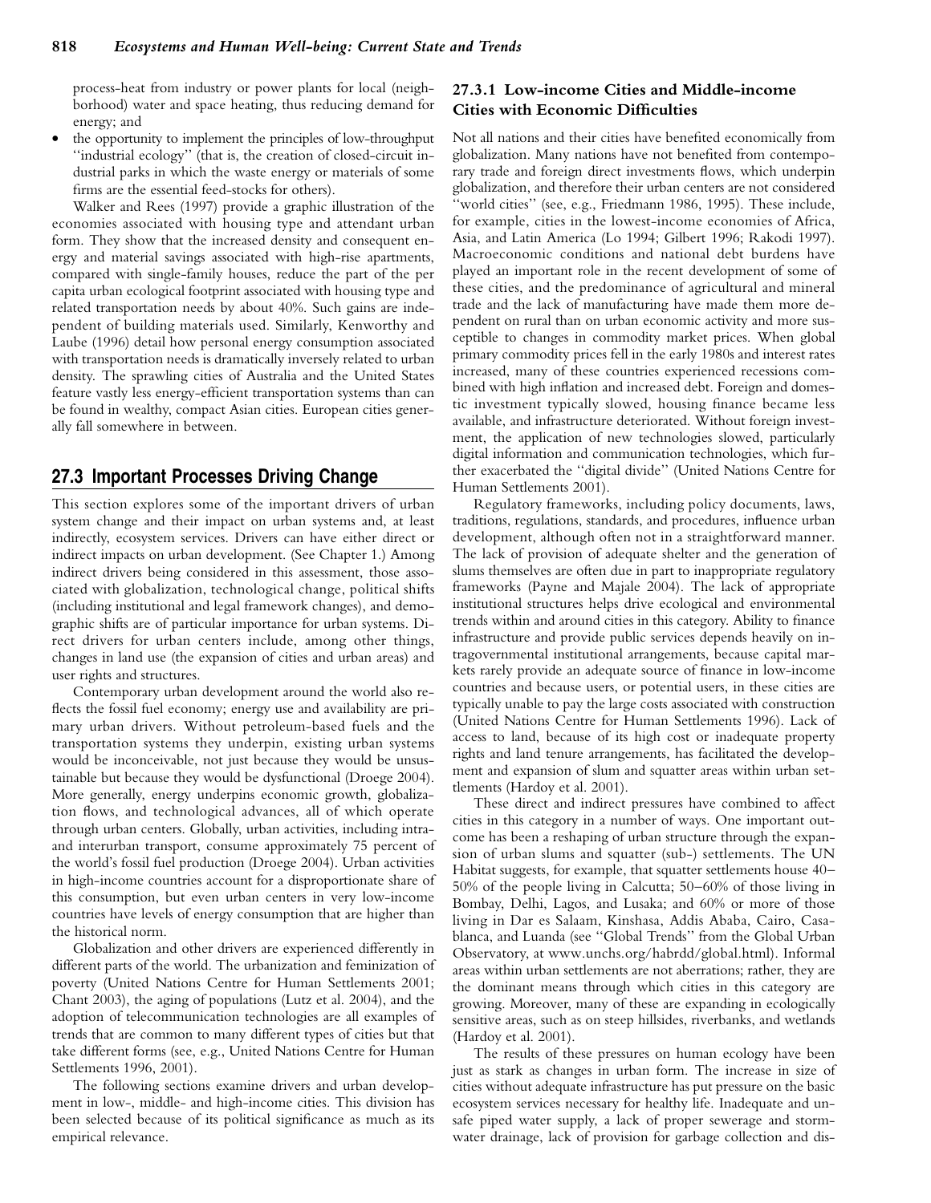process-heat from industry or power plants for local (neighborhood) water and space heating, thus reducing demand for energy; and

- the opportunity to implement the principles of low-throughput ''industrial ecology'' (that is, the creation of closed-circuit industrial parks in which the waste energy or materials of some firms are the essential feed-stocks for others).

Walker and Rees (1997) provide a graphic illustration of the economies associated with housing type and attendant urban form. They show that the increased density and consequent energy and material savings associated with high-rise apartments, compared with single-family houses, reduce the part of the per capita urban ecological footprint associated with housing type and related transportation needs by about 40%. Such gains are independent of building materials used. Similarly, Kenworthy and Laube (1996) detail how personal energy consumption associated with transportation needs is dramatically inversely related to urban density. The sprawling cities of Australia and the United States feature vastly less energy-efficient transportation systems than can be found in wealthy, compact Asian cities. European cities generally fall somewhere in between.

## 27.3 Important Processes Driving Change

This section explores some of the important drivers of urban system change and their impact on urban systems and, at least indirectly, ecosystem services. Drivers can have either direct or indirect impacts on urban development. (See Chapter 1.) Among indirect drivers being considered in this assessment, those associated with globalization, technological change, political shifts (including institutional and legal framework changes), and demographic shifts are of particular importance for urban systems. Direct drivers for urban centers include, among other things, changes in land use (the expansion of cities and urban areas) and user rights and structures.

Contemporary urban development around the world also reflects the fossil fuel economy; energy use and availability are primary urban drivers. Without petroleum-based fuels and the transportation systems they underpin, existing urban systems would be inconceivable, not just because they would be unsustainable but because they would be dysfunctional (Droege 2004). More generally, energy underpins economic growth, globalization flows, and technological advances, all of which operate through urban centers. Globally, urban activities, including intra- and interurban transport, consume approximately 75 percent of the world's fossil fuel production (Droege 2004). Urban activities in high-income countries account for a disproportionate share of this consumption, but even urban centers in very low-income countries have levels of energy consumption that are higher than the historical norm.

Globalization and other drivers are experienced differently in different parts of the world. The urbanization and feminization of poverty (United Nations Centre for Human Settlements 2001; Chant 2003), the aging of populations (Lutz et al. 2004), and the adoption of telecommunication technologies are all examples of trends that are common to many different types of cities but that take different forms (see, e.g., United Nations Centre for Human Settlements 1996, 2001).

The following sections examine drivers and urban development in low-, middle- and high-income cities. This division has been selected because of its political significance as much as its empirical relevance.

### 27.3.1 Low-income Cities and Middle-income Cities with Economic Difficulties

Not all nations and their cities have benefited economically from globalization. Many nations have not benefited from contemporary trade and foreign direct investments flows, which underpin globalization, and therefore their urban centers are not considered ''world cities'' (see, e.g., Friedmann 1986, 1995). These include, for example, cities in the lowest-income economies of Africa, Asia, and Latin America (Lo 1994; Gilbert 1996; Rakodi 1997). Macroeconomic conditions and national debt burdens have played an important role in the recent development of some of these cities, and the predominance of agricultural and mineral trade and the lack of manufacturing have made them more dependent on rural than on urban economic activity and more susceptible to changes in commodity market prices. When global primary commodity prices fell in the early 1980s and interest rates increased, many of these countries experienced recessions combined with high inflation and increased debt. Foreign and domestic investment typically slowed, housing finance became less available, and infrastructure deteriorated. Without foreign investment, the application of new technologies slowed, particularly digital information and communication technologies, which further exacerbated the ''digital divide'' (United Nations Centre for Human Settlements 2001).

Regulatory frameworks, including policy documents, laws, traditions, regulations, standards, and procedures, influence urban development, although often not in a straightforward manner. The lack of provision of adequate shelter and the generation of slums themselves are often due in part to inappropriate regulatory frameworks (Payne and Majale 2004). The lack of appropriate institutional structures helps drive ecological and environmental trends within and around cities in this category. Ability to finance infrastructure and provide public services depends heavily on intragovernmental institutional arrangements, because capital markets rarely provide an adequate source of finance in low-income countries and because users, or potential users, in these cities are typically unable to pay the large costs associated with construction (United Nations Centre for Human Settlements 1996). Lack of access to land, because of its high cost or inadequate property rights and land tenure arrangements, has facilitated the development and expansion of slum and squatter areas within urban settlements (Hardoy et al. 2001).

These direct and indirect pressures have combined to affect cities in this category in a number of ways. One important outcome has been a reshaping of urban structure through the expansion of urban slums and squatter (sub-) settlements. The UN Habitat suggests, for example, that squatter settlements house 40–50% of the people living in Calcutta; 50–60% of those living in Bombay, Delhi, Lagos, and Lusaka; and 60% or more of those living in Dar es Salaam, Kinshasa, Addis Ababa, Cairo, Casablanca, and Luanda (see ''Global Trends'' from the Global Urban Observatory, at www.unchs.org/habrdd/global.html). Informal areas within urban settlements are not aberrations; rather, they are the dominant means through which cities in this category are growing. Moreover, many of these are expanding in ecologically sensitive areas, such as on steep hillsides, riverbanks, and wetlands (Hardoy et al. 2001).

The results of these pressures on human ecology have been just as stark as changes in urban form. The increase in size of cities without adequate infrastructure has put pressure on the basic ecosystem services necessary for healthy life. Inadequate and unsafe piped water supply, a lack of proper sewerage and stormwater drainage, lack of provision for garbage collection and dis-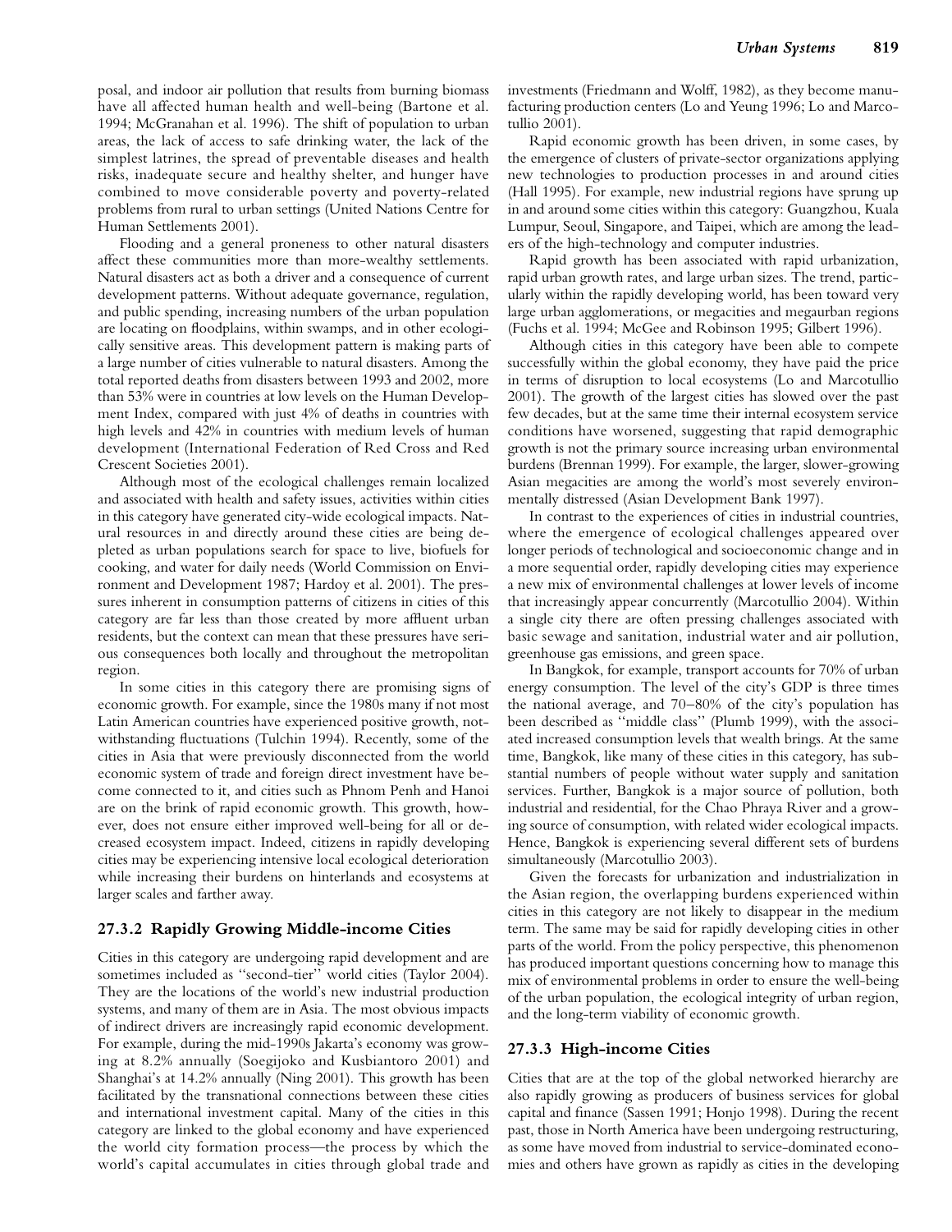posal, and indoor air pollution that results from burning biomass have all affected human health and well-being (Bartone et al. 1994; McGranahan et al. 1996). The shift of population to urban areas, the lack of access to safe drinking water, the lack of the simplest latrines, the spread of preventable diseases and health risks, inadequate secure and healthy shelter, and hunger have combined to move considerable poverty and poverty-related problems from rural to urban settings (United Nations Centre for Human Settlements 2001).

Flooding and a general proneness to other natural disasters affect these communities more than more-wealthy settlements. Natural disasters act as both a driver and a consequence of current development patterns. Without adequate governance, regulation, and public spending, increasing numbers of the urban population are locating on floodplains, within swamps, and in other ecologically sensitive areas. This development pattern is making parts of a large number of cities vulnerable to natural disasters. Among the total reported deaths from disasters between 1993 and 2002, more than 53% were in countries at low levels on the Human Development Index, compared with just 4% of deaths in countries with high levels and 42% in countries with medium levels of human development (International Federation of Red Cross and Red Crescent Societies 2001).

Although most of the ecological challenges remain localized and associated with health and safety issues, activities within cities in this category have generated city-wide ecological impacts. Natural resources in and directly around these cities are being depleted as urban populations search for space to live, biofuels for cooking, and water for daily needs (World Commission on Environment and Development 1987; Hardoy et al. 2001). The pressures inherent in consumption patterns of citizens in cities of this category are far less than those created by more affluent urban residents, but the context can mean that these pressures have serious consequences both locally and throughout the metropolitan region.

In some cities in this category there are promising signs of economic growth. For example, since the 1980s many if not most Latin American countries have experienced positive growth, notwithstanding fluctuations (Tulchin 1994). Recently, some of the cities in Asia that were previously disconnected from the world economic system of trade and foreign direct investment have become connected to it, and cities such as Phnom Penh and Hanoi are on the brink of rapid economic growth. This growth, however, does not ensure either improved well-being for all or decreased ecosystem impact. Indeed, citizens in rapidly developing cities may be experiencing intensive local ecological deterioration while increasing their burdens on hinterlands and ecosystems at larger scales and farther away.

### 27.3.2 Rapidly Growing Middle-income Cities

Cities in this category are undergoing rapid development and are sometimes included as "second-tier" world cities (Taylor 2004). They are the locations of the world's new industrial production systems, and many of them are in Asia. The most obvious impacts of indirect drivers are increasingly rapid economic development. For example, during the mid-1990s Jakarta's economy was growing at 8.2% annually (Soegijoko and Kusbiantoro 2001) and Shanghai's at 14.2% annually (Ning 2001). This growth has been facilitated by the transnational connections between these cities and international investment capital. Many of the cities in this category are linked to the global economy and have experienced the world city formation process—the process by which the world's capital accumulates in cities through global trade and investments (Friedmann and Wolff, 1982), as they become manufacturing production centers (Lo and Yeung 1996; Lo and Marcotullio 2001).

Rapid economic growth has been driven, in some cases, by the emergence of clusters of private-sector organizations applying new technologies to production processes in and around cities (Hall 1995). For example, new industrial regions have sprung up in and around some cities within this category: Guangzhou, Kuala Lumpur, Seoul, Singapore, and Taipei, which are among the leaders of the high-technology and computer industries.

Rapid growth has been associated with rapid urbanization, rapid urban growth rates, and large urban sizes. The trend, particularly within the rapidly developing world, has been toward very large urban agglomerations, or megacities and megaurban regions (Fuchs et al. 1994; McGee and Robinson 1995; Gilbert 1996).

Although cities in this category have been able to compete successfully within the global economy, they have paid the price in terms of disruption to local ecosystems (Lo and Marcotullio 2001). The growth of the largest cities has slowed over the past few decades, but at the same time their internal ecosystem service conditions have worsened, suggesting that rapid demographic growth is not the primary source increasing urban environmental burdens (Brennan 1999). For example, the larger, slower-growing Asian megacities are among the world's most severely environmentally distressed (Asian Development Bank 1997).

In contrast to the experiences of cities in industrial countries, where the emergence of ecological challenges appeared over longer periods of technological and socioeconomic change and in a more sequential order, rapidly developing cities may experience a new mix of environmental challenges at lower levels of income that increasingly appear concurrently (Marcotullio 2004). Within a single city there are often pressing challenges associated with basic sewage and sanitation, industrial water and air pollution, greenhouse gas emissions, and green space.

In Bangkok, for example, transport accounts for 70% of urban energy consumption. The level of the city's GDP is three times the national average, and 70–80% of the city's population has been described as "middle class" (Plumb 1999), with the associated increased consumption levels that wealth brings. At the same time, Bangkok, like many of these cities in this category, has substantial numbers of people without water supply and sanitation services. Further, Bangkok is a major source of pollution, both industrial and residential, for the Chao Phraya River and a growing source of consumption, with related wider ecological impacts. Hence, Bangkok is experiencing several different sets of burdens simultaneously (Marcotullio 2003).

Given the forecasts for urbanization and industrialization in the Asian region, the overlapping burdens experienced within cities in this category are not likely to disappear in the medium term. The same may be said for rapidly developing cities in other parts of the world. From the policy perspective, this phenomenon has produced important questions concerning how to manage this mix of environmental problems in order to ensure the well-being of the urban population, the ecological integrity of urban region, and the long-term viability of economic growth.

### 27.3.3 High-income Cities

Cities that are at the top of the global networked hierarchy are also rapidly growing as producers of business services for global capital and finance (Sassen 1991; Honjo 1998). During the recent past, those in North America have been undergoing restructuring, as some have moved from industrial to service-dominated economies and others have grown as rapidly as cities in the developing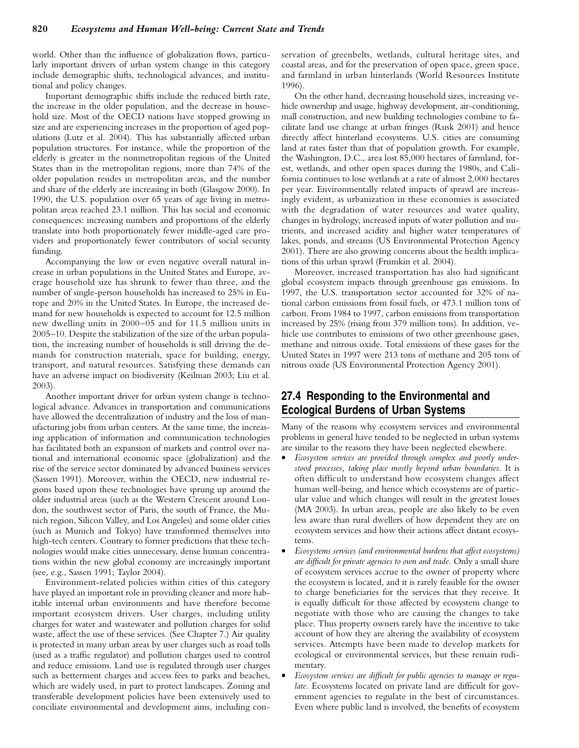world. Other than the influence of globalization flows, particularly important drivers of urban system change in this category include demographic shifts, technological advances, and institutional and policy changes.

Important demographic shifts include the reduced birth rate, the increase in the older population, and the decrease in household size. Most of the OECD nations have stopped growing in size and are experiencing increases in the proportion of aged populations (Lutz et al. 2004). This has substantially affected urban population structures. For instance, while the proportion of the elderly is greater in the nonmetropolitan regions of the United States than in the metropolitan regions, more than 74% of the older population resides in metropolitan areas, and the number and share of the elderly are increasing in both (Glasgow 2000). In 1990, the U.S. population over 65 years of age living in metropolitan areas reached 23.1 million. This has social and economic consequences: increasing numbers and proportions of the elderly translate into both proportionately fewer middle-aged care providers and proportionately fewer contributors of social security funding.

Accompanying the low or even negative overall natural increase in urban populations in the United States and Europe, average household size has shrunk to fewer than three, and the number of single-person households has increased to 25% in Europe and 20% in the United States. In Europe, the increased demand for new households is expected to account for 12.5 million new dwelling units in 2000–05 and for 11.5 million units in 2005–10. Despite the stabilization of the size of the urban population, the increasing number of households is still driving the demands for construction materials, space for building, energy, transport, and natural resources. Satisfying these demands can have an adverse impact on biodiversity (Keilman 2003; Liu et al. 2003).

Another important driver for urban system change is technological advance. Advances in transportation and communications have allowed the decentralization of industry and the loss of manufacturing jobs from urban centers. At the same time, the increasing application of information and communication technologies has facilitated both an expansion of markets and control over national and international economic space (globalization) and the rise of the service sector dominated by advanced business services (Sassen 1991). Moreover, within the OECD, new industrial regions based upon these technologies have sprung up around the older industrial areas (such as the Western Crescent around London, the southwest sector of Paris, the south of France, the Munich region, Silicon Valley, and Los Angeles) and some older cities (such as Munich and Tokyo) have transformed themselves into high-tech centers. Contrary to former predictions that these technologies would make cities unnecessary, dense human concentrations within the new global economy are increasingly important (see, e.g., Sassen 1991; Taylor 2004).

Environment-related policies within cities of this category have played an important role in providing cleaner and more habitable internal urban environments and have therefore become important ecosystem drivers. User charges, including utility charges for water and wastewater and pollution charges for solid waste, affect the use of these services. (See Chapter 7.) Air quality is protected in many urban areas by user charges such as road tolls (used as a traffic regulator) and pollution charges used to control and reduce emissions. Land use is regulated through user charges such as betterment charges and access fees to parks and beaches, which are widely used, in part to protect landscapes. Zoning and transferable development policies have been extensively used to conciliate environmental and development aims, including conservation of greenbelts, wetlands, cultural heritage sites, and coastal areas, and for the preservation of open space, green space, and farmland in urban hinterlands (World Resources Institute 1996).

On the other hand, decreasing household sizes, increasing vehicle ownership and usage, highway development, air-conditioning, mall construction, and new building technologies combine to facilitate land use change at urban fringes (Rusk 2001) and hence directly affect hinterland ecosystems. U.S. cities are consuming land at rates faster than that of population growth. For example, the Washington, D.C., area lost 85,000 hectares of farmland, forest, wetlands, and other open spaces during the 1980s, and California continues to lose wetlands at a rate of almost 2,000 hectares per year. Environmentally related impacts of sprawl are increasingly evident, as urbanization in these economies is associated with the degradation of water resources and water quality, changes in hydrology, increased inputs of water pollution and nutrients, and increased acidity and higher water temperatures of lakes, ponds, and streams (US Environmental Protection Agency 2001). There are also growing concerns about the health implications of this urban sprawl (Frumkin et al. 2004).

Moreover, increased transportation has also had significant global ecosystem impacts through greenhouse gas emissions. In 1997, the U.S. transportation sector accounted for 32% of national carbon emissions from fossil fuels, or 473.1 million tons of carbon. From 1984 to 1997, carbon emissions from transportation increased by 25% (rising from 379 million tons). In addition, vehicle use contributes to emissions of two other greenhouse gases, methane and nitrous oxide. Total emissions of these gases for the United States in 1997 were 213 tons of methane and 205 tons of nitrous oxide (US Environmental Protection Agency 2001).

## 27.4 Responding to the Environmental and Ecological Burdens of Urban Systems

Many of the reasons why ecosystem services and environmental problems in general have tended to be neglected in urban systems are similar to the reasons they have been neglected elsewhere.

- *Ecosystem services are provided through complex and poorly understood processes, taking place mostly beyond urban boundaries.* It is often difficult to understand how ecosystem changes affect human well-being, and hence which ecosystems are of particular value and which changes will result in the greatest losses (MA 2003). In urban areas, people are also likely to be even less aware than rural dwellers of how dependent they are on ecosystem services and how their actions affect distant ecosystems.
- *Ecosystems services (and environmental burdens that affect ecosystems) are difficult for private agencies to own and trade.* Only a small share of ecosystem services accrue to the owner of property where the ecosystem is located, and it is rarely feasible for the owner to charge beneficiaries for the services that they receive. It is equally difficult for those affected by ecosystem change to negotiate with those who are causing the changes to take place. Thus property owners rarely have the incentive to take account of how they are altering the availability of ecosystem services. Attempts have been made to develop markets for ecological or environmental services, but these remain rudimentary.
- *Ecosystem services are difficult for public agencies to manage or regulate.* Ecosystems located on private land are difficult for government agencies to regulate in the best of circumstances. Even where public land is involved, the benefits of ecosystem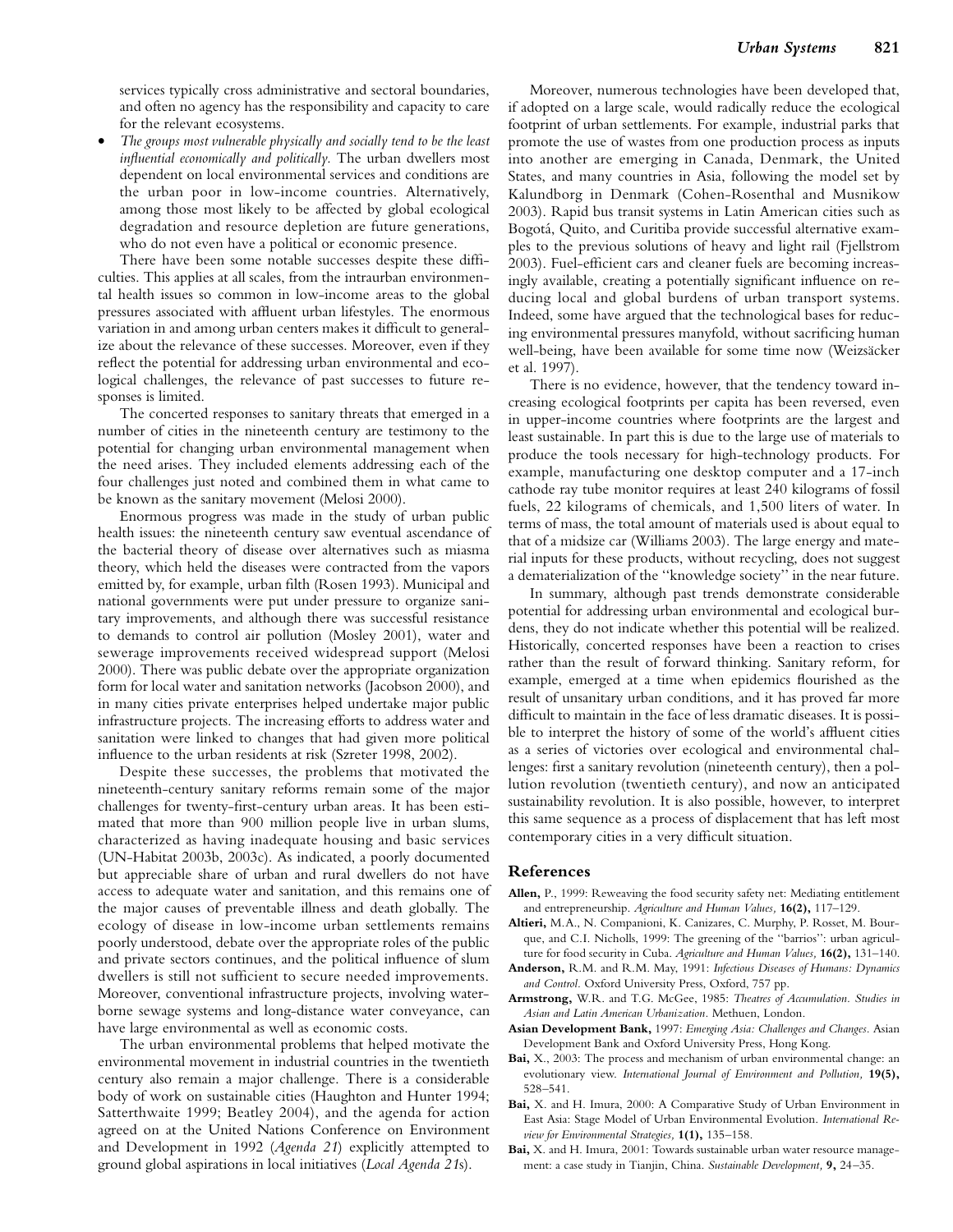services typically cross administrative and sectoral boundaries, and often no agency has the responsibility and capacity to care for the relevant ecosystems.

- *The groups most vulnerable physically and socially tend to be the least influential economically and politically.* The urban dwellers most dependent on local environmental services and conditions are the urban poor in low-income countries. Alternatively, among those most likely to be affected by global ecological degradation and resource depletion are future generations, who do not even have a political or economic presence.

There have been some notable successes despite these difficulties. This applies at all scales, from the intraurban environmental health issues so common in low-income areas to the global pressures associated with affluent urban lifestyles. The enormous variation in and among urban centers makes it difficult to generalize about the relevance of these successes. Moreover, even if they reflect the potential for addressing urban environmental and ecological challenges, the relevance of past successes to future responses is limited.

The concerted responses to sanitary threats that emerged in a number of cities in the nineteenth century are testimony to the potential for changing urban environmental management when the need arises. They included elements addressing each of the four challenges just noted and combined them in what came to be known as the sanitary movement (Melosi 2000).

Enormous progress was made in the study of urban public health issues: the nineteenth century saw eventual ascendance of the bacterial theory of disease over alternatives such as miasma theory, which held the diseases were contracted from the vapors emitted by, for example, urban filth (Rosen 1993). Municipal and national governments were put under pressure to organize sanitary improvements, and although there was successful resistance to demands to control air pollution (Mosley 2001), water and sewerage improvements received widespread support (Melosi 2000). There was public debate over the appropriate organization form for local water and sanitation networks (Jacobson 2000), and in many cities private enterprises helped undertake major public infrastructure projects. The increasing efforts to address water and sanitation were linked to changes that had given more political influence to the urban residents at risk (Szreter 1998, 2002).

Despite these successes, the problems that motivated the nineteenth-century sanitary reforms remain some of the major challenges for twenty-first-century urban areas. It has been estimated that more than 900 million people live in urban slums, characterized as having inadequate housing and basic services (UN-Habitat 2003b, 2003c). As indicated, a poorly documented but appreciable share of urban and rural dwellers do not have access to adequate water and sanitation, and this remains one of the major causes of preventable illness and death globally. The ecology of disease in low-income urban settlements remains poorly understood, debate over the appropriate roles of the public and private sectors continues, and the political influence of slum dwellers is still not sufficient to secure needed improvements. Moreover, conventional infrastructure projects, involving waterborne sewage systems and long-distance water conveyance, can have large environmental as well as economic costs.

The urban environmental problems that helped motivate the environmental movement in industrial countries in the twentieth century also remain a major challenge. There is a considerable body of work on sustainable cities (Haughton and Hunter 1994; Satterthwaite 1999; Beatley 2004), and the agenda for action agreed on at the United Nations Conference on Environment and Development in 1992 (*Agenda 21*) explicitly attempted to ground global aspirations in local initiatives (*Local Agenda 21*s).

Moreover, numerous technologies have been developed that, if adopted on a large scale, would radically reduce the ecological footprint of urban settlements. For example, industrial parks that promote the use of wastes from one production process as inputs into another are emerging in Canada, Denmark, the United States, and many countries in Asia, following the model set by Kalundborg in Denmark (Cohen-Rosenthal and Musnikow 2003). Rapid bus transit systems in Latin American cities such as Bogotá, Quito, and Curitiba provide successful alternative examples to the previous solutions of heavy and light rail (Fjellstrom 2003). Fuel-efficient cars and cleaner fuels are becoming increasingly available, creating a potentially significant influence on reducing local and global burdens of urban transport systems. Indeed, some have argued that the technological bases for reducing environmental pressures manyfold, without sacrificing human well-being, have been available for some time now (Weizsäcker et al. 1997).

There is no evidence, however, that the tendency toward increasing ecological footprints per capita has been reversed, even in upper-income countries where footprints are the largest and least sustainable. In part this is due to the large use of materials to produce the tools necessary for high-technology products. For example, manufacturing one desktop computer and a 17-inch cathode ray tube monitor requires at least 240 kilograms of fossil fuels, 22 kilograms of chemicals, and 1,500 liters of water. In terms of mass, the total amount of materials used is about equal to that of a midsize car (Williams 2003). The large energy and material inputs for these products, without recycling, does not suggest a dematerialization of the "knowledge society" in the near future.

In summary, although past trends demonstrate considerable potential for addressing urban environmental and ecological burdens, they do not indicate whether this potential will be realized. Historically, concerted responses have been a reaction to crises rather than the result of forward thinking. Sanitary reform, for example, emerged at a time when epidemics flourished as the result of unsanitary urban conditions, and it has proved far more difficult to maintain in the face of less dramatic diseases. It is possible to interpret the history of some of the world's affluent cities as a series of victories over ecological and environmental challenges: first a sanitary revolution (nineteenth century), then a pollution revolution (twentieth century), and now an anticipated sustainability revolution. It is also possible, however, to interpret this same sequence as a process of displacement that has left most contemporary cities in a very difficult situation.

## References

**Allen,** P., 1999: Reweaving the food security safety net: Mediating entitlement and entrepreneurship. *Agriculture and Human Values,* **16(2),** 117–129.

**Altieri,** M.A., N. Companioni, K. Canizares, C. Murphy, P. Rosset, M. Bourque, and C.I. Nicholls, 1999: The greening of the "barrios": urban agriculture for food security in Cuba. *Agriculture and Human Values,* **16(2),** 131–140.

**Anderson,** R.M. and R.M. May, 1991: *Infectious Diseases of Humans: Dynamics and Control.* Oxford University Press, Oxford, 757 pp.

**Armstrong,** W.R. and T.G. McGee, 1985: *Theatres of Accumulation. Studies in Asian and Latin American Urbanization.* Methuen, London.

**Asian Development Bank,** 1997: *Emerging Asia: Challenges and Changes.* Asian Development Bank and Oxford University Press, Hong Kong.

**Bai,** X., 2003: The process and mechanism of urban environmental change: an evolutionary view. *International Journal of Environment and Pollution,* **19(5),** 528–541.

**Bai,** X. and H. Imura, 2000: A Comparative Study of Urban Environment in East Asia: Stage Model of Urban Environmental Evolution. *International Review for Environmental Strategies,* **1(1),** 135–158.

**Bai,** X. and H. Imura, 2001: Towards sustainable urban water resource management: a case study in Tianjin, China. *Sustainable Development,* **9,** 24–35.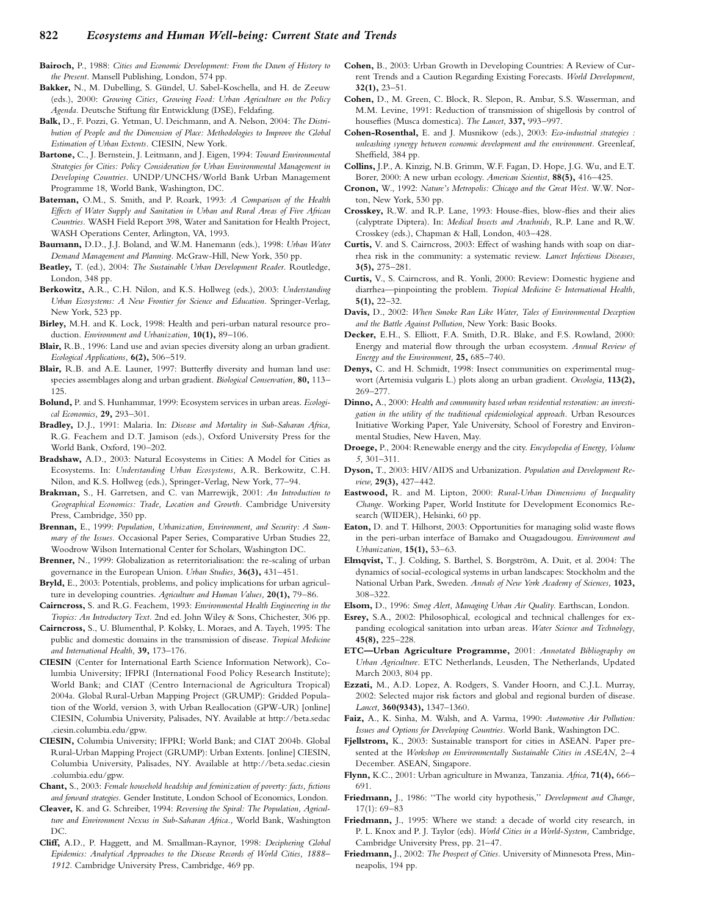**Bairoch,** P., 1988: *Cities and Economic Development: From the Dawn of History to the Present*. Mansell Publishing, London, 574 pp.

**Bakker,** N., M. Dubelling, S. Gündel, U. Sabel-Koschella, and H. de Zeeuw (eds.), 2000: *Growing Cities, Growing Food: Urban Agriculture on the Policy Agenda*. Deutsche Stiftung für Entwicklung (DSE), Feldafing.

**Balk,** D., F. Pozzi, G. Yetman, U. Deichmann, and A. Nelson, 2004: *The Distribution of People and the Dimension of Place: Methodologies to Improve the Global Estimation of Urban Extents*. CIESIN, New York.

**Bartone,** C., J. Bernstein, J. Leitmann, and J. Eigen, 1994: *Toward Environmental Strategies for Cities: Policy Consideration for Urban Environmental Management in Developing Countries*. UNDP/UNCHS/World Bank Urban Management Programme 18, World Bank, Washington, DC.

**Bateman,** O.M., S. Smith, and P. Roark, 1993: *A Comparison of the Health Effects of Water Supply and Sanitation in Urban and Rural Areas of Five African Countries*. WASH Field Report 398, Water and Sanitation for Health Project, WASH Operations Center, Arlington, VA, 1993.

**Baumann,** D.D., J.J. Boland, and W.M. Hanemann (eds.), 1998: *Urban Water Demand Management and Planning*. McGraw-Hill, New York, 350 pp.

**Beatley,** T. (ed.), 2004: *The Sustainable Urban Development Reader*. Routledge, London, 348 pp.

**Berkowitz,** A.R., C.H. Nilon, and K.S. Hollweg (eds.), 2003: *Understanding Urban Ecosystems: A New Frontier for Science and Education*. Springer-Verlag, New York, 523 pp.

**Birley,** M.H. and K. Lock, 1998: Health and peri-urban natural resource production. *Environment and Urbanization,* **10(1),** 89–106.

**Blair,** R.B., 1996: Land use and avian species diversity along an urban gradient. *Ecological Applications,* **6(2),** 506–519.

**Blair,** R.B. and A.E. Launer, 1997: Butterfly diversity and human land use: species assemblages along and urban gradient. *Biological Conservation,* **80,** 113–125.

**Bolund,** P. and S. Hunhammar, 1999: Ecosystem services in urban areas. *Ecological Economics,* **29,** 293–301.

**Bradley,** D.J., 1991: Malaria. In: *Disease and Mortality in Sub-Saharan Africa,* R.G. Feachem and D.T. Jamison (eds.), Oxford University Press for the World Bank, Oxford, 190–202.

**Bradshaw,** A.D., 2003: Natural Ecosystems in Cities: A Model for Cities as Ecosystems. In: *Understanding Urban Ecosystems,* A.R. Berkowitz, C.H. Nilon, and K.S. Hollweg (eds.), Springer-Verlag, New York, 77–94.

**Brakman,** S., H. Garretsen, and C. van Marrewijk, 2001: *An Introduction to Geographical Economics: Trade, Location and Growth*. Cambridge University Press, Cambridge, 350 pp.

**Brennan,** E., 1999: *Population, Urbanization, Environment, and Security: A Summary of the Issues*. Occasional Paper Series, Comparative Urban Studies 22, Woodrow Wilson International Center for Scholars, Washington DC.

**Brenner,** N., 1999: Globalization as reterritorialisation: the re-scaling of urban governance in the European Union. *Urban Studies,* **36(3),** 431–451.

**Bryld,** E., 2003: Potentials, problems, and policy implications for urban agriculture in developing countries. *Agriculture and Human Values,* **20(1),** 79–86.

**Cairncross,** S. and R.G. Feachem, 1993: *Environmental Health Engineering in the Tropics: An Introductory Text*. 2nd ed. John Wiley & Sons, Chichester, 306 pp.

**Cairncross,** S., U. Blumenthal, P. Kolsky, L. Moraes, and A. Tayeh, 1995: The public and domestic domains in the transmission of disease. *Tropical Medicine and International Health,* **39,** 173–176.

**CIESIN** (Center for International Earth Science Information Network), Columbia University; IFPRI (International Food Policy Research Institute); World Bank; and CIAT (Centro Internacional de Agricultura Tropical) 2004a. Global Rural-Urban Mapping Project (GRUMP): Gridded Population of the World, version 3, with Urban Reallocation (GPW-UR) [online] CIESIN, Columbia University, Palisades, NY. Available at http://beta.sedac.ciesin.columbia.edu/gpw.

**CIESIN,** Columbia University; IFPRI; World Bank; and CIAT 2004b. Global Rural-Urban Mapping Project (GRUMP): Urban Extents. [online] CIESIN, Columbia University, Palisades, NY. Available at http://beta.sedac.ciesin.columbia.edu/gpw.

**Chant,** S., 2003: *Female household headship and feminization of poverty: facts, fictions and forward strategies*. Gender Institute, London School of Economics, London.

**Cleaver,** K. and G. Schreiber, 1994: *Reversing the Spiral: The Population, Agriculture and Environment Nexus in Sub-Saharan Africa.,* World Bank, Washington DC.

**Cliff,** A.D., P. Haggett, and M. Smallman-Raynor, 1998: *Deciphering Global Epidemics: Analytical Approaches to the Disease Records of World Cities, 1888–1912*. Cambridge University Press, Cambridge, 469 pp.

**Cohen,** B., 2003: Urban Growth in Developing Countries: A Review of Current Trends and a Caution Regarding Existing Forecasts. *World Development,* **32(1),** 23–51.

**Cohen,** D., M. Green, C. Block, R. Slepon, R. Ambar, S.S. Wasserman, and M.M. Levine, 1991: Reduction of transmission of shigellosis by control of houseflies (Musca domestica). *The Lancet,* **337,** 993–997.

**Cohen-Rosenthal,** E. and J. Musnikow (eds.), 2003: *Eco-industrial strategies : unleashing synergy between economic development and the environment*. Greenleaf, Sheffield, 384 pp.

**Collins,** J.P., A. Kinzig, N.B. Grimm, W.F. Fagan, D. Hope, J.G. Wu, and E.T. Borer, 2000: A new urban ecology. *American Scientist,* **88(5),** 416–425.

**Cronon,** W., 1992: *Nature's Metropolis: Chicago and the Great West*. W.W. Norton, New York, 530 pp.

**Crosskey,** R.W. and R.P. Lane, 1993: House-flies, blow-flies and their alies (calyptrate Diptera). In: *Medical Insects and Arachnids,* R.P. Lane and R.W. Crosskey (eds.), Chapman & Hall, London, 403–428.

**Curtis,** V. and S. Cairncross, 2003: Effect of washing hands with soap on diarrhea risk in the community: a systematic review. *Lancet Infectious Diseases,* **3(5),** 275–281.

**Curtis,** V., S. Cairncross, and R. Yonli, 2000: Review: Domestic hygiene and diarrhea—pinpointing the problem. *Tropical Medicine & International Health,* **5(1),** 22–32.

**Davis,** D., 2002: *When Smoke Ran Like Water, Tales of Environmental Deception and the Battle Against Pollution,* New York: Basic Books.

**Decker,** E.H., S. Elliott, F.A. Smith, D.R. Blake, and F.S. Rowland, 2000: Energy and material flow through the urban ecosystem. *Annual Review of Energy and the Environment,* **25,** 685–740.

**Denys,** C. and H. Schmidt, 1998: Insect communities on experimental mugwort (Artemisia vulgaris L.) plots along an urban gradient. *Oecologia,* **113(2),** 269–277.

**Dinno,** A., 2000: *Health and community based urban residential restoration: an investigation in the utility of the traditional epidemiological approach*. Urban Resources Initiative Working Paper, Yale University, School of Forestry and Environmental Studies, New Haven, May.

**Droege,** P., 2004: Renewable energy and the city. *Encyclopedia of Energy, Volume 5,* 301–311.

**Dyson,** T., 2003: HIV/AIDS and Urbanization. *Population and Development Review,* **29(3),** 427–442.

**Eastwood,** R. and M. Lipton, 2000: *Rural-Urban Dimensions of Inequality Change*. Working Paper, World Institute for Development Economics Research (WIDER), Helsinki, 60 pp.

**Eaton,** D. and T. Hilhorst, 2003: Opportunities for managing solid waste flows in the peri-urban interface of Bamako and Ouagadougou. *Environment and Urbanization,* **15(1),** 53–63.

**Elmqvist,** T., J. Colding, S. Barthel, S. Borgström, A. Duit, et al. 2004: The dynamics of social-ecological systems in urban landscapes: Stockholm and the National Urban Park, Sweden. *Annals of New York Academy of Sciences,* **1023,** 308–322.

**Elsom,** D., 1996: *Smog Alert, Managing Urban Air Quality*. Earthscan, London.

**Esrey,** S.A., 2002: Philosophical, ecological and technical challenges for expanding ecological sanitation into urban areas. *Water Science and Technology,* **45(8),** 225–228.

**ETC—Urban Agriculture Programme,** 2001: *Annotated Bibliography on Urban Agriculture*. ETC Netherlands, Leusden, The Netherlands, Updated March 2003, 804 pp.

**Ezzati,** M., A.D. Lopez, A. Rodgers, S. Vander Hoorn, and C.J.L. Murray, 2002: Selected major risk factors and global and regional burden of disease. *Lancet,* **360(9343),** 1347–1360.

**Faiz,** A., K. Sinha, M. Walsh, and A. Varma, 1990: *Automotive Air Pollution: Issues and Options for Developing Countries*. World Bank, Washington DC.

**Fjellstrom,** K., 2003: Sustainable transport for cities in ASEAN. Paper presented at the *Workshop on Environmentally Sustainable Cities in ASEAN,* 2–4 December. ASEAN, Singapore.

**Flynn,** K.C., 2001: Urban agriculture in Mwanza, Tanzania. *Africa,* **71(4),** 666–691.

**Friedmann,** J., 1986: "The world city hypothesis," *Development and Change,* 17(1): 69–83

**Friedmann,** J., 1995: Where we stand: a decade of world city research, in P. L. Knox and P. J. Taylor (eds). *World Cities in a World-System,* Cambridge, Cambridge University Press, pp. 21–47.

**Friedmann,** J., 2002: *The Prospect of Cities*. University of Minnesota Press, Minneapolis, 194 pp.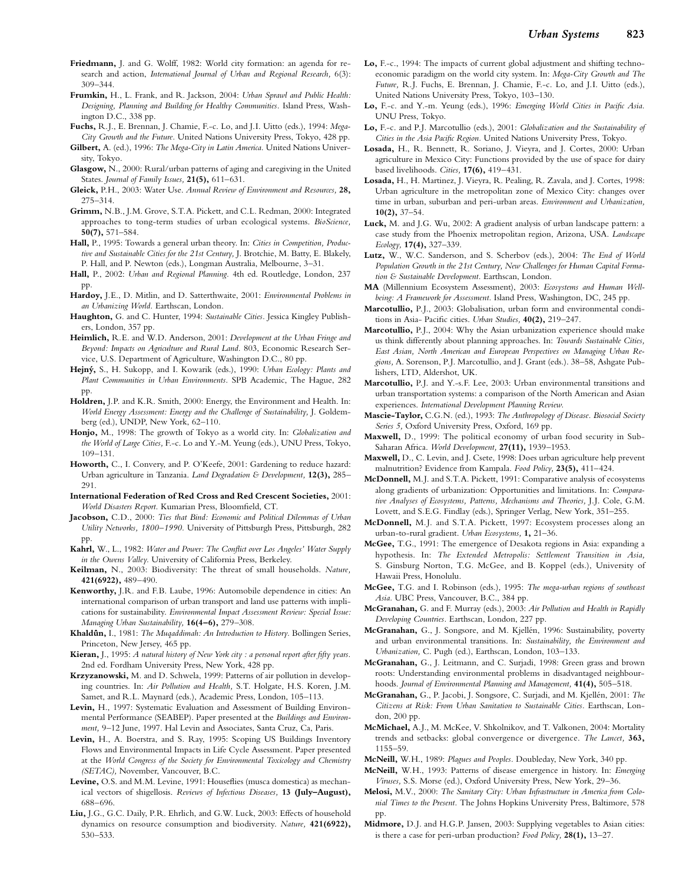**Friedmann,** J. and G. Wolff, 1982: World city formation: an agenda for research and action, *International Journal of Urban and Regional Research,* 6(3): 309–344.

**Frumkin,** H., L. Frank, and R. Jackson, 2004: *Urban Sprawl and Public Health: Designing, Planning and Building for Healthy Communities.* Island Press, Washington D.C., 338 pp.

**Fuchs,** R.J., E. Brennan, J. Chamie, F.-c. Lo, and J.I. Uitto (eds.), 1994: *Mega-City Growth and the Future.* United Nations University Press, Tokyo, 428 pp.

**Gilbert,** A. (ed.), 1996: *The Mega-City in Latin America.* United Nations University, Tokyo.

**Glasgow,** N., 2000: Rural/urban patterns of aging and caregiving in the United States. *Journal of Family Issues,* **21(5),** 611–631.

**Gleick,** P.H., 2003: Water Use. *Annual Review of Environment and Resources,* **28,** 275–314.

**Grimm,** N.B., J.M. Grove, S.T.A. Pickett, and C.L. Redman, 2000: Integrated approaches to tong-term studies of urban ecological systems. *BioScience,* **50(7),** 571–584.

**Hall,** P., 1995: Towards a general urban theory. In: *Cities in Competition, Productive and Sustainable Cities for the 21st Century,* J. Brotchie, M. Batty, E. Blakely, P. Hall, and P. Newton (eds.), Longman Australia, Melbourne, 3–31.

**Hall,** P., 2002: *Urban and Regional Planning.* 4th ed. Routledge, London, 237 pp.

**Hardoy,** J.E., D. Mitlin, and D. Satterthwaite, 2001: *Environmental Problems in an Urbanizing World.* Earthscan, London.

**Haughton,** G. and C. Hunter, 1994: *Sustainable Cities.* Jessica Kingley Publishers, London, 357 pp.

**Heimlich,** R.E. and W.D. Anderson, 2001: *Development at the Urban Fringe and Beyond: Impacts on Agriculture and Rural Land.* 803, Economic Research Service, U.S. Department of Agriculture, Washington D.C., 80 pp.

**Hejný,** S., H. Sukopp, and I. Kowarik (eds.), 1990: *Urban Ecology: Plants and Plant Communities in Urban Environments.* SPB Academic, The Hague, 282 pp.

**Holdren,** J.P. and K.R. Smith, 2000: Energy, the Environment and Health. In: *World Energy Assessment: Energy and the Challenge of Sustainability,* J. Goldemberg (ed.), UNDP, New York, 62–110.

**Honjo,** M., 1998: The growth of Tokyo as a world city. In: *Globalization and the World of Large Cities,* F.-c. Lo and Y.-M. Yeung (eds.), UNU Press, Tokyo, 109–131.

**Howorth,** C., I. Convery, and P. O'Keefe, 2001: Gardening to reduce hazard: Urban agriculture in Tanzania. *Land Degradation & Development,* **12(3),** 285–291.

**International Federation of Red Cross and Red Crescent Societies,** 2001: *World Disasters Report.* Kumarian Press, Bloomfield, CT.

**Jacobson,** C.D., 2000: *Ties that Bind: Economic and Political Dilemmas of Urban Utility Networks, 1800–1990.* University of Pittsburgh Press, Pittsburgh, 282 pp.

**Kahrl,** W., L., 1982: *Water and Power: The Conflict over Los Angeles' Water Supply in the Owens Valley.* University of California Press, Berkeley.

**Keilman,** N., 2003: Biodiversity: The threat of small households. *Nature,* **421(6922),** 489–490.

**Kenworthy,** J.R. and F.B. Laube, 1996: Automobile dependence in cities: An international comparison of urban transport and land use patterns with implications for sustainability. *Environmental Impact Assessment Review: Special Issue: Managing Urban Sustainability,* **16(4–6),** 279–308.

**Khaldûn,** I., 1981: *The Muqaddimah: An Introduction to History.* Bollingen Series, Princeton, New Jersey, 465 pp.

**Kieran,** J., 1995: *A natural history of New York city : a personal report after fifty years.* 2nd ed. Fordham University Press, New York, 428 pp.

**Krzyzanowski,** M. and D. Schwela, 1999: Patterns of air pollution in developing countries. In: *Air Pollution and Health,* S.T. Holgate, H.S. Koren, J.M. Samet, and R.L. Maynard (eds.), Academic Press, London, 105–113.

**Levin,** H., 1997: Systematic Evaluation and Assessment of Building Environmental Performance (SEABEP). Paper presented at the *Buildings and Environment,* 9–12 June, 1997. Hal Levin and Associates, Santa Cruz, Ca, Paris.

**Levin,** H., A. Boerstra, and S. Ray, 1995: Scoping US Buildings Inventory Flows and Environmental Impacts in Life Cycle Assessment. Paper presented at the *World Congress of the Society for Environmental Toxicology and Chemistry (SETAC),* November, Vancouver, B.C.

**Levine,** O.S. and M.M. Levine, 1991: Houseflies (musca domestica) as mechanical vectors of shigellosis. *Reviews of Infectious Diseases,* **13 (July–August),** 688–696.

**Liu,** J.G., G.C. Daily, P.R. Ehrlich, and G.W. Luck, 2003: Effects of household dynamics on resource consumption and biodiversity. *Nature,* **421(6922),** 530–533.

**Lo,** F.-c., 1994: The impacts of current global adjustment and shifting techno-economic paradigm on the world city system. In: *Mega-City Growth and The Future,* R.J. Fuchs, E. Brennan, J. Chamie, F.-c. Lo, and J.I. Uitto (eds.), United Nations University Press, Tokyo, 103–130.

**Lo,** F.-c. and Y.-m. Yeung (eds.), 1996: *Emerging World Cities in Pacific Asia.* UNU Press, Tokyo.

**Lo,** F.-c. and P.J. Marcotullio (eds.), 2001: *Globalization and the Sustainability of Cities in the Asia Pacific Region.* United Nations University Press, Tokyo.

**Losada,** H., R. Bennett, R. Soriano, J. Vieyra, and J. Cortes, 2000: Urban agriculture in Mexico City: Functions provided by the use of space for dairy based livelihoods. *Cities,* **17(6),** 419–431.

**Losada,** H., H. Martinez, J. Vieyra, R. Pealing, R. Zavala, and J. Cortes, 1998: Urban agriculture in the metropolitan zone of Mexico City: changes over time in urban, suburban and peri-urban areas. *Environment and Urbanization,* **10(2),** 37–54.

**Luck,** M. and J.G. Wu, 2002: A gradient analysis of urban landscape pattern: a case study from the Phoenix metropolitan region, Arizona, USA. *Landscape Ecology,* **17(4),** 327–339.

**Lutz,** W., W.C. Sanderson, and S. Scherbov (eds.), 2004: *The End of World Population Growth in the 21st Century, New Challenges for Human Capital Formation & Sustainable Development.* Earthscan, London.

**MA** (Millennium Ecosystem Assessment), 2003: *Ecosystems and Human Wellbeing: A Framework for Assessment.* Island Press, Washington, DC, 245 pp.

**Marcotullio,** P.J., 2003: Globalisation, urban form and environmental conditions in Asia- Pacific cities. *Urban Studies,* **40(2),** 219–247.

**Marcotullio,** P.J., 2004: Why the Asian urbanization experience should make us think differently about planning approaches. In: *Towards Sustainable Cities, East Asian, North American and European Perspectives on Managing Urban Regions,* A. Sorenson, P.J. Marcotullio, and J. Grant (eds.). 38–58, Ashgate Publishers, LTD, Aldershot, UK.

**Marcotullio,** P.J. and Y.-s.F. Lee, 2003: Urban environmental transitions and urban transportation systems: a comparison of the North American and Asian experiences. *International Development Planning Review.*

**Mascie-Taylor,** C.G.N. (ed.), 1993: *The Anthropology of Disease. Biosocial Society Series 5,* Oxford University Press, Oxford, 169 pp.

**Maxwell,** D., 1999: The political economy of urban food security in Sub-Saharan Africa. *World Development,* **27(11),** 1939–1953.

**Maxwell,** D., C. Levin, and J. Csete, 1998: Does urban agriculture help prevent malnutrition? Evidence from Kampala. *Food Policy,* **23(5),** 411–424.

**McDonnell,** M.J. and S.T.A. Pickett, 1991: Comparative analysis of ecosystems along gradients of urbanization: Opportunities and limitations. In: *Comparative Analyses of Ecosystems, Patterns, Mechanisms and Theories,* J.J. Cole, G.M. Lovett, and S.E.G. Findlay (eds.), Springer Verlag, New York, 351–255.

**McDonnell,** M.J. and S.T.A. Pickett, 1997: Ecosystem processes along an urban-to-rural gradient. *Urban Ecosystems,* **1,** 21–36.

**McGee,** T.G., 1991: The emergence of Desakota regions in Asia: expanding a hypothesis. In: *The Extended Metropolis: Settlement Transition in Asia,* S. Ginsburg Norton, T.G. McGee, and B. Koppel (eds.), University of Hawaii Press, Honolulu.

**McGee,** T.G. and I. Robinson (eds.), 1995: *The mega-urban regions of southeast Asia.* UBC Press, Vancouver, B.C., 384 pp.

**McGranahan,** G. and F. Murray (eds.), 2003: *Air Pollution and Health in Rapidly Developing Countries.* Earthscan, London, 227 pp.

**McGranahan,** G., J. Songsore, and M. Kjellén, 1996: Sustainability, poverty and urban environmental transitions. In: *Sustainability, the Environment and Urbanization,* C. Pugh (ed.), Earthscan, London, 103–133.

**McGranahan,** G., J. Leitmann, and C. Surjadi, 1998: Green grass and brown roots: Understanding environmental problems in disadvantaged neighbourhoods. *Journal of Environmental Planning and Management,* **41(4),** 505–518.

**McGranahan,** G., P. Jacobi, J. Songsore, C. Surjadi, and M. Kjellén, 2001: *The Citizens at Risk: From Urban Sanitation to Sustainable Cities.* Earthscan, London, 200 pp.

**McMichael,** A.J., M. McKee, V. Shkolnikov, and T. Valkonen, 2004: Mortality trends and setbacks: global convergence or divergence. *The Lancet,* **363,** 1155–59.

**McNeill,** W.H., 1989: *Plagues and Peoples.* Doubleday, New York, 340 pp.

**McNeill,** W.H., 1993: Patterns of disease emergence in history. In: *Emerging Viruses,* S.S. Morse (ed.), Oxford University Press, New York, 29–36.

**Melosi,** M.V., 2000: *The Sanitary City: Urban Infrastructure in America from Colonial Times to the Present.* The Johns Hopkins University Press, Baltimore, 578 pp.

**Midmore,** D.J. and H.G.P. Jansen, 2003: Supplying vegetables to Asian cities: is there a case for peri-urban production? *Food Policy,* **28(1),** 13–27.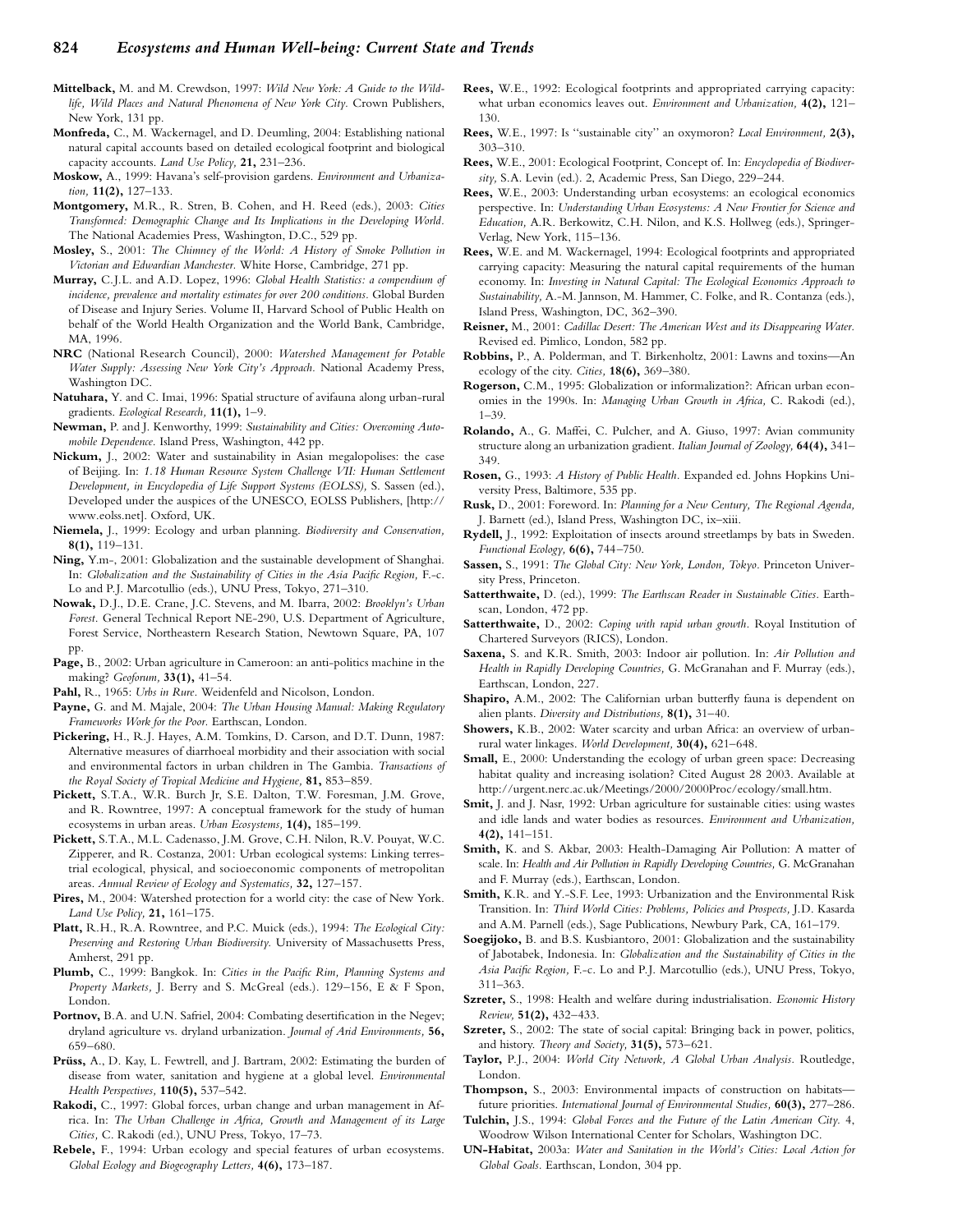**Mittelback,** M. and M. Crewdson, 1997: *Wild New York: A Guide to the Wildlife, Wild Places and Natural Phenomena of New York City.* Crown Publishers, New York, 131 pp.

**Monfreda,** C., M. Wackernagel, and D. Deumling, 2004: Establishing national natural capital accounts based on detailed ecological footprint and biological capacity accounts. *Land Use Policy,* **21,** 231–236.

**Moskow,** A., 1999: Havana's self-provision gardens. *Environment and Urbanization,* **11(2),** 127–133.

**Montgomery,** M.R., R. Stren, B. Cohen, and H. Reed (eds.), 2003: *Cities Transformed: Demographic Change and Its Implications in the Developing World.* The National Academies Press, Washington, D.C., 529 pp.

**Mosley,** S., 2001: *The Chimney of the World: A History of Smoke Pollution in Victorian and Edwardian Manchester.* White Horse, Cambridge, 271 pp.

**Murray,** C.J.L. and A.D. Lopez, 1996: *Global Health Statistics: a compendium of incidence, prevalence and mortality estimates for over 200 conditions.* Global Burden of Disease and Injury Series. Volume II, Harvard School of Public Health on behalf of the World Health Organization and the World Bank, Cambridge, MA, 1996.

**NRC** (National Research Council), 2000: *Watershed Management for Potable Water Supply: Assessing New York City's Approach.* National Academy Press, Washington DC.

**Natuhara,** Y. and C. Imai, 1996: Spatial structure of avifauna along urban-rural gradients. *Ecological Research,* **11(1),** 1–9.

**Newman,** P. and J. Kenworthy, 1999: *Sustainability and Cities: Overcoming Automobile Dependence.* Island Press, Washington, 442 pp.

**Nickum,** J., 2002: Water and sustainability in Asian megalopolises: the case of Beijing. In: *1.18 Human Resource System Challenge VII: Human Settlement Development, in Encyclopedia of Life Support Systems (EOLSS),* S. Sassen (ed.), Developed under the auspices of the UNESCO, EOLSS Publishers, [http://www.eolss.net]. Oxford, UK.

**Niemela,** J., 1999: Ecology and urban planning. *Biodiversity and Conservation,* **8(1),** 119–131.

**Ning,** Y.m-, 2001: Globalization and the sustainable development of Shanghai. In: *Globalization and the Sustainability of Cities in the Asia Pacific Region,* F.-c. Lo and P.J. Marcotullio (eds.), UNU Press, Tokyo, 271–310.

**Nowak,** D.J., D.E. Crane, J.C. Stevens, and M. Ibarra, 2002: *Brooklyn's Urban Forest.* General Technical Report NE-290, U.S. Department of Agriculture, Forest Service, Northeastern Research Station, Newtown Square, PA, 107 pp.

**Page,** B., 2002: Urban agriculture in Cameroon: an anti-politics machine in the making? *Geoforum,* **33(1),** 41–54.

**Pahl,** R., 1965: *Urbs in Rure.* Weidenfeld and Nicolson, London.

**Payne,** G. and M. Majale, 2004: *The Urban Housing Manual: Making Regulatory Frameworks Work for the Poor.* Earthscan, London.

**Pickering,** H., R.J. Hayes, A.M. Tomkins, D. Carson, and D.T. Dunn, 1987: Alternative measures of diarrhoeal morbidity and their association with social and environmental factors in urban children in The Gambia. *Transactions of the Royal Society of Tropical Medicine and Hygiene,* **81,** 853–859.

**Pickett,** S.T.A., W.R. Burch Jr, S.E. Dalton, T.W. Foresman, J.M. Grove, and R. Rowntree, 1997: A conceptual framework for the study of human ecosystems in urban areas. *Urban Ecosystems,* **1(4),** 185–199.

**Pickett,** S.T.A., M.L. Cadenasso, J.M. Grove, C.H. Nilon, R.V. Pouyat, W.C. Zipperer, and R. Costanza, 2001: Urban ecological systems: Linking terrestrial ecological, physical, and socioeconomic components of metropolitan areas. *Annual Review of Ecology and Systematics,* **32,** 127–157.

**Pires,** M., 2004: Watershed protection for a world city: the case of New York. *Land Use Policy,* **21,** 161–175.

**Platt,** R.H., R.A. Rowntree, and P.C. Muick (eds.), 1994: *The Ecological City: Preserving and Restoring Urban Biodiversity.* University of Massachusetts Press, Amherst, 291 pp.

**Plumb,** C., 1999: Bangkok. In: *Cities in the Pacific Rim, Planning Systems and Property Markets,* J. Berry and S. McGreal (eds.). 129–156, E & F Spon, London.

**Portnov,** B.A. and U.N. Safriel, 2004: Combating desertification in the Negev; dryland agriculture vs. dryland urbanization. *Journal of Arid Environments,* **56,** 659–680.

**Prüss,** A., D. Kay, L. Fewtrell, and J. Bartram, 2002: Estimating the burden of disease from water, sanitation and hygiene at a global level. *Environmental Health Perspectives,* **110(5),** 537–542.

**Rakodi,** C., 1997: Global forces, urban change and urban management in Africa. In: *The Urban Challenge in Africa, Growth and Management of its Large Cities,* C. Rakodi (ed.), UNU Press, Tokyo, 17–73.

**Rebele,** F., 1994: Urban ecology and special features of urban ecosystems. *Global Ecology and Biogeography Letters,* **4(6),** 173–187.

**Rees,** W.E., 1992: Ecological footprints and appropriated carrying capacity: what urban economics leaves out. *Environment and Urbanization,* **4(2),** 121–130.

**Rees,** W.E., 1997: Is "sustainable city" an oxymoron? *Local Environment,* **2(3),** 303–310.

**Rees,** W.E., 2001: Ecological Footprint, Concept of. In: *Encyclopedia of Biodiversity,* S.A. Levin (ed.). 2, Academic Press, San Diego, 229–244.

**Rees,** W.E., 2003: Understanding urban ecosystems: an ecological economics perspective. In: *Understanding Urban Ecosystems: A New Frontier for Science and Education,* A.R. Berkowitz, C.H. Nilon, and K.S. Hollweg (eds.), Springer-Verlag, New York, 115–136.

**Rees,** W.E. and M. Wackernagel, 1994: Ecological footprints and appropriated carrying capacity: Measuring the natural capital requirements of the human economy. In: *Investing in Natural Capital: The Ecological Economics Approach to Sustainability,* A.-M. Jannson, M. Hammer, C. Folke, and R. Contanza (eds.), Island Press, Washington, DC, 362–390.

**Reisner,** M., 2001: *Cadillac Desert: The American West and its Disappearing Water.* Revised ed. Pimlico, London, 582 pp.

**Robbins,** P., A. Polderman, and T. Birkenholtz, 2001: Lawns and toxins—An ecology of the city. *Cities,* **18(6),** 369–380.

**Rogerson,** C.M., 1995: Globalization or informalization?: African urban economies in the 1990s. In: *Managing Urban Growth in Africa,* C. Rakodi (ed.), 1–39.

**Rolando,** A., G. Maffei, C. Pulcher, and A. Giuso, 1997: Avian community structure along an urbanization gradient. *Italian Journal of Zoology,* **64(4),** 341–349.

**Rosen,** G., 1993: *A History of Public Health.* Expanded ed. Johns Hopkins University Press, Baltimore, 535 pp.

**Rusk,** D., 2001: Foreword. In: *Planning for a New Century, The Regional Agenda,* J. Barnett (ed.), Island Press, Washington DC, ix–xiii.

**Rydell,** J., 1992: Exploitation of insects around streetlamps by bats in Sweden. *Functional Ecology,* **6(6),** 744–750.

**Sassen,** S., 1991: *The Global City: New York, London, Tokyo.* Princeton University Press, Princeton.

**Satterthwaite,** D. (ed.), 1999: *The Earthscan Reader in Sustainable Cities.* Earthscan, London, 472 pp.

**Satterthwaite,** D., 2002: *Coping with rapid urban growth.* Royal Institution of Chartered Surveyors (RICS), London.

**Saxena,** S. and K.R. Smith, 2003: Indoor air pollution. In: *Air Pollution and Health in Rapidly Developing Countries,* G. McGranahan and F. Murray (eds.), Earthscan, London, 227.

**Shapiro,** A.M., 2002: The Californian urban butterfly fauna is dependent on alien plants. *Diversity and Distributions,* **8(1),** 31–40.

**Showers,** K.B., 2002: Water scarcity and urban Africa: an overview of urban-rural water linkages. *World Development,* **30(4),** 621–648.

**Small,** E., 2000: Understanding the ecology of urban green space: Decreasing habitat quality and increasing isolation? Cited August 28 2003. Available at http://urgent.nerc.ac.uk/Meetings/2000/2000Proc/ecology/small.htm.

**Smit,** J. and J. Nasr, 1992: Urban agriculture for sustainable cities: using wastes and idle lands and water bodies as resources. *Environment and Urbanization,* **4(2),** 141–151.

**Smith,** K. and S. Akbar, 2003: Health-Damaging Air Pollution: A matter of scale. In: *Health and Air Pollution in Rapidly Developing Countries,* G. McGranahan and F. Murray (eds.), Earthscan, London.

**Smith,** K.R. and Y.-S.F. Lee, 1993: Urbanization and the Environmental Risk Transition. In: *Third World Cities: Problems, Policies and Prospects,* J.D. Kasarda and A.M. Parnell (eds.), Sage Publications, Newbury Park, CA, 161–179.

**Soegijoko,** B. and B.S. Kusbiantoro, 2001: Globalization and the sustainability of Jabotabek, Indonesia. In: *Globalization and the Sustainability of Cities in the Asia Pacific Region,* F.-c. Lo and P.J. Marcotullio (eds.), UNU Press, Tokyo, 311–363.

**Szreter,** S., 1998: Health and welfare during industrialisation. *Economic History Review,* **51(2),** 432–433.

**Szreter,** S., 2002: The state of social capital: Bringing back in power, politics, and history. *Theory and Society,* **31(5),** 573–621.

**Taylor,** P.J., 2004: *World City Network, A Global Urban Analysis.* Routledge, London.

**Thompson,** S., 2003: Environmental impacts of construction on habitats—future priorities. *International Journal of Environmental Studies,* **60(3),** 277–286.

**Tulchin,** J.S., 1994: *Global Forces and the Future of the Latin American City.* 4, Woodrow Wilson International Center for Scholars, Washington DC.

**UN-Habitat,** 2003a: *Water and Sanitation in the World's Cities: Local Action for Global Goals.* Earthscan, London, 304 pp.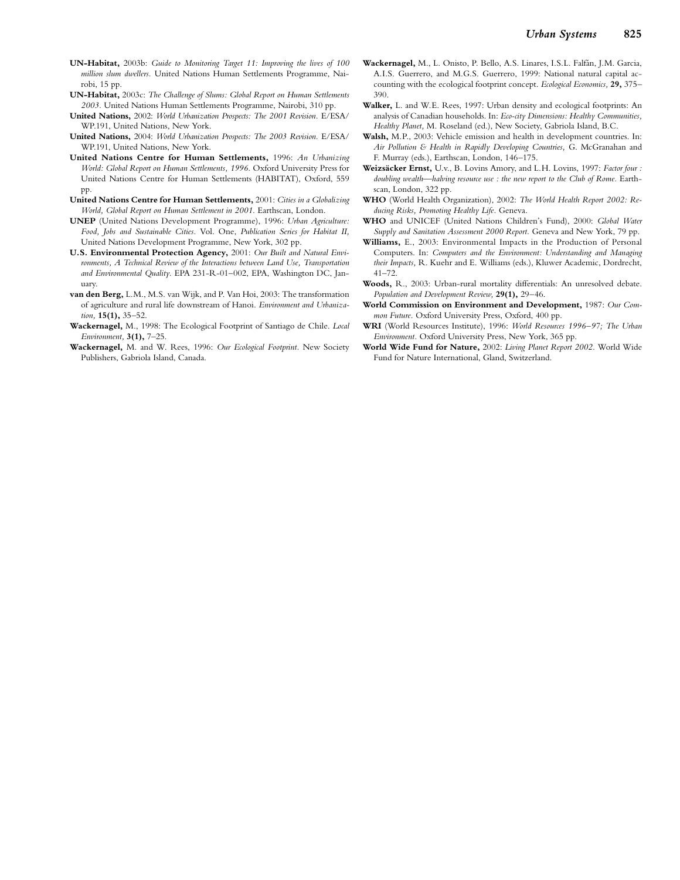**UN-Habitat,** 2003b: *Guide to Monitoring Target 11: Improving the lives of 100 million slum dwellers.* United Nations Human Settlements Programme, Nairobi, 15 pp.

**UN-Habitat,** 2003c: *The Challenge of Slums: Global Report on Human Settlements 2003.* United Nations Human Settlements Programme, Nairobi, 310 pp.

**United Nations,** 2002: *World Urbanization Prospects: The 2001 Revision.* E/ESA/WP.191, United Nations, New York.

**United Nations,** 2004: *World Urbanization Prospects: The 2003 Revision.* E/ESA/WP.191, United Nations, New York.

**United Nations Centre for Human Settlements,** 1996: *An Urbanizing World: Global Report on Human Settlements, 1996.* Oxford University Press for United Nations Centre for Human Settlements (HABITAT), Oxford, 559 pp.

**United Nations Centre for Human Settlements,** 2001: *Cities in a Globalizing World, Global Report on Human Settlement in 2001.* Earthscan, London.

**UNEP** (United Nations Development Programme), 1996: *Urban Agriculture: Food, Jobs and Sustainable Cities.* Vol. One, *Publication Series for Habitat II,* United Nations Development Programme, New York, 302 pp.

**U.S. Environmental Protection Agency,** 2001: *Our Built and Natural Environments, A Technical Review of the Interactions between Land Use, Transportation and Environmental Quality.* EPA 231-R-01–002, EPA, Washington DC, January.

**van den Berg,** L.M., M.S. van Wijk, and P. Van Hoi, 2003: The transformation of agriculture and rural life downstream of Hanoi. *Environment and Urbanization,* **15(1),** 35–52.

**Wackernagel,** M., 1998: The Ecological Footprint of Santiago de Chile. *Local Environment,* **3(1),** 7–25.

**Wackernagel,** M. and W. Rees, 1996: *Our Ecological Footprint.* New Society Publishers, Gabriola Island, Canada.

**Wackernagel,** M., L. Onisto, P. Bello, A.S. Linares, I.S.L. Falfán, J.M. Garcia, A.I.S. Guerrero, and M.G.S. Guerrero, 1999: National natural capital accounting with the ecological footprint concept. *Ecological Economics,* **29,** 375–390.

**Walker,** L. and W.E. Rees, 1997: Urban density and ecological footprints: An analysis of Canadian households. In: *Eco-city Dimensions: Healthy Communities, Healthy Planet,* M. Roseland (ed.), New Society, Gabriola Island, B.C.

**Walsh,** M.P., 2003: Vehicle emission and health in development countries. In: *Air Pollution & Health in Rapidly Developing Countries,* G. McGranahan and F. Murray (eds.), Earthscan, London, 146–175.

**Weizsäcker Ernst,** U.v., B. Lovins Amory, and L.H. Lovins, 1997: *Factor four : doubling wealth—halving resource use : the new report to the Club of Rome.* Earthscan, London, 322 pp.

**WHO** (World Health Organization), 2002: *The World Health Report 2002: Reducing Risks, Promoting Healthy Life.* Geneva.

**WHO** and UNICEF (United Nations Children's Fund), 2000: *Global Water Supply and Sanitation Assessment 2000 Report.* Geneva and New York, 79 pp.

**Williams,** E., 2003: Environmental Impacts in the Production of Personal Computers. In: *Computers and the Environment: Understanding and Managing their Impacts,* R. Kuehr and E. Williams (eds.), Kluwer Academic, Dordrecht, 41–72.

**Woods,** R., 2003: Urban-rural mortality differentials: An unresolved debate. *Population and Development Review,* **29(1),** 29–46.

**World Commission on Environment and Development,** 1987: *Our Common Future.* Oxford University Press, Oxford, 400 pp.

**WRI** (World Resources Institute), 1996: *World Resources 1996–97; The Urban Environment.* Oxford University Press, New York, 365 pp.

**World Wide Fund for Nature,** 2002: *Living Planet Report 2002.* World Wide Fund for Nature International, Gland, Switzerland.